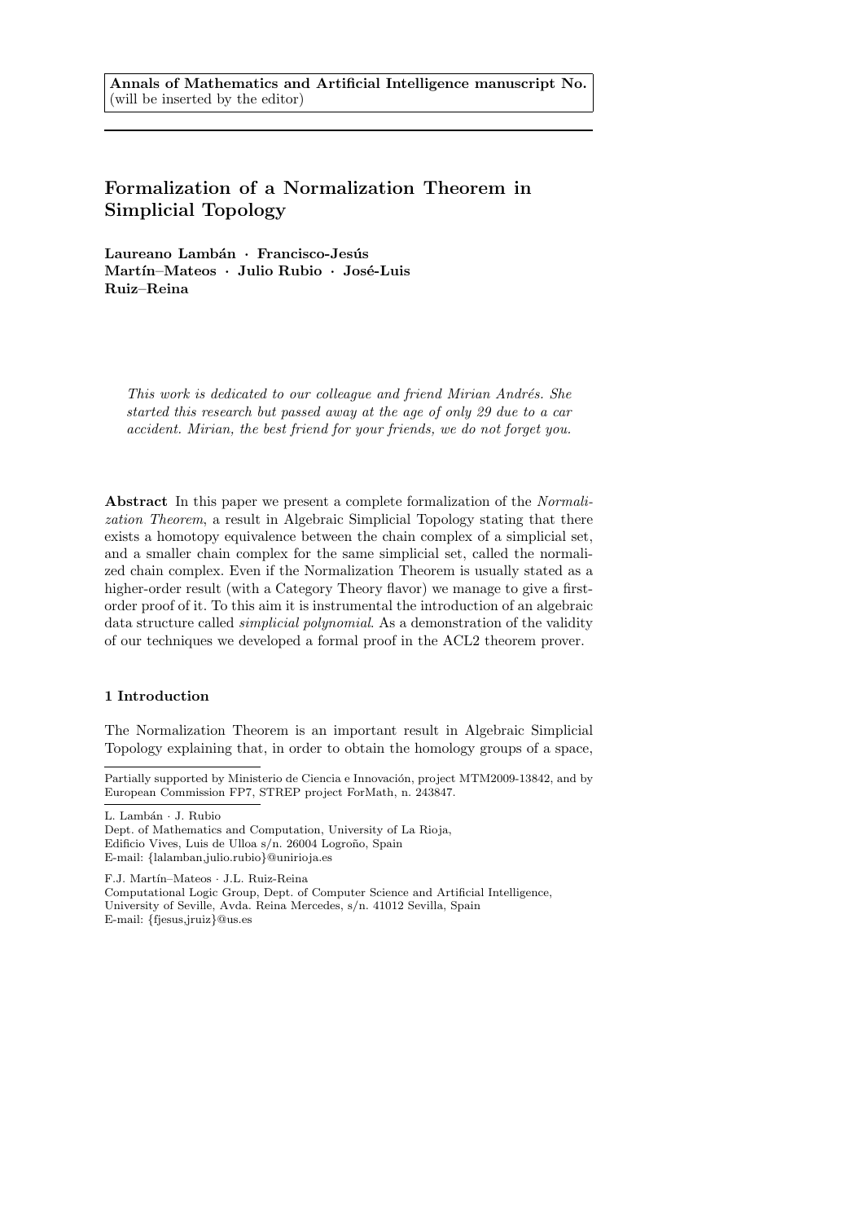**Annals of Mathematics and Artificial Intelligence manuscript No.**
(will be inserted by the editor)

# Formalization of a Normalization Theorem in Simplicial Topology

**Laureano Lambán · Francisco-Jesús Martín–Mateos · Julio Rubio · José-Luis Ruiz–Reina**

*This work is dedicated to our colleague and friend Mirian Andrés. She started this research but passed away at the age of only 29 due to a car accident. Mirian, the best friend for your friends, we do not forget you.*

**Abstract** In this paper we present a complete formalization of the *Normalization Theorem*, a result in Algebraic Simplicial Topology stating that there exists a homotopy equivalence between the chain complex of a simplicial set, and a smaller chain complex for the same simplicial set, called the normalized chain complex. Even if the Normalization Theorem is usually stated as a higher-order result (with a Category Theory flavor) we manage to give a first-order proof of it. To this aim it is instrumental the introduction of an algebraic data structure called *simplicial polynomial*. As a demonstration of the validity of our techniques we developed a formal proof in the ACL2 theorem prover.

## 1 Introduction

The Normalization Theorem is an important result in Algebraic Simplicial Topology explaining that, in order to obtain the homology groups of a space,

---

Partially supported by Ministerio de Ciencia e Innovación, project MTM2009-13842, and by European Commission FP7, STREP project ForMath, n. 243847.

L. Lambán · J. Rubio
Dept. of Mathematics and Computation, University of La Rioja,
Edificio Vives, Luis de Ulloa s/n. 26004 Logroño, Spain
E-mail: {lalamban,julio.rubio}@unirioja.es

F.J. Martín–Mateos · J.L. Ruiz-Reina
Computational Logic Group, Dept. of Computer Science and Artificial Intelligence,
University of Seville, Avda. Reina Mercedes, s/n. 41012 Sevilla, Spain
E-mail: {fjesus,jruiz}@us.es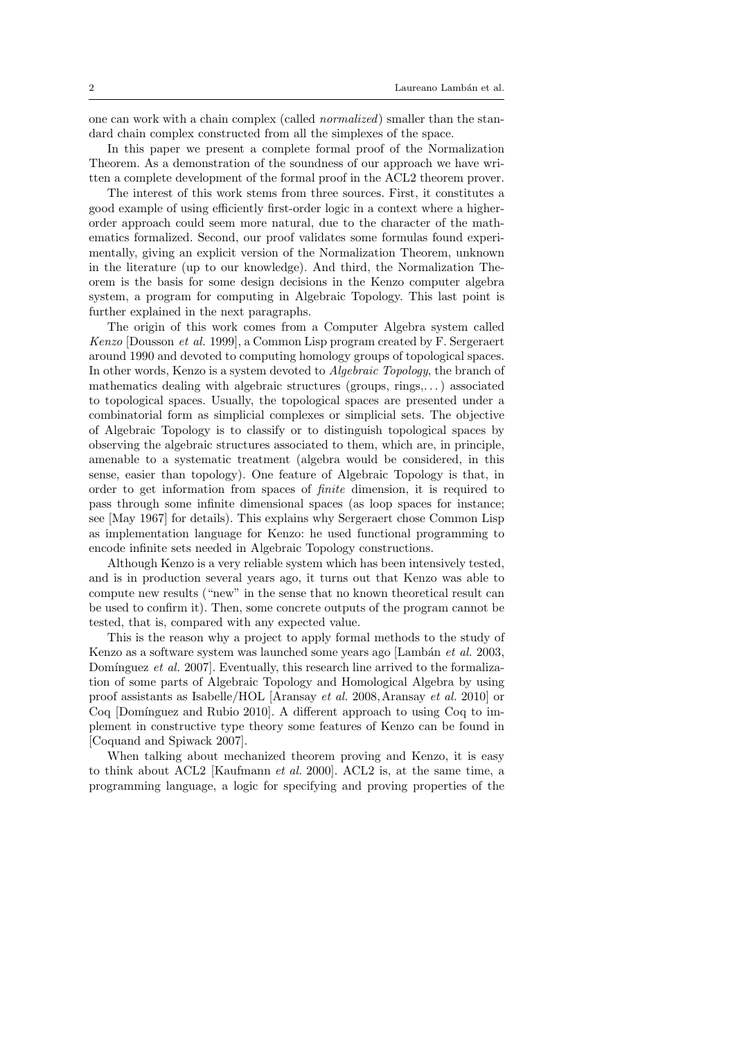one can work with a chain complex (called *normalized*) smaller than the standard chain complex constructed from all the simplexes of the space.

In this paper we present a complete formal proof of the Normalization Theorem. As a demonstration of the soundness of our approach we have written a complete development of the formal proof in the ACL2 theorem prover.

The interest of this work stems from three sources. First, it constitutes a good example of using efficiently first-order logic in a context where a higher-order approach could seem more natural, due to the character of the mathematics formalized. Second, our proof validates some formulas found experimentally, giving an explicit version of the Normalization Theorem, unknown in the literature (up to our knowledge). And third, the Normalization Theorem is the basis for some design decisions in the Kenzo computer algebra system, a program for computing in Algebraic Topology. This last point is further explained in the next paragraphs.

The origin of this work comes from a Computer Algebra system called *Kenzo* [Dousson *et al.* 1999], a Common Lisp program created by F. Sergeraert around 1990 and devoted to computing homology groups of topological spaces. In other words, Kenzo is a system devoted to *Algebraic Topology*, the branch of mathematics dealing with algebraic structures (groups, rings,...) associated to topological spaces. Usually, the topological spaces are presented under a combinatorial form as simplicial complexes or simplicial sets. The objective of Algebraic Topology is to classify or to distinguish topological spaces by observing the algebraic structures associated to them, which are, in principle, amenable to a systematic treatment (algebra would be considered, in this sense, easier than topology). One feature of Algebraic Topology is that, in order to get information from spaces of *finite* dimension, it is required to pass through some infinite dimensional spaces (as loop spaces for instance; see [May 1967] for details). This explains why Sergeraert chose Common Lisp as implementation language for Kenzo: he used functional programming to encode infinite sets needed in Algebraic Topology constructions.

Although Kenzo is a very reliable system which has been intensively tested, and is in production several years ago, it turns out that Kenzo was able to compute new results ("new" in the sense that no known theoretical result can be used to confirm it). Then, some concrete outputs of the program cannot be tested, that is, compared with any expected value.

This is the reason why a project to apply formal methods to the study of Kenzo as a software system was launched some years ago [Lambán *et al.* 2003, Domínguez *et al.* 2007]. Eventually, this research line arrived to the formalization of some parts of Algebraic Topology and Homological Algebra by using proof assistants as Isabelle/HOL [Aransay *et al.* 2008, Aransay *et al.* 2010] or Coq [Domínguez and Rubio 2010]. A different approach to using Coq to implement in constructive type theory some features of Kenzo can be found in [Coquand and Spiwack 2007].

When talking about mechanized theorem proving and Kenzo, it is easy to think about ACL2 [Kaufmann *et al.* 2000]. ACL2 is, at the same time, a programming language, a logic for specifying and proving properties of the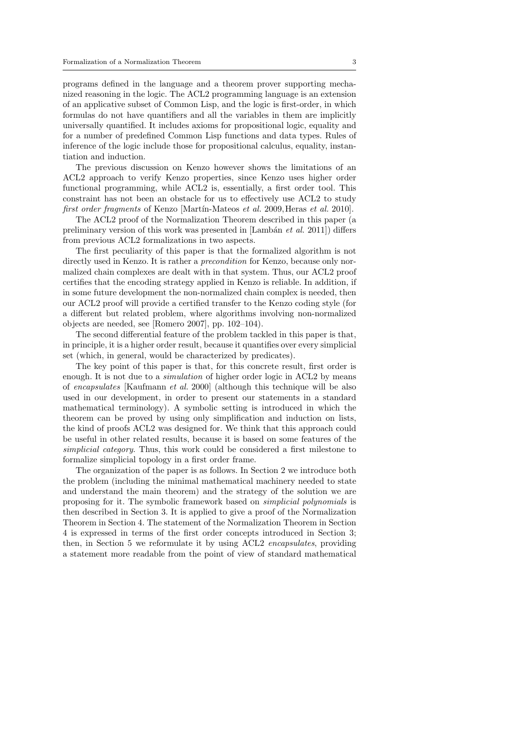programs defined in the language and a theorem prover supporting mechanized reasoning in the logic. The ACL2 programming language is an extension of an applicative subset of Common Lisp, and the logic is first-order, in which formulas do not have quantifiers and all the variables in them are implicitly universally quantified. It includes axioms for propositional logic, equality and for a number of predefined Common Lisp functions and data types. Rules of inference of the logic include those for propositional calculus, equality, instantiation and induction.

The previous discussion on Kenzo however shows the limitations of an ACL2 approach to verify Kenzo properties, since Kenzo uses higher order functional programming, while ACL2 is, essentially, a first order tool. This constraint has not been an obstacle for us to effectively use ACL2 to study *first order fragments* of Kenzo [Martín-Mateos *et al.* 2009, Heras *et al.* 2010].

The ACL2 proof of the Normalization Theorem described in this paper (a preliminary version of this work was presented in [Lambán *et al.* 2011]) differs from previous ACL2 formalizations in two aspects.

The first peculiarity of this paper is that the formalized algorithm is not directly used in Kenzo. It is rather a *precondition* for Kenzo, because only normalized chain complexes are dealt with in that system. Thus, our ACL2 proof certifies that the encoding strategy applied in Kenzo is reliable. In addition, if in some future development the non-normalized chain complex is needed, then our ACL2 proof will provide a certified transfer to the Kenzo coding style (for a different but related problem, where algorithms involving non-normalized objects are needed, see [Romero 2007], pp. 102–104).

The second differential feature of the problem tackled in this paper is that, in principle, it is a higher order result, because it quantifies over every simplicial set (which, in general, would be characterized by predicates).

The key point of this paper is that, for this concrete result, first order is enough. It is not due to a *simulation* of higher order logic in ACL2 by means of *encapsulates* [Kaufmann *et al.* 2000] (although this technique will be also used in our development, in order to present our statements in a standard mathematical terminology). A symbolic setting is introduced in which the theorem can be proved by using only simplification and induction on lists, the kind of proofs ACL2 was designed for. We think that this approach could be useful in other related results, because it is based on some features of the *simplicial category*. Thus, this work could be considered a first milestone to formalize simplicial topology in a first order frame.

The organization of the paper is as follows. In Section 2 we introduce both the problem (including the minimal mathematical machinery needed to state and understand the main theorem) and the strategy of the solution we are proposing for it. The symbolic framework based on *simplicial polynomials* is then described in Section 3. It is applied to give a proof of the Normalization Theorem in Section 4. The statement of the Normalization Theorem in Section 4 is expressed in terms of the first order concepts introduced in Section 3; then, in Section 5 we reformulate it by using ACL2 *encapsulates*, providing a statement more readable from the point of view of standard mathematical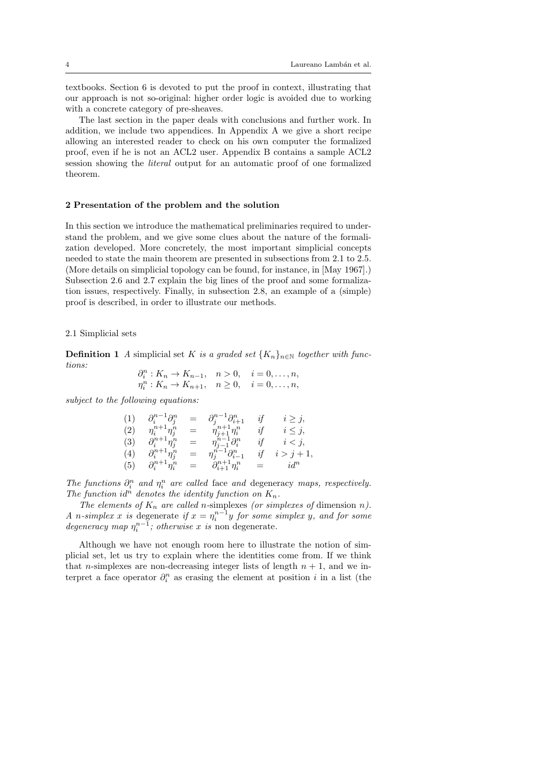textbooks. Section 6 is devoted to put the proof in context, illustrating that our approach is not so-original: higher order logic is avoided due to working with a concrete category of pre-sheaves.

The last section in the paper deals with conclusions and further work. In addition, we include two appendices. In Appendix A we give a short recipe allowing an interested reader to check on his own computer the formalized proof, even if he is not an ACL2 user. Appendix B contains a sample ACL2 session showing the *literal* output for an automatic proof of one formalized theorem.

## 2 Presentation of the problem and the solution

In this section we introduce the mathematical preliminaries required to understand the problem, and we give some clues about the nature of the formalization developed. More concretely, the most important simplicial concepts needed to state the main theorem are presented in subsections from 2.1 to 2.5. (More details on simplicial topology can be found, for instance, in [May 1967].) Subsection 2.6 and 2.7 explain the big lines of the proof and some formalization issues, respectively. Finally, in subsection 2.8, an example of a (simple) proof is described, in order to illustrate our methods.

### 2.1 Simplicial sets

**Definition 1** *A* simplicial set $K$ *is a graded set* $\{K_n\}_{n\in\mathbb{N}}$ *together with functions:*

$$\partial_i^n : K_n \to K_{n-1}, \quad n > 0, \quad i = 0, \ldots, n,$$
$$\eta_i^n : K_n \to K_{n+1}, \quad n \geq 0, \quad i = 0, \ldots, n,$$

*subject to the following equations:*

$$
\begin{array}{lcccll}
(1) & \partial_i^{n-1}\partial_j^n & = & \partial_j^{n-1}\partial_{i+1}^n & \textit{if} & i \geq j, \\
(2) & \eta_i^{n+1}\eta_j^n & = & \eta_{j+1}^{n+1}\eta_i^n & \textit{if} & i \leq j, \\
(3) & \partial_i^{n+1}\eta_j^n & = & \eta_{j-1}^{n-1}\partial_i^n & \textit{if} & i < j, \\
(4) & \partial_i^{n+1}\eta_j^n & = & \eta_j^{n-1}\partial_{i-1}^n & \textit{if} & i > j+1, \\
(5) & \partial_i^{n+1}\eta_i^n & = & \partial_{i+1}^{n+1}\eta_i^n & = & id^n
\end{array}
$$

*The functions* $\partial_i^n$ *and* $\eta_i^n$ *are called* face *and* degeneracy *maps, respectively. The function* $id^n$ *denotes the identity function on* $K_n$*.*

*The elements of* $K_n$ *are called* $n$-simplexes *(or simplexes of* dimension $n$*). A* $n$*-simplex* $x$ *is* degenerate *if* $x = \eta_i^{n-1}y$ *for some simplex* $y$*, and for some degeneracy map* $\eta_i^{n-1}$*; otherwise* $x$ *is* non degenerate*.*

Although we have not enough room here to illustrate the notion of simplicial set, let us try to explain where the identities come from. If we think that $n$-simplexes are non-decreasing integer lists of length $n + 1$, and we interpret a face operator $\partial_i^n$ as erasing the element at position $i$ in a list (the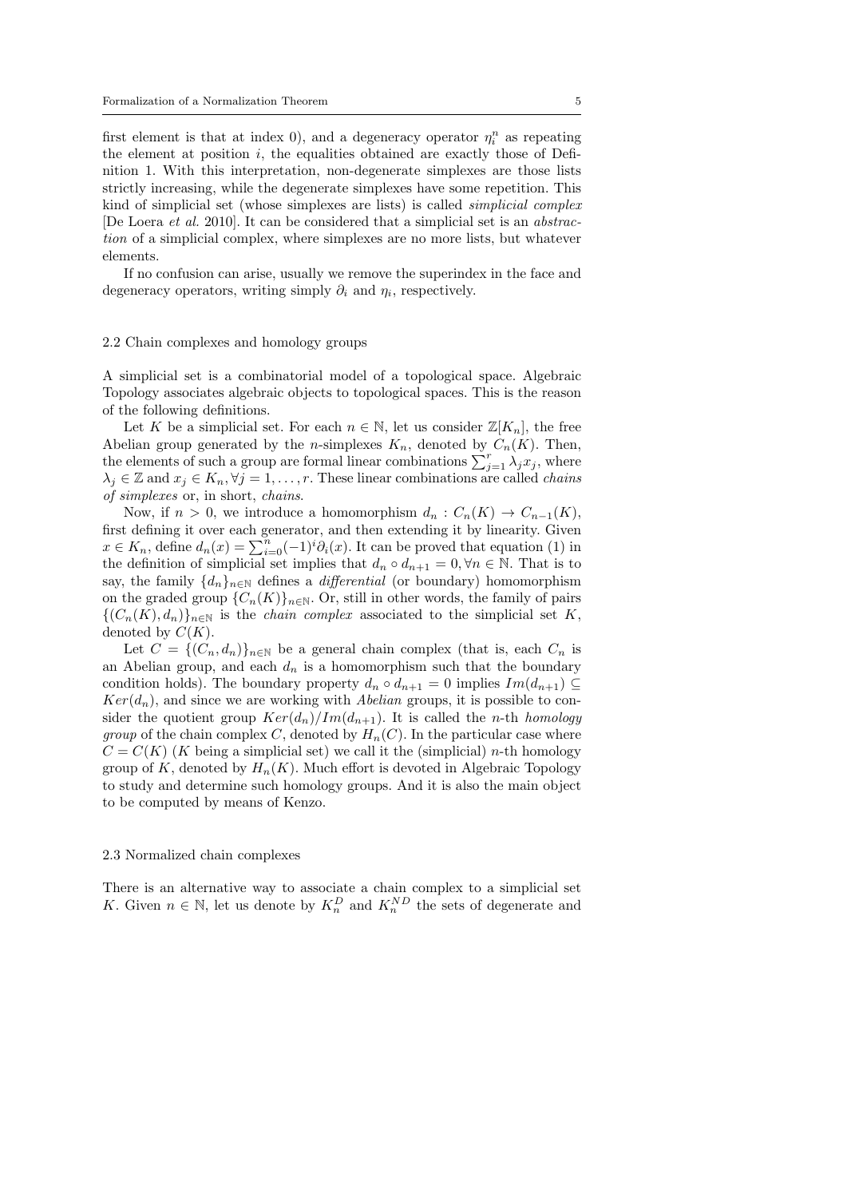first element is that at index 0), and a degeneracy operator $\eta_i^n$ as repeating the element at position $i$, the equalities obtained are exactly those of Definition 1. With this interpretation, non-degenerate simplexes are those lists strictly increasing, while the degenerate simplexes have some repetition. This kind of simplicial set (whose simplexes are lists) is called *simplicial complex* [De Loera *et al.* 2010]. It can be considered that a simplicial set is an *abstraction* of a simplicial complex, where simplexes are no more lists, but whatever elements.

If no confusion can arise, usually we remove the superindex in the face and degeneracy operators, writing simply $\partial_i$ and $\eta_i$, respectively.

### 2.2 Chain complexes and homology groups

A simplicial set is a combinatorial model of a topological space. Algebraic Topology associates algebraic objects to topological spaces. This is the reason of the following definitions.

Let $K$ be a simplicial set. For each $n \in \mathbb{N}$, let us consider $\mathbb{Z}[K_n]$, the free Abelian group generated by the $n$-simplexes $K_n$, denoted by $C_n(K)$. Then, the elements of such a group are formal linear combinations $\sum_{j=1}^{r} \lambda_j x_j$, where $\lambda_j \in \mathbb{Z}$ and $x_j \in K_n, \forall j = 1, \ldots, r$. These linear combinations are called *chains of simplexes* or, in short, *chains*.

Now, if $n > 0$, we introduce a homomorphism $d_n : C_n(K) \to C_{n-1}(K)$, first defining it over each generator, and then extending it by linearity. Given $x \in K_n$, define $d_n(x) = \sum_{i=0}^{n} (-1)^i \partial_i(x)$. It can be proved that equation (1) in the definition of simplicial set implies that $d_n \circ d_{n+1} = 0, \forall n \in \mathbb{N}$. That is to say, the family $\{d_n\}_{n \in \mathbb{N}}$ defines a *differential* (or boundary) homomorphism on the graded group $\{C_n(K)\}_{n \in \mathbb{N}}$. Or, still in other words, the family of pairs $\{(C_n(K), d_n)\}_{n \in \mathbb{N}}$ is the *chain complex* associated to the simplicial set $K$, denoted by $C(K)$.

Let $C = \{(C_n, d_n)\}_{n \in \mathbb{N}}$ be a general chain complex (that is, each $C_n$ is an Abelian group, and each $d_n$ is a homomorphism such that the boundary condition holds). The boundary property $d_n \circ d_{n+1} = 0$ implies $Im(d_{n+1}) \subseteq Ker(d_n)$, and since we are working with *Abelian* groups, it is possible to consider the quotient group $Ker(d_n)/Im(d_{n+1})$. It is called the $n$-th *homology group* of the chain complex $C$, denoted by $H_n(C)$. In the particular case where $C = C(K)$ ($K$ being a simplicial set) we call it the (simplicial) $n$-th homology group of $K$, denoted by $H_n(K)$. Much effort is devoted in Algebraic Topology to study and determine such homology groups. And it is also the main object to be computed by means of Kenzo.

### 2.3 Normalized chain complexes

There is an alternative way to associate a chain complex to a simplicial set $K$. Given $n \in \mathbb{N}$, let us denote by $K_n^D$ and $K_n^{ND}$ the sets of degenerate and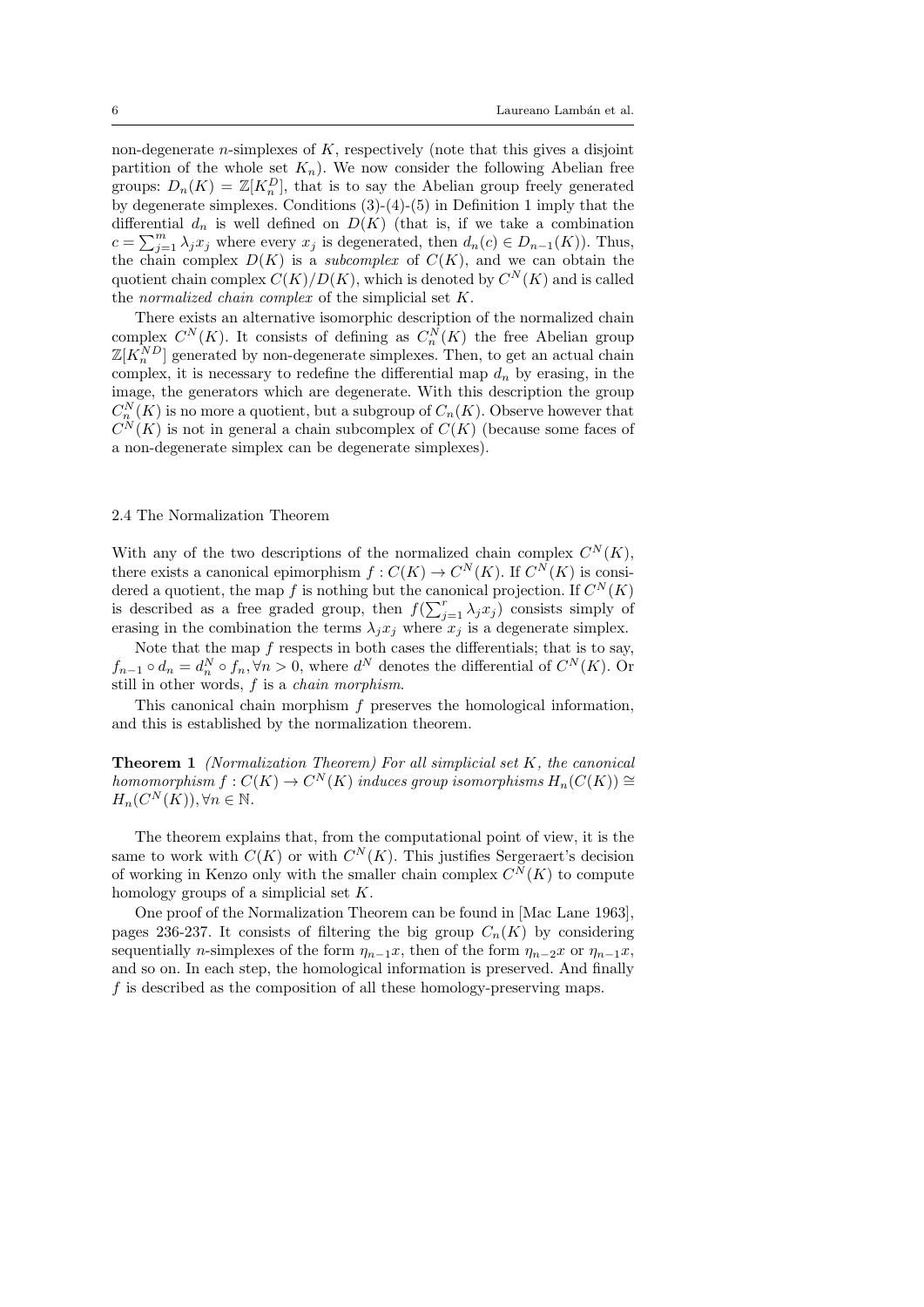non-degenerate $n$-simplexes of $K$, respectively (note that this gives a disjoint partition of the whole set $K_n$). We now consider the following Abelian free groups: $D_n(K) = \mathbb{Z}[K_n^D]$, that is to say the Abelian group freely generated by degenerate simplexes. Conditions (3)-(4)-(5) in Definition 1 imply that the differential $d_n$ is well defined on $D(K)$ (that is, if we take a combination $c = \sum_{j=1}^{m} \lambda_j x_j$ where every $x_j$ is degenerated, then $d_n(c) \in D_{n-1}(K)$). Thus, the chain complex $D(K)$ is a *subcomplex* of $C(K)$, and we can obtain the quotient chain complex $C(K)/D(K)$, which is denoted by $C^N(K)$ and is called the *normalized chain complex* of the simplicial set $K$.

There exists an alternative isomorphic description of the normalized chain complex $C^N(K)$. It consists of defining as $C_n^N(K)$ the free Abelian group $\mathbb{Z}[K_n^{ND}]$ generated by non-degenerate simplexes. Then, to get an actual chain complex, it is necessary to redefine the differential map $d_n$ by erasing, in the image, the generators which are degenerate. With this description the group $C_n^N(K)$ is no more a quotient, but a subgroup of $C_n(K)$. Observe however that $C^N(K)$ is not in general a chain subcomplex of $C(K)$ (because some faces of a non-degenerate simplex can be degenerate simplexes).

## 2.4 The Normalization Theorem

With any of the two descriptions of the normalized chain complex $C^N(K)$, there exists a canonical epimorphism $f : C(K) \rightarrow C^N(K)$. If $C^N(K)$ is considered a quotient, the map $f$ is nothing but the canonical projection. If $C^N(K)$ is described as a free graded group, then $f(\sum_{j=1}^{r} \lambda_j x_j)$ consists simply of erasing in the combination the terms $\lambda_j x_j$ where $x_j$ is a degenerate simplex.

Note that the map $f$ respects in both cases the differentials; that is to say, $f_{n-1} \circ d_n = d_n^N \circ f_n, \forall n > 0$, where $d^N$ denotes the differential of $C^N(K)$. Or still in other words, $f$ is a *chain morphism*.

This canonical chain morphism $f$ preserves the homological information, and this is established by the normalization theorem.

**Theorem 1** *(Normalization Theorem) For all simplicial set $K$, the canonical homomorphism $f : C(K) \rightarrow C^N(K)$ induces group isomorphisms $H_n(C(K)) \cong H_n(C^N(K)), \forall n \in \mathbb{N}$.*

The theorem explains that, from the computational point of view, it is the same to work with $C(K)$ or with $C^N(K)$. This justifies Sergeraert's decision of working in Kenzo only with the smaller chain complex $C^N(K)$ to compute homology groups of a simplicial set $K$.

One proof of the Normalization Theorem can be found in [Mac Lane 1963], pages 236-237. It consists of filtering the big group $C_n(K)$ by considering sequentially $n$-simplexes of the form $\eta_{n-1}x$, then of the form $\eta_{n-2}x$ or $\eta_{n-1}x$, and so on. In each step, the homological information is preserved. And finally $f$ is described as the composition of all these homology-preserving maps.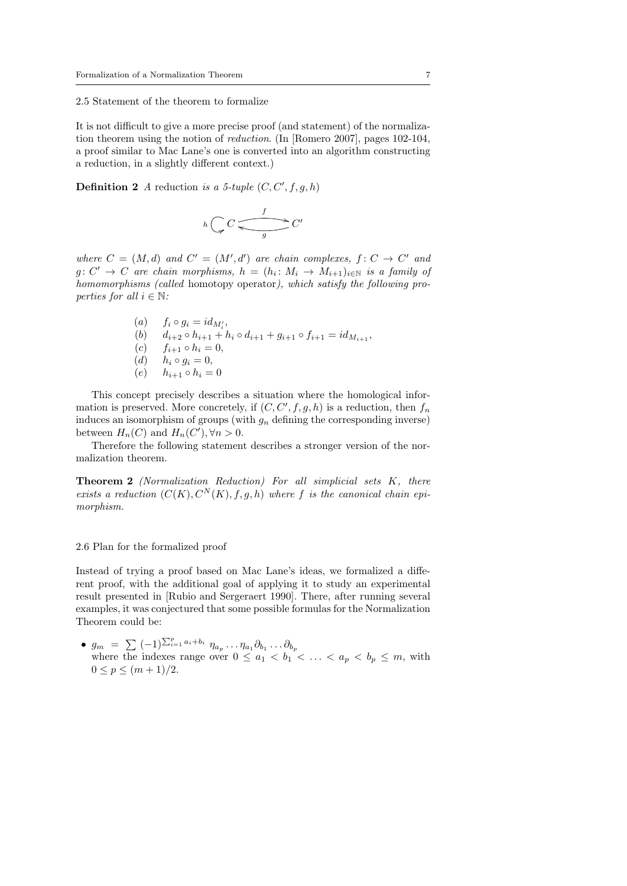### 2.5 Statement of the theorem to formalize

It is not difficult to give a more precise proof (and statement) of the normalization theorem using the notion of *reduction*. (In [Romero 2007], pages 102-104, a proof similar to Mac Lane's one is converted into an algorithm constructing a reduction, in a slightly different context.)

**Definition 2** *A* reduction *is a 5-tuple* $(C, C', f, g, h)$

$$h \circlearrowleft C \underset{g}{\overset{f}{\rightleftarrows}} C'$$

*where* $C = (M, d)$ *and* $C' = (M', d')$ *are chain complexes,* $f\colon C \to C'$ *and* $g\colon C' \to C$ *are chain morphisms,* $h = (h_i\colon M_i \to M_{i+1})_{i\in\mathbb{N}}$ *is a family of homomorphisms (called* homotopy operator*), which satisfy the following properties for all* $i \in \mathbb{N}$*:*

$$
\begin{array}{ll}
(a) & f_i \circ g_i = id_{M'_i}, \\
(b) & d_{i+2} \circ h_{i+1} + h_i \circ d_{i+1} + g_{i+1} \circ f_{i+1} = id_{M_{i+1}}, \\
(c) & f_{i+1} \circ h_i = 0, \\
(d) & h_i \circ g_i = 0, \\
(e) & h_{i+1} \circ h_i = 0
\end{array}
$$

This concept precisely describes a situation where the homological information is preserved. More concretely, if $(C, C', f, g, h)$ is a reduction, then $f_n$ induces an isomorphism of groups (with $g_n$ defining the corresponding inverse) between $H_n(C)$ and $H_n(C'), \forall n > 0$.

Therefore the following statement describes a stronger version of the normalization theorem.

**Theorem 2** *(Normalization Reduction) For all simplicial sets* $K$*, there exists a reduction* $(C(K), C^N(K), f, g, h)$ *where* $f$ *is the canonical chain epimorphism.*

### 2.6 Plan for the formalized proof

Instead of trying a proof based on Mac Lane's ideas, we formalized a different proof, with the additional goal of applying it to study an experimental result presented in [Rubio and Sergeraert 1990]. There, after running several examples, it was conjectured that some possible formulas for the Normalization Theorem could be:

- $g_m = \sum (-1)^{\sum_{i=1}^{p} a_i + b_i}\, \eta_{a_p} \dots \eta_{a_1} \partial_{b_1} \dots \partial_{b_p}$
  where the indexes range over $0 \leq a_1 < b_1 < \ldots < a_p < b_p \leq m$, with $0 \leq p \leq (m+1)/2$.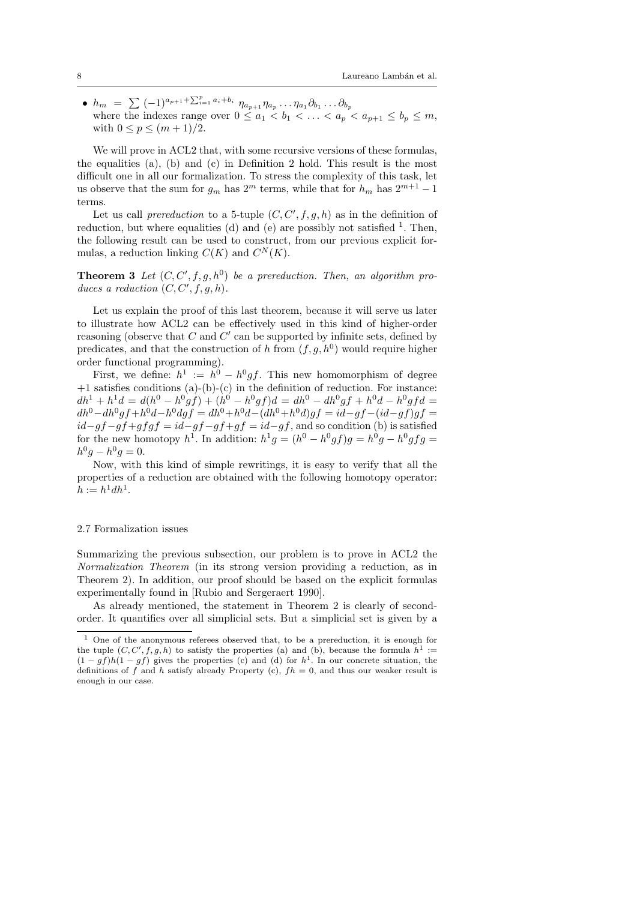- $h_m = \sum (-1)^{a_{p+1}+\sum_{i=1}^{p} a_i+b_i} \eta_{a_{p+1}}\eta_{a_p}\ldots\eta_{a_1}\partial_{b_1}\ldots\partial_{b_p}$
  where the indexes range over $0 \leq a_1 < b_1 < \ldots < a_p < a_{p+1} \leq b_p \leq m$, with $0 \leq p \leq (m+1)/2$.

We will prove in ACL2 that, with some recursive versions of these formulas, the equalities (a), (b) and (c) in Definition 2 hold. This result is the most difficult one in all our formalization. To stress the complexity of this task, let us observe that the sum for $g_m$ has $2^m$ terms, while that for $h_m$ has $2^{m+1}-1$ terms.

Let us call *prereduction* to a 5-tuple $(C, C', f, g, h)$ as in the definition of reduction, but where equalities (d) and (e) are possibly not satisfied [1]. Then, the following result can be used to construct, from our previous explicit formulas, a reduction linking $C(K)$ and $C^N(K)$.

**Theorem 3** *Let $(C, C', f, g, h^0)$ be a prereduction. Then, an algorithm produces a reduction $(C, C', f, g, h)$.*

Let us explain the proof of this last theorem, because it will serve us later to illustrate how ACL2 can be effectively used in this kind of higher-order reasoning (observe that $C$ and $C'$ can be supported by infinite sets, defined by predicates, and that the construction of $h$ from $(f, g, h^0)$ would require higher order functional programming).

First, we define: $h^1 := h^0 - h^0 gf$. This new homomorphism of degree $+1$ satisfies conditions (a)-(b)-(c) in the definition of reduction. For instance: $dh^1 + h^1 d = d(h^0 - h^0 gf) + (h^0 - h^0 gf)d = dh^0 - dh^0 gf + h^0 d - h^0 gfd = dh^0 - dh^0 gf + h^0 d - h^0 dgf = dh^0 + h^0 d - (dh^0 + h^0 d)gf = id - gf - (id - gf)gf = id - gf - gf + gfgf = id - gf - gf + gf = id - gf$, and so condition (b) is satisfied for the new homotopy $h^1$. In addition: $h^1 g = (h^0 - h^0 gf)g = h^0 g - h^0 gfg = h^0 g - h^0 g = 0$.

Now, with this kind of simple rewritings, it is easy to verify that all the properties of a reduction are obtained with the following homotopy operator: $h := h^1 dh^1$.

### 2.7 Formalization issues

Summarizing the previous subsection, our problem is to prove in ACL2 the *Normalization Theorem* (in its strong version providing a reduction, as in Theorem 2). In addition, our proof should be based on the explicit formulas experimentally found in [Rubio and Sergeraert 1990].

As already mentioned, the statement in Theorem 2 is clearly of second-order. It quantifies over all simplicial sets. But a simplicial set is given by a

---

[1] One of the anonymous referees observed that, to be a prereduction, it is enough for the tuple $(C, C', f, g, h)$ to satisfy the properties (a) and (b), because the formula $h^1 := (1 - gf)h(1 - gf)$ gives the properties (c) and (d) for $h^1$. In our concrete situation, the definitions of $f$ and $h$ satisfy already Property (c), $fh = 0$, and thus our weaker result is enough in our case.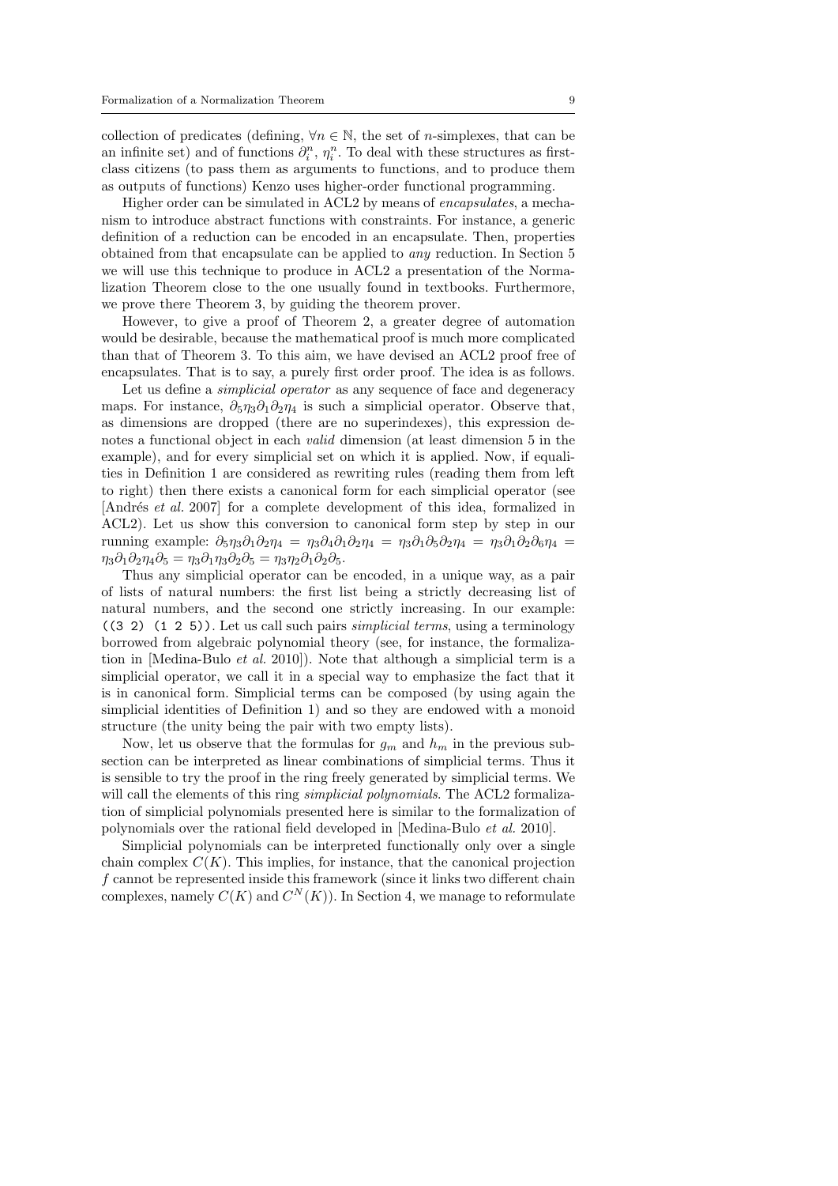collection of predicates (defining, $\forall n \in \mathbb{N}$, the set of $n$-simplexes, that can be an infinite set) and of functions $\partial_i^n$, $\eta_i^n$. To deal with these structures as first-class citizens (to pass them as arguments to functions, and to produce them as outputs of functions) Kenzo uses higher-order functional programming.

Higher order can be simulated in ACL2 by means of *encapsulates*, a mechanism to introduce abstract functions with constraints. For instance, a generic definition of a reduction can be encoded in an encapsulate. Then, properties obtained from that encapsulate can be applied to *any* reduction. In Section 5 we will use this technique to produce in ACL2 a presentation of the Normalization Theorem close to the one usually found in textbooks. Furthermore, we prove there Theorem 3, by guiding the theorem prover.

However, to give a proof of Theorem 2, a greater degree of automation would be desirable, because the mathematical proof is much more complicated than that of Theorem 3. To this aim, we have devised an ACL2 proof free of encapsulates. That is to say, a purely first order proof. The idea is as follows.

Let us define a *simplicial operator* as any sequence of face and degeneracy maps. For instance, $\partial_5\eta_3\partial_1\partial_2\eta_4$ is such a simplicial operator. Observe that, as dimensions are dropped (there are no superindexes), this expression denotes a functional object in each *valid* dimension (at least dimension 5 in the example), and for every simplicial set on which it is applied. Now, if equalities in Definition 1 are considered as rewriting rules (reading them from left to right) then there exists a canonical form for each simplicial operator (see [Andrés *et al.* 2007] for a complete development of this idea, formalized in ACL2). Let us show this conversion to canonical form step by step in our running example: $\partial_5\eta_3\partial_1\partial_2\eta_4 = \eta_3\partial_4\partial_1\partial_2\eta_4 = \eta_3\partial_1\partial_5\partial_2\eta_4 = \eta_3\partial_1\partial_2\partial_6\eta_4 = \eta_3\partial_1\partial_2\eta_4\partial_5 = \eta_3\partial_1\eta_3\partial_2\partial_5 = \eta_3\eta_2\partial_1\partial_2\partial_5$.

Thus any simplicial operator can be encoded, in a unique way, as a pair of lists of natural numbers: the first list being a strictly decreasing list of natural numbers, and the second one strictly increasing. In our example: `((3 2) (1 2 5))`. Let us call such pairs *simplicial terms*, using a terminology borrowed from algebraic polynomial theory (see, for instance, the formalization in [Medina-Bulo *et al.* 2010]). Note that although a simplicial term is a simplicial operator, we call it in a special way to emphasize the fact that it is in canonical form. Simplicial terms can be composed (by using again the simplicial identities of Definition 1) and so they are endowed with a monoid structure (the unity being the pair with two empty lists).

Now, let us observe that the formulas for $g_m$ and $h_m$ in the previous subsection can be interpreted as linear combinations of simplicial terms. Thus it is sensible to try the proof in the ring freely generated by simplicial terms. We will call the elements of this ring *simplicial polynomials*. The ACL2 formalization of simplicial polynomials presented here is similar to the formalization of polynomials over the rational field developed in [Medina-Bulo *et al.* 2010].

Simplicial polynomials can be interpreted functionally only over a single chain complex $C(K)$. This implies, for instance, that the canonical projection $f$ cannot be represented inside this framework (since it links two different chain complexes, namely $C(K)$ and $C^N(K)$). In Section 4, we manage to reformulate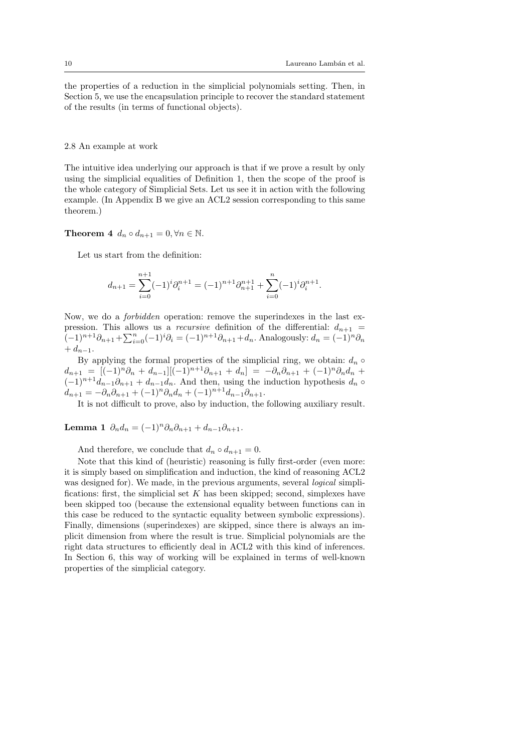the properties of a reduction in the simplicial polynomials setting. Then, in Section 5, we use the encapsulation principle to recover the standard statement of the results (in terms of functional objects).

### 2.8 An example at work

The intuitive idea underlying our approach is that if we prove a result by only using the simplicial equalities of Definition 1, then the scope of the proof is the whole category of Simplicial Sets. Let us see it in action with the following example. (In Appendix B we give an ACL2 session corresponding to this same theorem.)

**Theorem 4** $d_n \circ d_{n+1} = 0, \forall n \in \mathbb{N}$.

Let us start from the definition:

$$d_{n+1} = \sum_{i=0}^{n+1} (-1)^i \partial_i^{n+1} = (-1)^{n+1} \partial_{n+1}^{n+1} + \sum_{i=0}^{n} (-1)^i \partial_i^{n+1}.$$

Now, we do a *forbidden* operation: remove the superindexes in the last expression. This allows us a *recursive* definition of the differential: $d_{n+1} = (-1)^{n+1}\partial_{n+1} + \sum_{i=0}^{n}(-1)^i \partial_i = (-1)^{n+1}\partial_{n+1} + d_n$. Analogously: $d_n = (-1)^n \partial_n + d_{n-1}$.

By applying the formal properties of the simplicial ring, we obtain: $d_n \circ d_{n+1} = [(-1)^n \partial_n + d_{n-1}][(-1)^{n+1}\partial_{n+1} + d_n] = -\partial_n \partial_{n+1} + (-1)^n \partial_n d_n + (-1)^{n+1} d_{n-1} \partial_{n+1} + d_{n-1} d_n$. And then, using the induction hypothesis $d_n \circ d_{n+1} = -\partial_n \partial_{n+1} + (-1)^n \partial_n d_n + (-1)^{n+1} d_{n-1} \partial_{n+1}$.

It is not difficult to prove, also by induction, the following auxiliary result.

**Lemma 1** $\partial_n d_n = (-1)^n \partial_n \partial_{n+1} + d_{n-1} \partial_{n+1}$.

And therefore, we conclude that $d_n \circ d_{n+1} = 0$.

Note that this kind of (heuristic) reasoning is fully first-order (even more: it is simply based on simplification and induction, the kind of reasoning ACL2 was designed for). We made, in the previous arguments, several *logical* simplifications: first, the simplicial set $K$ has been skipped; second, simplexes have been skipped too (because the extensional equality between functions can in this case be reduced to the syntactic equality between symbolic expressions). Finally, dimensions (superindexes) are skipped, since there is always an implicit dimension from where the result is true. Simplicial polynomials are the right data structures to efficiently deal in ACL2 with this kind of inferences. In Section 6, this way of working will be explained in terms of well-known properties of the simplicial category.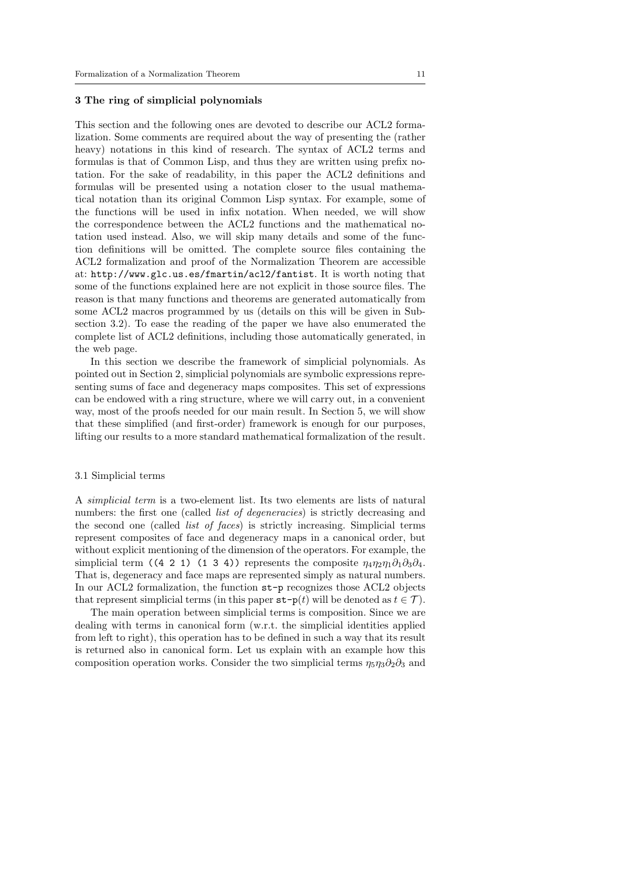## 3 The ring of simplicial polynomials

This section and the following ones are devoted to describe our ACL2 formalization. Some comments are required about the way of presenting the (rather heavy) notations in this kind of research. The syntax of ACL2 terms and formulas is that of Common Lisp, and thus they are written using prefix notation. For the sake of readability, in this paper the ACL2 definitions and formulas will be presented using a notation closer to the usual mathematical notation than its original Common Lisp syntax. For example, some of the functions will be used in infix notation. When needed, we will show the correspondence between the ACL2 functions and the mathematical notation used instead. Also, we will skip many details and some of the function definitions will be omitted. The complete source files containing the ACL2 formalization and proof of the Normalization Theorem are accessible at: `http://www.glc.us.es/fmartin/acl2/fantist`. It is worth noting that some of the functions explained here are not explicit in those source files. The reason is that many functions and theorems are generated automatically from some ACL2 macros programmed by us (details on this will be given in Subsection 3.2). To ease the reading of the paper we have also enumerated the complete list of ACL2 definitions, including those automatically generated, in the web page.

In this section we describe the framework of simplicial polynomials. As pointed out in Section 2, simplicial polynomials are symbolic expressions representing sums of face and degeneracy maps composites. This set of expressions can be endowed with a ring structure, where we will carry out, in a convenient way, most of the proofs needed for our main result. In Section 5, we will show that these simplified (and first-order) framework is enough for our purposes, lifting our results to a more standard mathematical formalization of the result.

### 3.1 Simplicial terms

A *simplicial term* is a two-element list. Its two elements are lists of natural numbers: the first one (called *list of degeneracies*) is strictly decreasing and the second one (called *list of faces*) is strictly increasing. Simplicial terms represent composites of face and degeneracy maps in a canonical order, but without explicit mentioning of the dimension of the operators. For example, the simplicial term `((4 2 1) (1 3 4))` represents the composite $\eta_4\eta_2\eta_1\partial_1\partial_3\partial_4$. That is, degeneracy and face maps are represented simply as natural numbers. In our ACL2 formalization, the function `st-p` recognizes those ACL2 objects that represent simplicial terms (in this paper `st-p`$(t)$ will be denoted as $t \in \mathcal{T}$).

The main operation between simplicial terms is composition. Since we are dealing with terms in canonical form (w.r.t. the simplicial identities applied from left to right), this operation has to be defined in such a way that its result is returned also in canonical form. Let us explain with an example how this composition operation works. Consider the two simplicial terms $\eta_5\eta_3\partial_2\partial_3$ and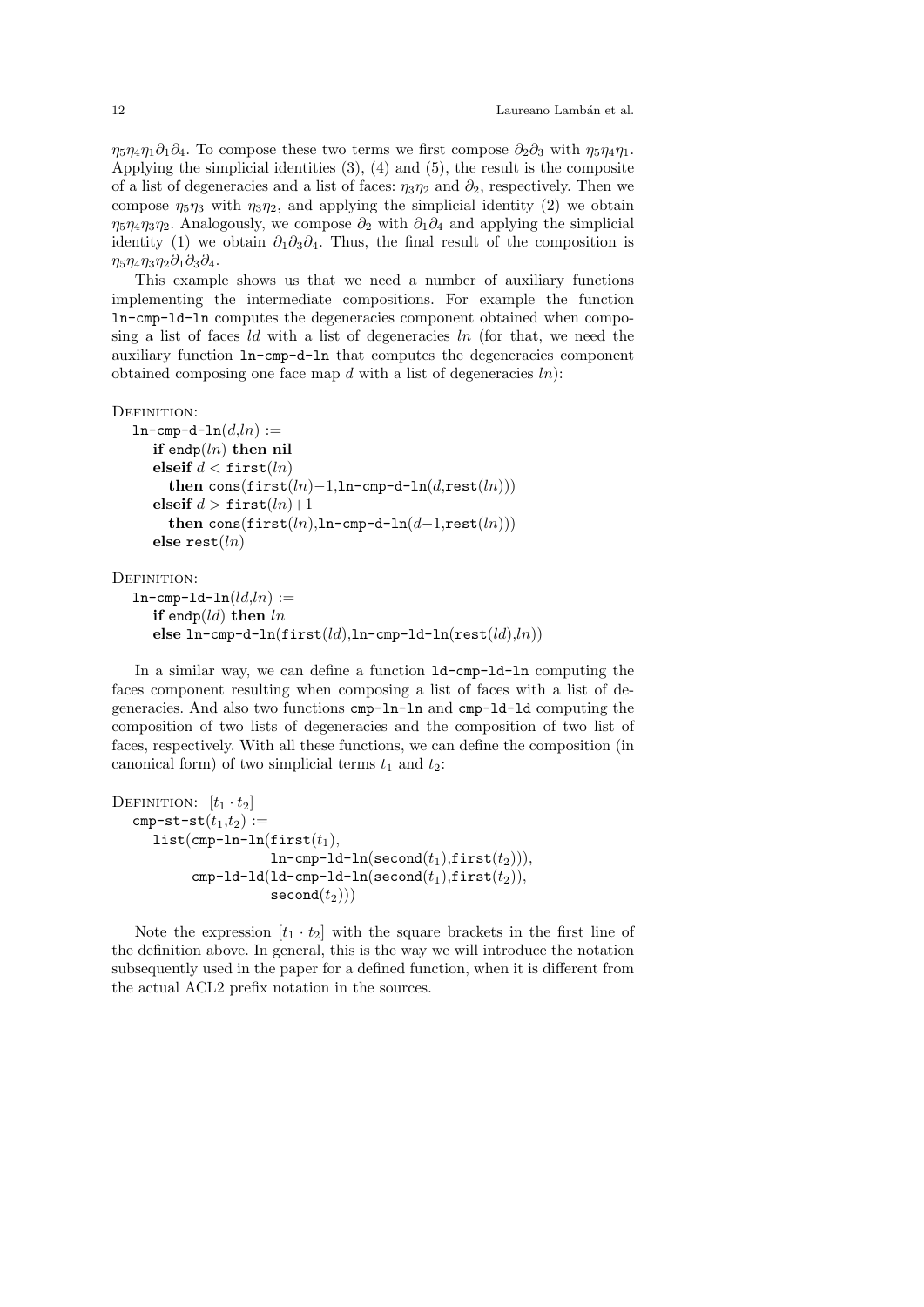$\eta_5\eta_4\eta_1\partial_1\partial_4$. To compose these two terms we first compose $\partial_2\partial_3$ with $\eta_5\eta_4\eta_1$. Applying the simplicial identities (3), (4) and (5), the result is the composite of a list of degeneracies and a list of faces: $\eta_3\eta_2$ and $\partial_2$, respectively. Then we compose $\eta_5\eta_3$ with $\eta_3\eta_2$, and applying the simplicial identity (2) we obtain $\eta_5\eta_4\eta_3\eta_2$. Analogously, we compose $\partial_2$ with $\partial_1\partial_4$ and applying the simplicial identity (1) we obtain $\partial_1\partial_3\partial_4$. Thus, the final result of the composition is $\eta_5\eta_4\eta_3\eta_2\partial_1\partial_3\partial_4$.

This example shows us that we need a number of auxiliary functions implementing the intermediate compositions. For example the function `ln-cmp-ld-ln` computes the degeneracies component obtained when composing a list of faces *ld* with a list of degeneracies *ln* (for that, we need the auxiliary function `ln-cmp-d-ln` that computes the degeneracies component obtained composing one face map *d* with a list of degeneracies *ln*):

Definition:
```
ln-cmp-d-ln(d,ln) :=
   if endp(ln) then nil
   elseif d < first(ln)
     then cons(first(ln)−1,ln-cmp-d-ln(d,rest(ln)))
   elseif d > first(ln)+1
     then cons(first(ln),ln-cmp-d-ln(d−1,rest(ln)))
   else rest(ln)
```

Definition:
```
ln-cmp-ld-ln(ld,ln) :=
   if endp(ld) then ln
   else ln-cmp-d-ln(first(ld),ln-cmp-ld-ln(rest(ld),ln))
```

In a similar way, we can define a function `ld-cmp-ld-ln` computing the faces component resulting when composing a list of faces with a list of degeneracies. And also two functions `cmp-ln-ln` and `cmp-ld-ld` computing the composition of two lists of degeneracies and the composition of two list of faces, respectively. With all these functions, we can define the composition (in canonical form) of two simplicial terms $t_1$ and $t_2$:

Definition: $[t_1 \cdot t_2]$
```
cmp-st-st(t1,t2) :=
   list(cmp-ln-ln(first(t1),
                  ln-cmp-ld-ln(second(t1),first(t2))),
        cmp-ld-ld(ld-cmp-ld-ln(second(t1),first(t2)),
                  second(t2)))
```

Note the expression $[t_1 \cdot t_2]$ with the square brackets in the first line of the definition above. In general, this is the way we will introduce the notation subsequently used in the paper for a defined function, when it is different from the actual ACL2 prefix notation in the sources.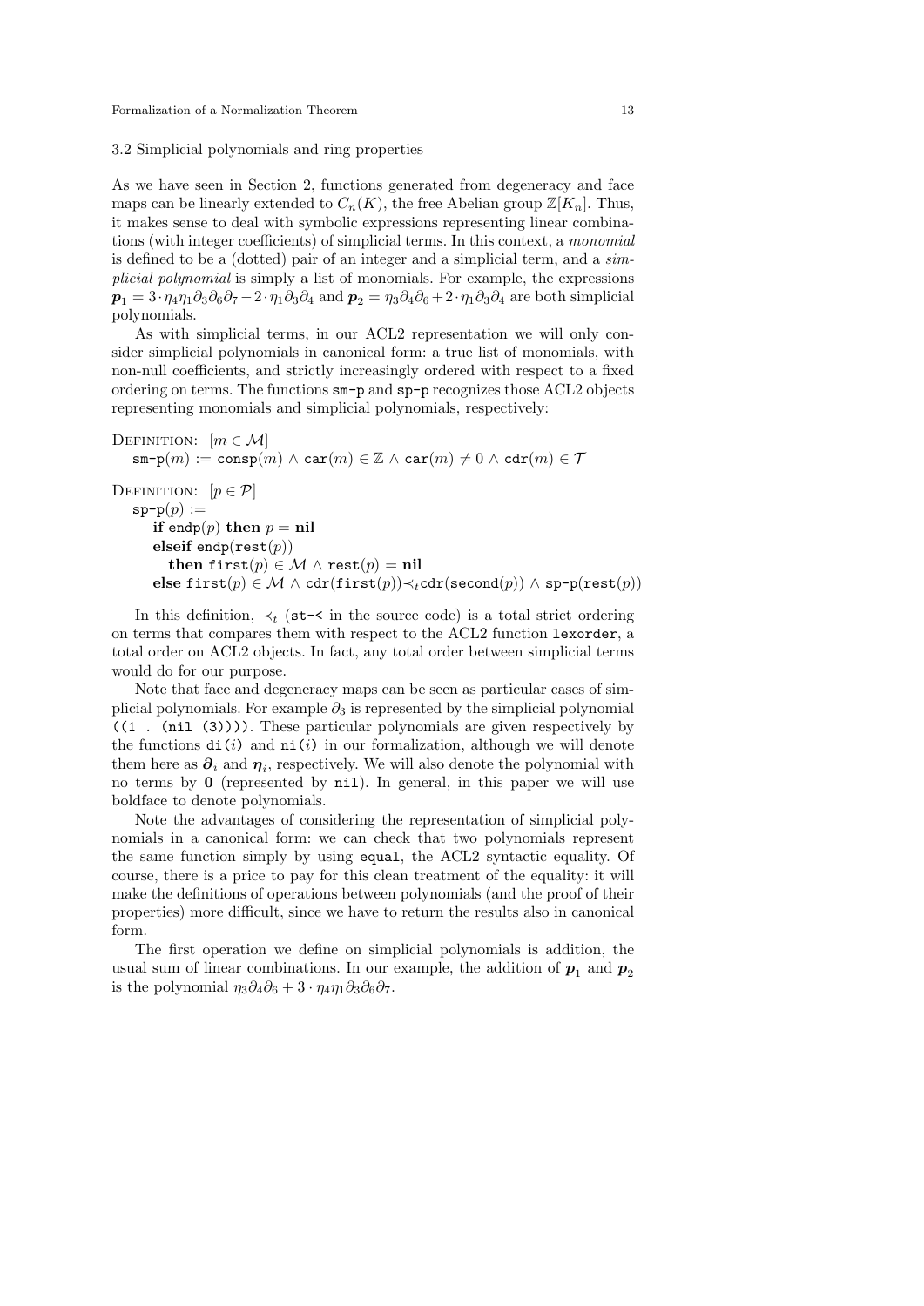### 3.2 Simplicial polynomials and ring properties

As we have seen in Section 2, functions generated from degeneracy and face maps can be linearly extended to $C_n(K)$, the free Abelian group $\mathbb{Z}[K_n]$. Thus, it makes sense to deal with symbolic expressions representing linear combinations (with integer coefficients) of simplicial terms. In this context, a *monomial* is defined to be a (dotted) pair of an integer and a simplicial term, and a *simplicial polynomial* is simply a list of monomials. For example, the expressions $\boldsymbol{p}_1 = 3 \cdot \eta_4 \eta_1 \partial_3 \partial_6 \partial_7 - 2 \cdot \eta_1 \partial_3 \partial_4$ and $\boldsymbol{p}_2 = \eta_3 \partial_4 \partial_6 + 2 \cdot \eta_1 \partial_3 \partial_4$ are both simplicial polynomials.

As with simplicial terms, in our ACL2 representation we will only consider simplicial polynomials in canonical form: a true list of monomials, with non-null coefficients, and strictly increasingly ordered with respect to a fixed ordering on terms. The functions `sm-p` and `sp-p` recognizes those ACL2 objects representing monomials and simplicial polynomials, respectively:

DEFINITION: $[m \in \mathcal{M}]$
$\texttt{sm-p}(m) := \texttt{consp}(m) \wedge \texttt{car}(m) \in \mathbb{Z} \wedge \texttt{car}(m) \neq 0 \wedge \texttt{cdr}(m) \in \mathcal{T}$

DEFINITION: $[p \in \mathcal{P}]$
$\texttt{sp-p}(p) :=$
  **if** $\texttt{endp}(p)$ **then** $p = \textbf{nil}$
  **elseif** $\texttt{endp}(\texttt{rest}(p))$
    **then** $\texttt{first}(p) \in \mathcal{M} \wedge \texttt{rest}(p) = \textbf{nil}$
  **else** $\texttt{first}(p) \in \mathcal{M} \wedge \texttt{cdr}(\texttt{first}(p)) \prec_t \texttt{cdr}(\texttt{second}(p)) \wedge \texttt{sp-p}(\texttt{rest}(p))$

In this definition, $\prec_t$ (`st-<` in the source code) is a total strict ordering on terms that compares them with respect to the ACL2 function `lexorder`, a total order on ACL2 objects. In fact, any total order between simplicial terms would do for our purpose.

Note that face and degeneracy maps can be seen as particular cases of simplicial polynomials. For example $\partial_3$ is represented by the simplicial polynomial `((1 . (nil (3))))`. These particular polynomials are given respectively by the functions `di(i)` and `ni(i)` in our formalization, although we will denote them here as $\boldsymbol{\partial}_i$ and $\boldsymbol{\eta}_i$, respectively. We will also denote the polynomial with no terms by $\mathbf{0}$ (represented by `nil`). In general, in this paper we will use boldface to denote polynomials.

Note the advantages of considering the representation of simplicial polynomials in a canonical form: we can check that two polynomials represent the same function simply by using `equal`, the ACL2 syntactic equality. Of course, there is a price to pay for this clean treatment of the equality: it will make the definitions of operations between polynomials (and the proof of their properties) more difficult, since we have to return the results also in canonical form.

The first operation we define on simplicial polynomials is addition, the usual sum of linear combinations. In our example, the addition of $\boldsymbol{p}_1$ and $\boldsymbol{p}_2$ is the polynomial $\eta_3 \partial_4 \partial_6 + 3 \cdot \eta_4 \eta_1 \partial_3 \partial_6 \partial_7$.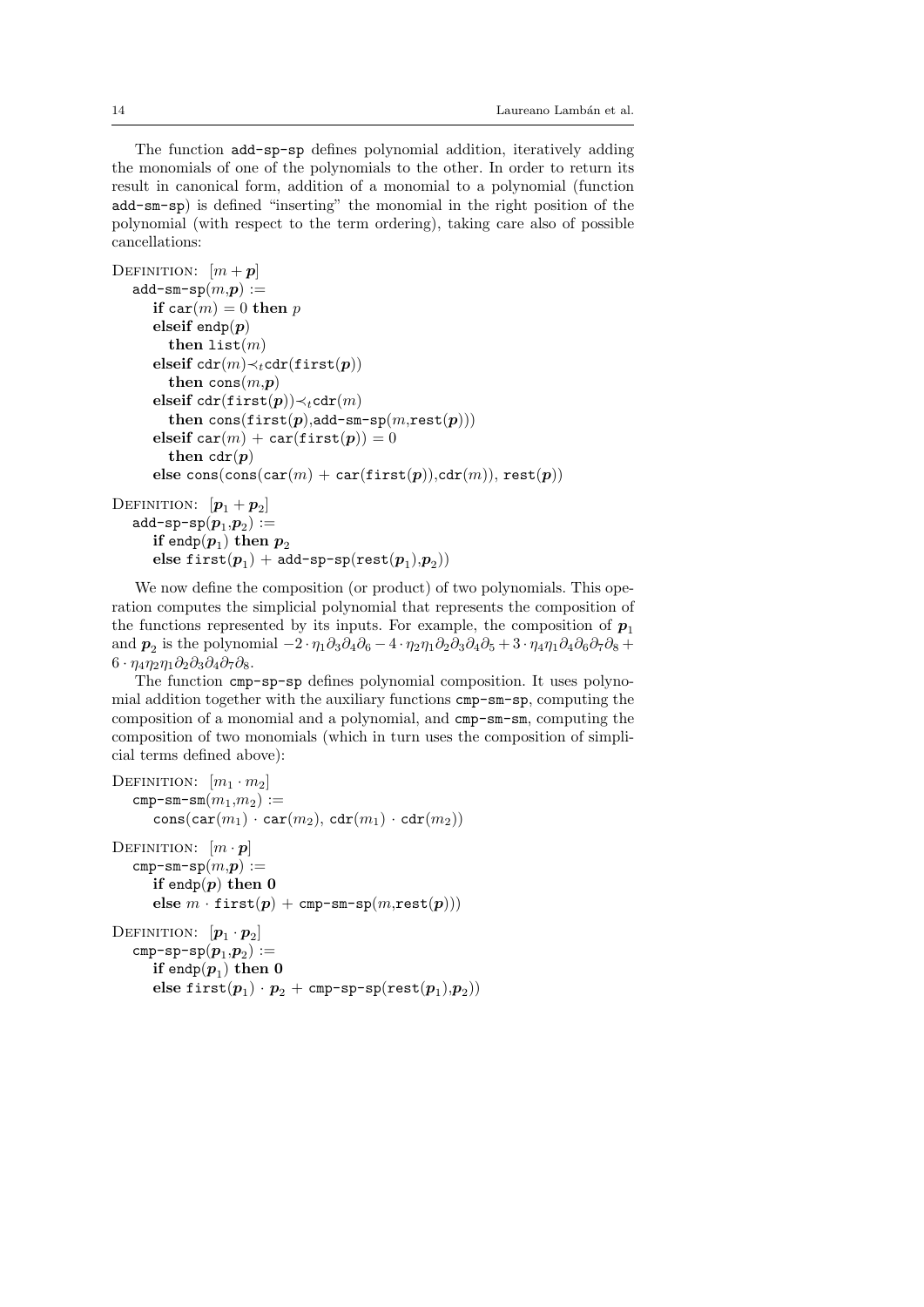The function add-sp-sp defines polynomial addition, iteratively adding the monomials of one of the polynomials to the other. In order to return its result in canonical form, addition of a monomial to a polynomial (function add-sm-sp) is defined "inserting" the monomial in the right position of the polynomial (with respect to the term ordering), taking care also of possible cancellations:

```
DEFINITION:  [m + p]
   add-sm-sp(m,p) :=
      if car(m) = 0 then p
      elseif endp(p)
         then list(m)
      elseif cdr(m) ≺_t cdr(first(p))
         then cons(m,p)
      elseif cdr(first(p)) ≺_t cdr(m)
         then cons(first(p),add-sm-sp(m,rest(p)))
      elseif car(m) + car(first(p)) = 0
         then cdr(p)
      else cons(cons(car(m) + car(first(p)),cdr(m)), rest(p))

DEFINITION:  [p_1 + p_2]
   add-sp-sp(p_1,p_2) :=
      if endp(p_1) then p_2
      else first(p_1) + add-sp-sp(rest(p_1),p_2))
```

We now define the composition (or product) of two polynomials. This operation computes the simplicial polynomial that represents the composition of the functions represented by its inputs. For example, the composition of $\boldsymbol{p}_1$ and $\boldsymbol{p}_2$ is the polynomial $-2 \cdot \eta_1 \partial_3 \partial_4 \partial_6 - 4 \cdot \eta_2 \eta_1 \partial_2 \partial_3 \partial_4 \partial_5 + 3 \cdot \eta_4 \eta_1 \partial_4 \partial_6 \partial_7 \partial_8 + 6 \cdot \eta_4 \eta_2 \eta_1 \partial_2 \partial_3 \partial_4 \partial_7 \partial_8$.

The function cmp-sp-sp defines polynomial composition. It uses polynomial addition together with the auxiliary functions cmp-sm-sp, computing the composition of a monomial and a polynomial, and cmp-sm-sm, computing the composition of two monomials (which in turn uses the composition of simplicial terms defined above):

```
DEFINITION:  [m_1 · m_2]
   cmp-sm-sm(m_1,m_2) :=
      cons(car(m_1) · car(m_2), cdr(m_1) · cdr(m_2))

DEFINITION:  [m · p]
   cmp-sm-sp(m,p) :=
      if endp(p) then 0
      else m · first(p) + cmp-sm-sp(m,rest(p)))

DEFINITION:  [p_1 · p_2]
   cmp-sp-sp(p_1,p_2) :=
      if endp(p_1) then 0
      else first(p_1) · p_2 + cmp-sp-sp(rest(p_1),p_2))
```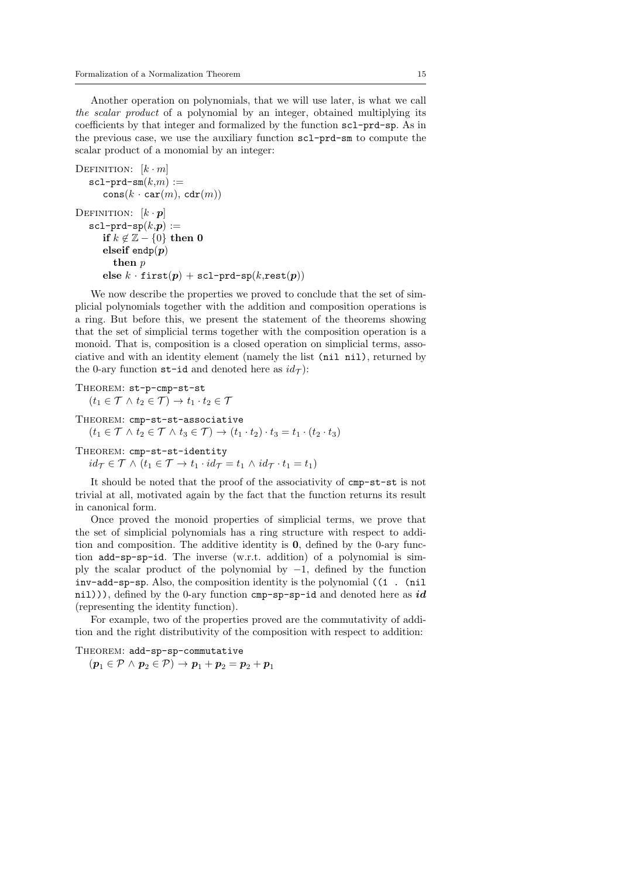Another operation on polynomials, that we will use later, is what we call *the scalar product* of a polynomial by an integer, obtained multiplying its coefficients by that integer and formalized by the function `scl-prd-sp`. As in the previous case, we use the auxiliary function `scl-prd-sm` to compute the scalar product of a monomial by an integer:

DEFINITION: $[k \cdot m]$
`scl-prd-sm`$(k,m)$ :=
  `cons`$(k \cdot$ `car`$(m)$, `cdr`$(m))$

DEFINITION: $[k \cdot \boldsymbol{p}]$
`scl-prd-sp`$(k,\boldsymbol{p})$ :=
  **if** $k \notin \mathbb{Z} - \{0\}$ **then 0**
  **elseif** `endp`$(\boldsymbol{p})$
    **then** $p$
  **else** $k \cdot$ `first`$(\boldsymbol{p})$ + `scl-prd-sp`$(k,$`rest`$(\boldsymbol{p}))$

We now describe the properties we proved to conclude that the set of simplicial polynomials together with the addition and composition operations is a ring. But before this, we present the statement of the theorems showing that the set of simplicial terms together with the composition operation is a monoid. That is, composition is a closed operation on simplicial terms, associative and with an identity element (namely the list `(nil nil)`, returned by the 0-ary function `st-id` and denoted here as $id_{\mathcal{T}}$):

THEOREM: `st-p-cmp-st-st`
$(t_1 \in \mathcal{T} \wedge t_2 \in \mathcal{T}) \rightarrow t_1 \cdot t_2 \in \mathcal{T}$

THEOREM: `cmp-st-st-associative`
$(t_1 \in \mathcal{T} \wedge t_2 \in \mathcal{T} \wedge t_3 \in \mathcal{T}) \rightarrow (t_1 \cdot t_2) \cdot t_3 = t_1 \cdot (t_2 \cdot t_3)$

THEOREM: `cmp-st-st-identity`
$id_{\mathcal{T}} \in \mathcal{T} \wedge (t_1 \in \mathcal{T} \rightarrow t_1 \cdot id_{\mathcal{T}} = t_1 \wedge id_{\mathcal{T}} \cdot t_1 = t_1)$

It should be noted that the proof of the associativity of `cmp-st-st` is not trivial at all, motivated again by the fact that the function returns its result in canonical form.

Once proved the monoid properties of simplicial terms, we prove that the set of simplicial polynomials has a ring structure with respect to addition and composition. The additive identity is **0**, defined by the 0-ary function `add-sp-sp-id`. The inverse (w.r.t. addition) of a polynomial is simply the scalar product of the polynomial by $-1$, defined by the function `inv-add-sp-sp`. Also, the composition identity is the polynomial `((1 . (nil nil)))`, defined by the 0-ary function `cmp-sp-sp-id` and denoted here as $\boldsymbol{id}$ (representing the identity function).

For example, two of the properties proved are the commutativity of addition and the right distributivity of the composition with respect to addition:

THEOREM: `add-sp-sp-commutative`
$(\boldsymbol{p}_1 \in \mathcal{P} \wedge \boldsymbol{p}_2 \in \mathcal{P}) \rightarrow \boldsymbol{p}_1 + \boldsymbol{p}_2 = \boldsymbol{p}_2 + \boldsymbol{p}_1$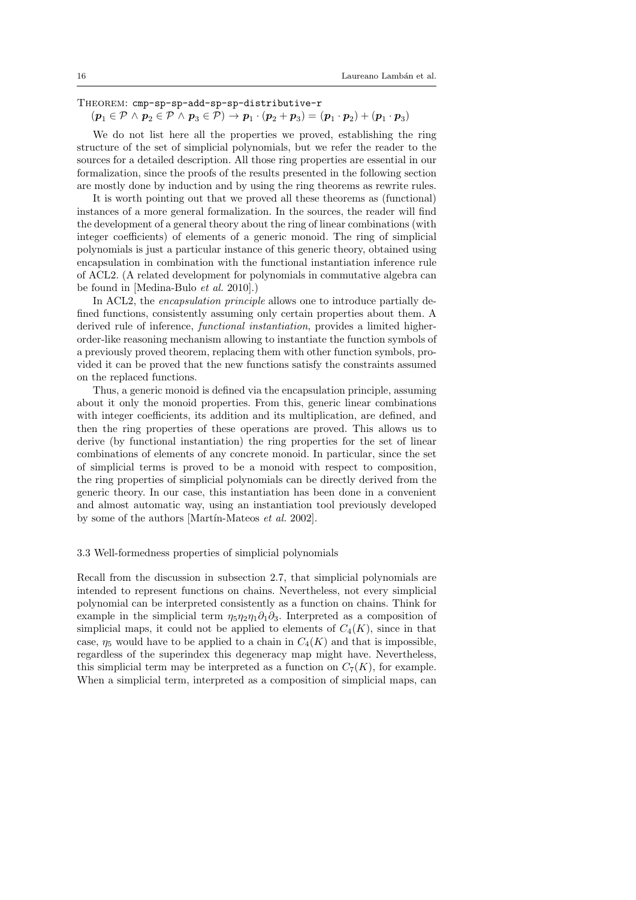THEOREM: `cmp-sp-sp-add-sp-sp-distributive-r`
$(\boldsymbol{p}_1 \in \mathcal{P} \wedge \boldsymbol{p}_2 \in \mathcal{P} \wedge \boldsymbol{p}_3 \in \mathcal{P}) \rightarrow \boldsymbol{p}_1 \cdot (\boldsymbol{p}_2 + \boldsymbol{p}_3) = (\boldsymbol{p}_1 \cdot \boldsymbol{p}_2) + (\boldsymbol{p}_1 \cdot \boldsymbol{p}_3)$

We do not list here all the properties we proved, establishing the ring structure of the set of simplicial polynomials, but we refer the reader to the sources for a detailed description. All those ring properties are essential in our formalization, since the proofs of the results presented in the following section are mostly done by induction and by using the ring theorems as rewrite rules.

It is worth pointing out that we proved all these theorems as (functional) instances of a more general formalization. In the sources, the reader will find the development of a general theory about the ring of linear combinations (with integer coefficients) of elements of a generic monoid. The ring of simplicial polynomials is just a particular instance of this generic theory, obtained using encapsulation in combination with the functional instantiation inference rule of ACL2. (A related development for polynomials in commutative algebra can be found in [Medina-Bulo *et al.* 2010].)

In ACL2, the *encapsulation principle* allows one to introduce partially defined functions, consistently assuming only certain properties about them. A derived rule of inference, *functional instantiation*, provides a limited higher-order-like reasoning mechanism allowing to instantiate the function symbols of a previously proved theorem, replacing them with other function symbols, provided it can be proved that the new functions satisfy the constraints assumed on the replaced functions.

Thus, a generic monoid is defined via the encapsulation principle, assuming about it only the monoid properties. From this, generic linear combinations with integer coefficients, its addition and its multiplication, are defined, and then the ring properties of these operations are proved. This allows us to derive (by functional instantiation) the ring properties for the set of linear combinations of elements of any concrete monoid. In particular, since the set of simplicial terms is proved to be a monoid with respect to composition, the ring properties of simplicial polynomials can be directly derived from the generic theory. In our case, this instantiation has been done in a convenient and almost automatic way, using an instantiation tool previously developed by some of the authors [Martín-Mateos *et al.* 2002].

### 3.3 Well-formedness properties of simplicial polynomials

Recall from the discussion in subsection 2.7, that simplicial polynomials are intended to represent functions on chains. Nevertheless, not every simplicial polynomial can be interpreted consistently as a function on chains. Think for example in the simplicial term $\eta_5\eta_2\eta_1\partial_1\partial_3$. Interpreted as a composition of simplicial maps, it could not be applied to elements of $C_4(K)$, since in that case, $\eta_5$ would have to be applied to a chain in $C_4(K)$ and that is impossible, regardless of the superindex this degeneracy map might have. Nevertheless, this simplicial term may be interpreted as a function on $C_7(K)$, for example. When a simplicial term, interpreted as a composition of simplicial maps, can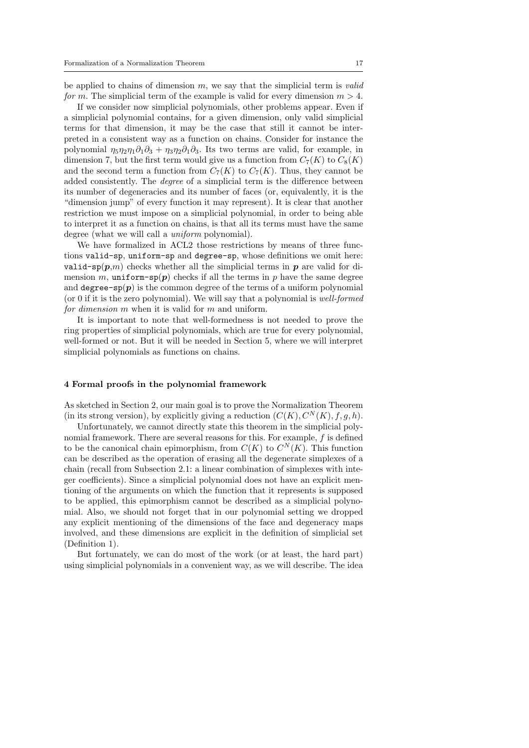be applied to chains of dimension $m$, we say that the simplicial term is *valid for* $m$. The simplicial term of the example is valid for every dimension $m > 4$.

If we consider now simplicial polynomials, other problems appear. Even if a simplicial polynomial contains, for a given dimension, only valid simplicial terms for that dimension, it may be the case that still it cannot be interpreted in a consistent way as a function on chains. Consider for instance the polynomial $\eta_5\eta_2\eta_1\partial_1\partial_3 + \eta_3\eta_2\partial_1\partial_3$. Its two terms are valid, for example, in dimension 7, but the first term would give us a function from $C_7(K)$ to $C_8(K)$ and the second term a function from $C_7(K)$ to $C_7(K)$. Thus, they cannot be added consistently. The *degree* of a simplicial term is the difference between its number of degeneracies and its number of faces (or, equivalently, it is the "dimension jump" of every function it may represent). It is clear that another restriction we must impose on a simplicial polynomial, in order to being able to interpret it as a function on chains, is that all its terms must have the same degree (what we will call a *uniform* polynomial).

We have formalized in ACL2 those restrictions by means of three functions `valid-sp`, `uniform-sp` and `degree-sp`, whose definitions we omit here: `valid-sp`($\boldsymbol{p}$,$m$) checks whether all the simplicial terms in $\boldsymbol{p}$ are valid for dimension $m$, `uniform-sp`($\boldsymbol{p}$) checks if all the terms in $p$ have the same degree and `degree-sp`($\boldsymbol{p}$) is the common degree of the terms of a uniform polynomial (or 0 if it is the zero polynomial). We will say that a polynomial is *well-formed for dimension* $m$ when it is valid for $m$ and uniform.

It is important to note that well-formedness is not needed to prove the ring properties of simplicial polynomials, which are true for every polynomial, well-formed or not. But it will be needed in Section 5, where we will interpret simplicial polynomials as functions on chains.

## 4 Formal proofs in the polynomial framework

As sketched in Section 2, our main goal is to prove the Normalization Theorem (in its strong version), by explicitly giving a reduction $(C(K), C^N(K), f, g, h)$.

Unfortunately, we cannot directly state this theorem in the simplicial polynomial framework. There are several reasons for this. For example, $f$ is defined to be the canonical chain epimorphism, from $C(K)$ to $C^N(K)$. This function can be described as the operation of erasing all the degenerate simplexes of a chain (recall from Subsection 2.1: a linear combination of simplexes with integer coefficients). Since a simplicial polynomial does not have an explicit mentioning of the arguments on which the function that it represents is supposed to be applied, this epimorphism cannot be described as a simplicial polynomial. Also, we should not forget that in our polynomial setting we dropped any explicit mentioning of the dimensions of the face and degeneracy maps involved, and these dimensions are explicit in the definition of simplicial set (Definition 1).

But fortunately, we can do most of the work (or at least, the hard part) using simplicial polynomials in a convenient way, as we will describe. The idea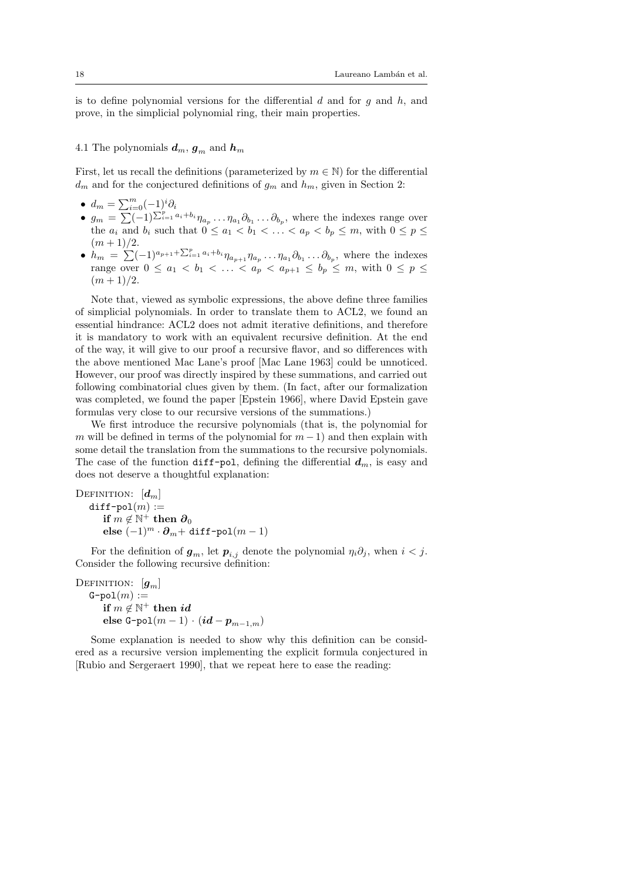is to define polynomial versions for the differential $d$ and for $g$ and $h$, and prove, in the simplicial polynomial ring, their main properties.

### 4.1 The polynomials $\boldsymbol{d}_m$, $\boldsymbol{g}_m$ and $\boldsymbol{h}_m$

First, let us recall the definitions (parameterized by $m \in \mathbb{N}$) for the differential $d_m$ and for the conjectured definitions of $g_m$ and $h_m$, given in Section 2:

- $d_m = \sum_{i=0}^{m}(-1)^i \partial_i$
- $g_m = \sum (-1)^{\sum_{i=1}^{p} a_i + b_i} \eta_{a_p} \dots \eta_{a_1} \partial_{b_1} \dots \partial_{b_p}$, where the indexes range over the $a_i$ and $b_i$ such that $0 \leq a_1 < b_1 < \dots < a_p < b_p \leq m$, with $0 \leq p \leq (m+1)/2$.
- $h_m = \sum (-1)^{a_{p+1} + \sum_{i=1}^{p} a_i + b_i} \eta_{a_{p+1}} \eta_{a_p} \dots \eta_{a_1} \partial_{b_1} \dots \partial_{b_p}$, where the indexes range over $0 \leq a_1 < b_1 < \dots < a_p < a_{p+1} \leq b_p \leq m$, with $0 \leq p \leq (m+1)/2$.

Note that, viewed as symbolic expressions, the above define three families of simplicial polynomials. In order to translate them to ACL2, we found an essential hindrance: ACL2 does not admit iterative definitions, and therefore it is mandatory to work with an equivalent recursive definition. At the end of the way, it will give to our proof a recursive flavor, and so differences with the above mentioned Mac Lane's proof [Mac Lane 1963] could be unnoticed. However, our proof was directly inspired by these summations, and carried out following combinatorial clues given by them. (In fact, after our formalization was completed, we found the paper [Epstein 1966], where David Epstein gave formulas very close to our recursive versions of the summations.)

We first introduce the recursive polynomials (that is, the polynomial for $m$ will be defined in terms of the polynomial for $m-1$) and then explain with some detail the translation from the summations to the recursive polynomials. The case of the function `diff-pol`, defining the differential $\boldsymbol{d}_m$, is easy and does not deserve a thoughtful explanation:

Definition: $[\boldsymbol{d}_m]$
`diff-pol`$(m) :=$
  **if** $m \notin \mathbb{N}^+$ **then** $\boldsymbol{\partial}_0$
  **else** $(-1)^m \cdot \boldsymbol{\partial}_m +$ `diff-pol`$(m-1)$

For the definition of $\boldsymbol{g}_m$, let $\boldsymbol{p}_{i,j}$ denote the polynomial $\eta_i \partial_j$, when $i < j$. Consider the following recursive definition:

Definition: $[\boldsymbol{g}_m]$
`G-pol`$(m) :=$
  **if** $m \notin \mathbb{N}^+$ **then** $\boldsymbol{id}$
  **else** `G-pol`$(m-1) \cdot (\boldsymbol{id} - \boldsymbol{p}_{m-1,m})$

Some explanation is needed to show why this definition can be considered as a recursive version implementing the explicit formula conjectured in [Rubio and Sergeraert 1990], that we repeat here to ease the reading: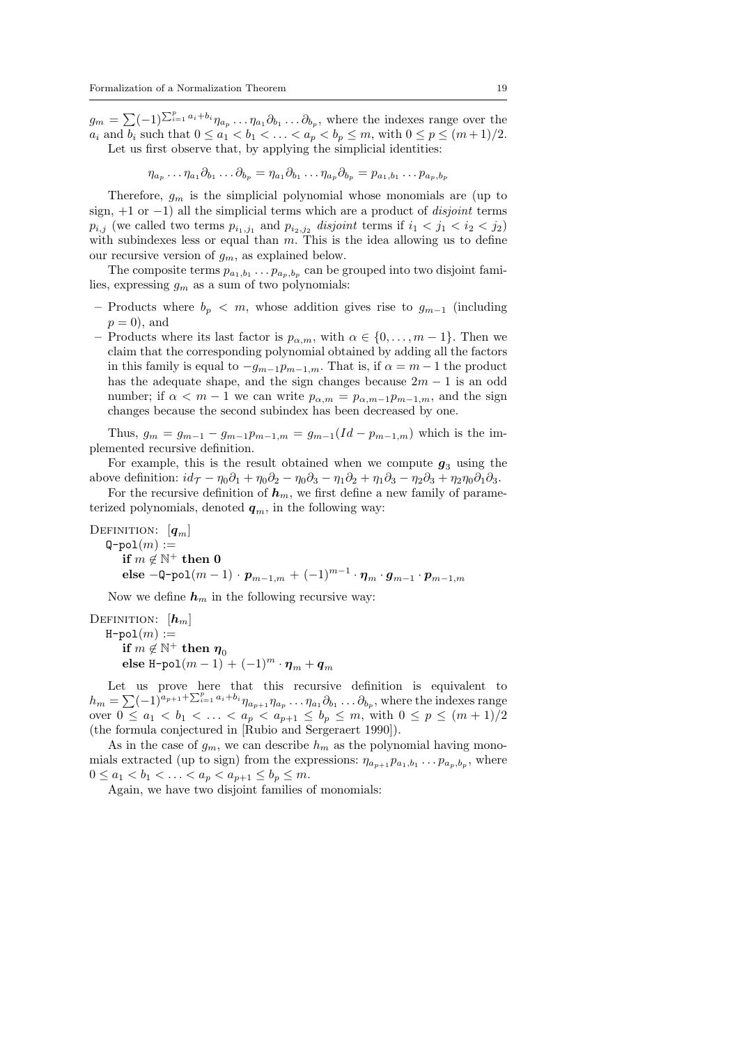$g_m = \sum(-1)^{\sum_{i=1}^{p} a_i+b_i}\eta_{a_p}\ldots\eta_{a_1}\partial_{b_1}\ldots\partial_{b_p}$, where the indexes range over the $a_i$ and $b_i$ such that $0 \leq a_1 < b_1 < \ldots < a_p < b_p \leq m$, with $0 \leq p \leq (m+1)/2$.

Let us first observe that, by applying the simplicial identities:

$$\eta_{a_p}\ldots\eta_{a_1}\partial_{b_1}\ldots\partial_{b_p} = \eta_{a_1}\partial_{b_1}\ldots\eta_{a_p}\partial_{b_p} = p_{a_1,b_1}\ldots p_{a_p,b_p}$$

Therefore, $g_m$ is the simplicial polynomial whose monomials are (up to sign, $+1$ or $-1$) all the simplicial terms which are a product of *disjoint* terms $p_{i,j}$ (we called two terms $p_{i_1,j_1}$ and $p_{i_2,j_2}$ *disjoint* terms if $i_1 < j_1 < i_2 < j_2$) with subindexes less or equal than $m$. This is the idea allowing us to define our recursive version of $g_m$, as explained below.

The composite terms $p_{a_1,b_1}\ldots p_{a_p,b_p}$ can be grouped into two disjoint families, expressing $g_m$ as a sum of two polynomials:

- Products where $b_p < m$, whose addition gives rise to $g_{m-1}$ (including $p = 0$), and
- Products where its last factor is $p_{\alpha,m}$, with $\alpha \in \{0,\ldots,m-1\}$. Then we claim that the corresponding polynomial obtained by adding all the factors in this family is equal to $-g_{m-1}p_{m-1,m}$. That is, if $\alpha = m-1$ the product has the adequate shape, and the sign changes because $2m-1$ is an odd number; if $\alpha < m-1$ we can write $p_{\alpha,m} = p_{\alpha,m-1}p_{m-1,m}$, and the sign changes because the second subindex has been decreased by one.

Thus, $g_m = g_{m-1} - g_{m-1}p_{m-1,m} = g_{m-1}(Id - p_{m-1,m})$ which is the implemented recursive definition.

For example, this is the result obtained when we compute $\boldsymbol{g}_3$ using the above definition: $id_{\mathcal{T}} - \eta_0\partial_1 + \eta_0\partial_2 - \eta_0\partial_3 - \eta_1\partial_2 + \eta_1\partial_3 - \eta_2\partial_3 + \eta_2\eta_0\partial_1\partial_3$.

For the recursive definition of $\boldsymbol{h}_m$, we first define a new family of parameterized polynomials, denoted $\boldsymbol{q}_m$, in the following way:

Definition: $[\boldsymbol{q}_m]$
  `Q-pol`$(m)$ :=
    **if** $m \notin \mathbb{N}^+$ **then** $\mathbf{0}$
    **else** $-$`Q-pol`$(m-1) \cdot \boldsymbol{p}_{m-1,m} + (-1)^{m-1} \cdot \boldsymbol{\eta}_m \cdot \boldsymbol{g}_{m-1} \cdot \boldsymbol{p}_{m-1,m}$

Now we define $\boldsymbol{h}_m$ in the following recursive way:

Definition: $[\boldsymbol{h}_m]$
  `H-pol`$(m)$ :=
    **if** $m \notin \mathbb{N}^+$ **then** $\boldsymbol{\eta}_0$
    **else** `H-pol`$(m-1) + (-1)^m \cdot \boldsymbol{\eta}_m + \boldsymbol{q}_m$

Let us prove here that this recursive definition is equivalent to $h_m = \sum(-1)^{a_{p+1}+\sum_{i=1}^{p} a_i+b_i}\eta_{a_{p+1}}\eta_{a_p}\ldots\eta_{a_1}\partial_{b_1}\ldots\partial_{b_p}$, where the indexes range over $0 \leq a_1 < b_1 < \ldots < a_p < a_{p+1} \leq b_p \leq m$, with $0 \leq p \leq (m+1)/2$ (the formula conjectured in [Rubio and Sergeraert 1990]).

As in the case of $g_m$, we can describe $h_m$ as the polynomial having monomials extracted (up to sign) from the expressions: $\eta_{a_{p+1}}p_{a_1,b_1}\ldots p_{a_p,b_p}$, where $0 \leq a_1 < b_1 < \ldots < a_p < a_{p+1} \leq b_p \leq m$.

Again, we have two disjoint families of monomials: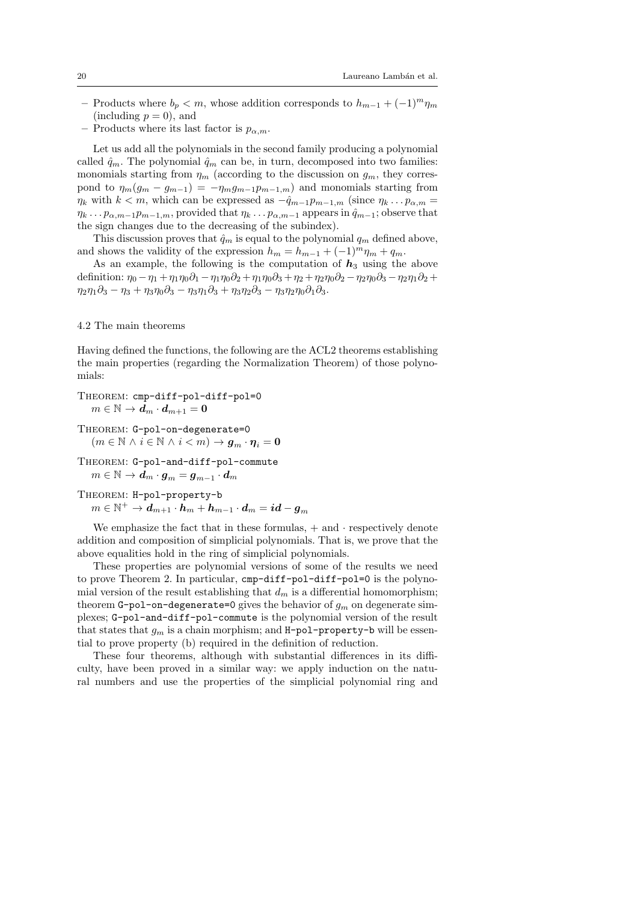– Products where $b_p < m$, whose addition corresponds to $h_{m-1} + (-1)^m \eta_m$ (including $p = 0$), and
– Products where its last factor is $p_{\alpha,m}$.

Let us add all the polynomials in the second family producing a polynomial called $\hat{q}_m$. The polynomial $\hat{q}_m$ can be, in turn, decomposed into two families: monomials starting from $\eta_m$ (according to the discussion on $g_m$, they correspond to $\eta_m(g_m - g_{m-1}) = -\eta_m g_{m-1} p_{m-1,m}$) and monomials starting from $\eta_k$ with $k < m$, which can be expressed as $-\hat{q}_{m-1} p_{m-1,m}$ (since $\eta_k \dots p_{\alpha,m} = \eta_k \dots p_{\alpha,m-1} p_{m-1,m}$, provided that $\eta_k \dots p_{\alpha,m-1}$ appears in $\hat{q}_{m-1}$; observe that the sign changes due to the decreasing of the subindex).

This discussion proves that $\hat{q}_m$ is equal to the polynomial $q_m$ defined above, and shows the validity of the expression $h_m = h_{m-1} + (-1)^m \eta_m + q_m$.

As an example, the following is the computation of $\boldsymbol{h}_3$ using the above definition: $\eta_0 - \eta_1 + \eta_1\eta_0\partial_1 - \eta_1\eta_0\partial_2 + \eta_1\eta_0\partial_3 + \eta_2 + \eta_2\eta_0\partial_2 - \eta_2\eta_0\partial_3 - \eta_2\eta_1\partial_2 + \eta_2\eta_1\partial_3 - \eta_3 + \eta_3\eta_0\partial_3 - \eta_3\eta_1\partial_3 + \eta_3\eta_2\partial_3 - \eta_3\eta_2\eta_0\partial_1\partial_3$.

## 4.2 The main theorems

Having defined the functions, the following are the ACL2 theorems establishing the main properties (regarding the Normalization Theorem) of those polynomials:

THEOREM: `cmp-diff-pol-diff-pol=0`
$m \in \mathbb{N} \rightarrow \boldsymbol{d}_m \cdot \boldsymbol{d}_{m+1} = \boldsymbol{0}$

THEOREM: `G-pol-on-degenerate=0`
$(m \in \mathbb{N} \wedge i \in \mathbb{N} \wedge i < m) \rightarrow \boldsymbol{g}_m \cdot \boldsymbol{\eta}_i = \boldsymbol{0}$

THEOREM: `G-pol-and-diff-pol-commute`
$m \in \mathbb{N} \rightarrow \boldsymbol{d}_m \cdot \boldsymbol{g}_m = \boldsymbol{g}_{m-1} \cdot \boldsymbol{d}_m$

THEOREM: `H-pol-property-b`
$m \in \mathbb{N}^+ \rightarrow \boldsymbol{d}_{m+1} \cdot \boldsymbol{h}_m + \boldsymbol{h}_{m-1} \cdot \boldsymbol{d}_m = \boldsymbol{id} - \boldsymbol{g}_m$

We emphasize the fact that in these formulas, $+$ and $\cdot$ respectively denote addition and composition of simplicial polynomials. That is, we prove that the above equalities hold in the ring of simplicial polynomials.

These properties are polynomial versions of some of the results we need to prove Theorem 2. In particular, `cmp-diff-pol-diff-pol=0` is the polynomial version of the result establishing that $d_m$ is a differential homomorphism; theorem `G-pol-on-degenerate=0` gives the behavior of $g_m$ on degenerate simplexes; `G-pol-and-diff-pol-commute` is the polynomial version of the result that states that $g_m$ is a chain morphism; and `H-pol-property-b` will be essential to prove property (b) required in the definition of reduction.

These four theorems, although with substantial differences in its difficulty, have been proved in a similar way: we apply induction on the natural numbers and use the properties of the simplicial polynomial ring and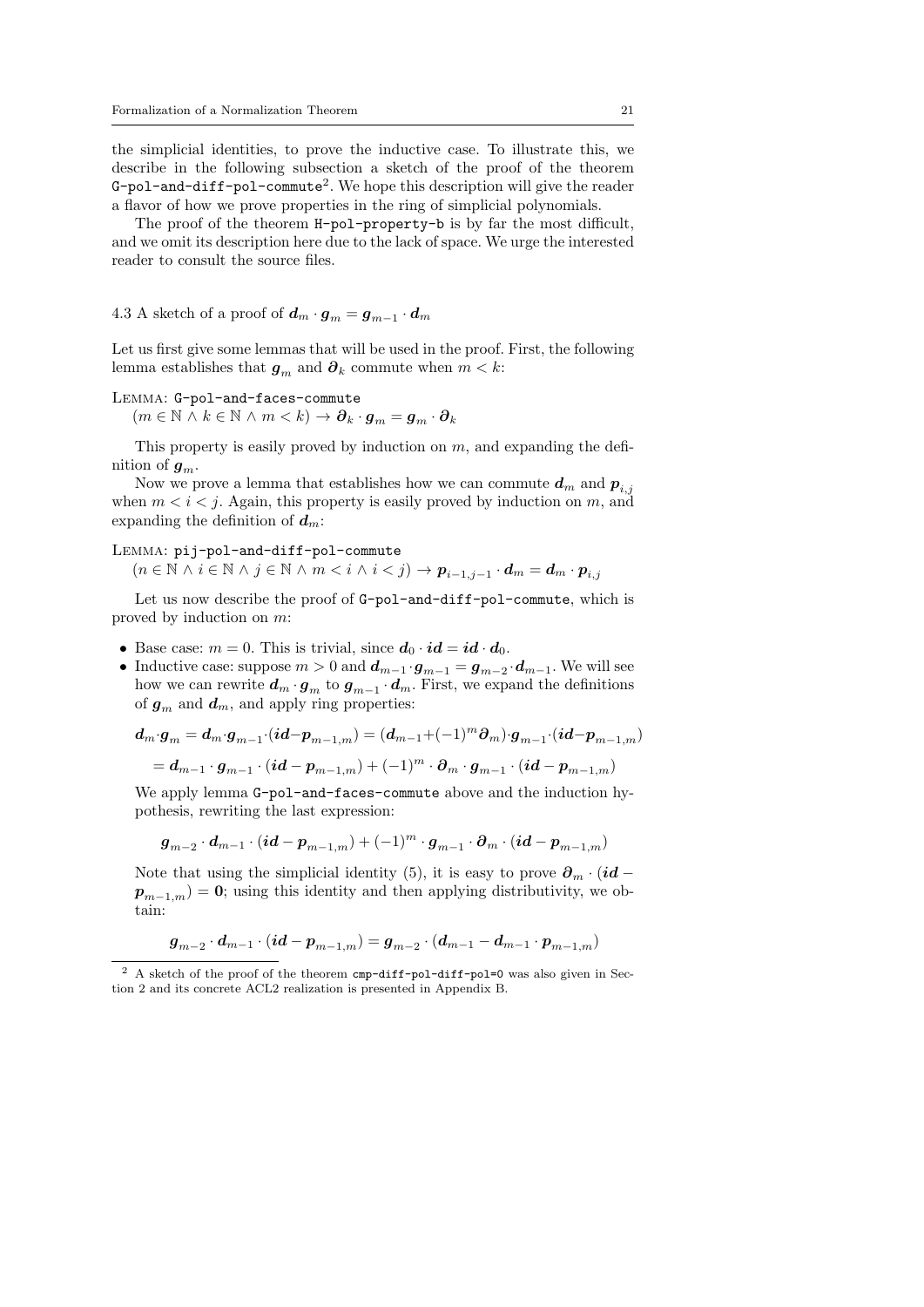the simplicial identities, to prove the inductive case. To illustrate this, we describe in the following subsection a sketch of the proof of the theorem `G-pol-and-diff-pol-commute`[2]. We hope this description will give the reader a flavor of how we prove properties in the ring of simplicial polynomials.

The proof of the theorem `H-pol-property-b` is by far the most difficult, and we omit its description here due to the lack of space. We urge the interested reader to consult the source files.

### 4.3 A sketch of a proof of $\boldsymbol{d}_m \cdot \boldsymbol{g}_m = \boldsymbol{g}_{m-1} \cdot \boldsymbol{d}_m$

Let us first give some lemmas that will be used in the proof. First, the following lemma establishes that $\boldsymbol{g}_m$ and $\boldsymbol{\partial}_k$ commute when $m < k$:

Lemma: `G-pol-and-faces-commute`
$(m \in \mathbb{N} \wedge k \in \mathbb{N} \wedge m < k) \to \boldsymbol{\partial}_k \cdot \boldsymbol{g}_m = \boldsymbol{g}_m \cdot \boldsymbol{\partial}_k$

This property is easily proved by induction on $m$, and expanding the definition of $\boldsymbol{g}_m$.

Now we prove a lemma that establishes how we can commute $\boldsymbol{d}_m$ and $\boldsymbol{p}_{i,j}$ when $m < i < j$. Again, this property is easily proved by induction on $m$, and expanding the definition of $\boldsymbol{d}_m$:

Lemma: `pij-pol-and-diff-pol-commute`
$(n \in \mathbb{N} \wedge i \in \mathbb{N} \wedge j \in \mathbb{N} \wedge m < i \wedge i < j) \to \boldsymbol{p}_{i-1,j-1} \cdot \boldsymbol{d}_m = \boldsymbol{d}_m \cdot \boldsymbol{p}_{i,j}$

Let us now describe the proof of `G-pol-and-diff-pol-commute`, which is proved by induction on $m$:

- Base case: $m = 0$. This is trivial, since $\boldsymbol{d}_0 \cdot \boldsymbol{id} = \boldsymbol{id} \cdot \boldsymbol{d}_0$.
- Inductive case: suppose $m > 0$ and $\boldsymbol{d}_{m-1} \cdot \boldsymbol{g}_{m-1} = \boldsymbol{g}_{m-2} \cdot \boldsymbol{d}_{m-1}$. We will see how we can rewrite $\boldsymbol{d}_m \cdot \boldsymbol{g}_m$ to $\boldsymbol{g}_{m-1} \cdot \boldsymbol{d}_m$. First, we expand the definitions of $\boldsymbol{g}_m$ and $\boldsymbol{d}_m$, and apply ring properties:

  $$\boldsymbol{d}_m \cdot \boldsymbol{g}_m = \boldsymbol{d}_m \cdot \boldsymbol{g}_{m-1} \cdot (\boldsymbol{id} - \boldsymbol{p}_{m-1,m}) = (\boldsymbol{d}_{m-1} + (-1)^m \boldsymbol{\partial}_m) \cdot \boldsymbol{g}_{m-1} \cdot (\boldsymbol{id} - \boldsymbol{p}_{m-1,m})$$

  $$= \boldsymbol{d}_{m-1} \cdot \boldsymbol{g}_{m-1} \cdot (\boldsymbol{id} - \boldsymbol{p}_{m-1,m}) + (-1)^m \cdot \boldsymbol{\partial}_m \cdot \boldsymbol{g}_{m-1} \cdot (\boldsymbol{id} - \boldsymbol{p}_{m-1,m})$$

  We apply lemma `G-pol-and-faces-commute` above and the induction hypothesis, rewriting the last expression:

  $$\boldsymbol{g}_{m-2} \cdot \boldsymbol{d}_{m-1} \cdot (\boldsymbol{id} - \boldsymbol{p}_{m-1,m}) + (-1)^m \cdot \boldsymbol{g}_{m-1} \cdot \boldsymbol{\partial}_m \cdot (\boldsymbol{id} - \boldsymbol{p}_{m-1,m})$$

  Note that using the simplicial identity (5), it is easy to prove $\boldsymbol{\partial}_m \cdot (\boldsymbol{id} - \boldsymbol{p}_{m-1,m}) = \boldsymbol{0}$; using this identity and then applying distributivity, we obtain:

  $$\boldsymbol{g}_{m-2} \cdot \boldsymbol{d}_{m-1} \cdot (\boldsymbol{id} - \boldsymbol{p}_{m-1,m}) = \boldsymbol{g}_{m-2} \cdot (\boldsymbol{d}_{m-1} - \boldsymbol{d}_{m-1} \cdot \boldsymbol{p}_{m-1,m})$$

[2] A sketch of the proof of the theorem `cmp-diff-pol-diff-pol=0` was also given in Section 2 and its concrete ACL2 realization is presented in Appendix B.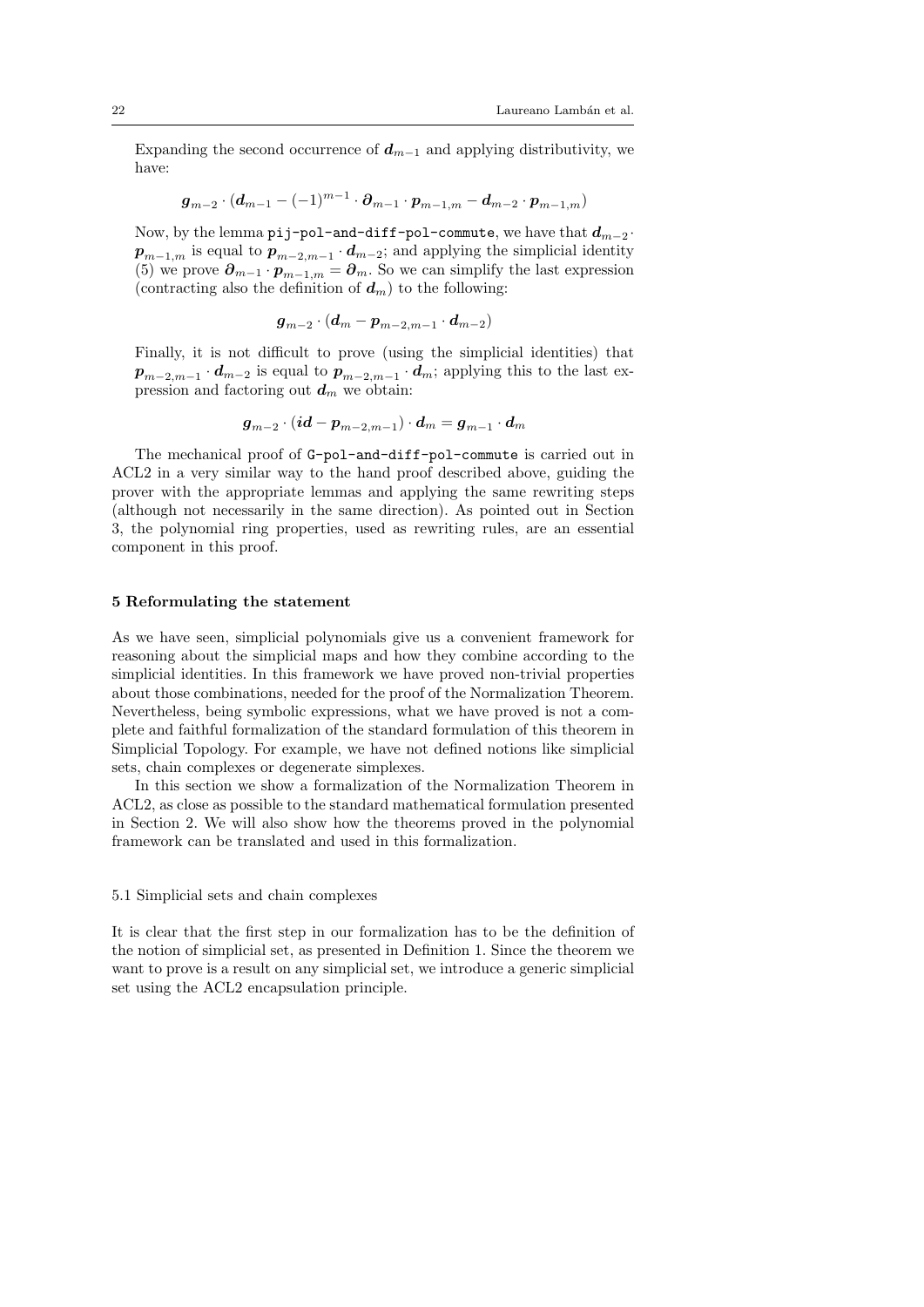Expanding the second occurrence of $\boldsymbol{d}_{m-1}$ and applying distributivity, we have:

$$\boldsymbol{g}_{m-2} \cdot (\boldsymbol{d}_{m-1} - (-1)^{m-1} \cdot \boldsymbol{\partial}_{m-1} \cdot \boldsymbol{p}_{m-1,m} - \boldsymbol{d}_{m-2} \cdot \boldsymbol{p}_{m-1,m})$$

Now, by the lemma `pij-pol-and-diff-pol-commute`, we have that $\boldsymbol{d}_{m-2} \cdot \boldsymbol{p}_{m-1,m}$ is equal to $\boldsymbol{p}_{m-2,m-1} \cdot \boldsymbol{d}_{m-2}$; and applying the simplicial identity (5) we prove $\boldsymbol{\partial}_{m-1} \cdot \boldsymbol{p}_{m-1,m} = \boldsymbol{\partial}_m$. So we can simplify the last expression (contracting also the definition of $\boldsymbol{d}_m$) to the following:

$$\boldsymbol{g}_{m-2} \cdot (\boldsymbol{d}_m - \boldsymbol{p}_{m-2,m-1} \cdot \boldsymbol{d}_{m-2})$$

Finally, it is not difficult to prove (using the simplicial identities) that $\boldsymbol{p}_{m-2,m-1} \cdot \boldsymbol{d}_{m-2}$ is equal to $\boldsymbol{p}_{m-2,m-1} \cdot \boldsymbol{d}_m$; applying this to the last expression and factoring out $\boldsymbol{d}_m$ we obtain:

$$\boldsymbol{g}_{m-2} \cdot (\boldsymbol{id} - \boldsymbol{p}_{m-2,m-1}) \cdot \boldsymbol{d}_m = \boldsymbol{g}_{m-1} \cdot \boldsymbol{d}_m$$

The mechanical proof of `G-pol-and-diff-pol-commute` is carried out in ACL2 in a very similar way to the hand proof described above, guiding the prover with the appropriate lemmas and applying the same rewriting steps (although not necessarily in the same direction). As pointed out in Section 3, the polynomial ring properties, used as rewriting rules, are an essential component in this proof.

## 5 Reformulating the statement

As we have seen, simplicial polynomials give us a convenient framework for reasoning about the simplicial maps and how they combine according to the simplicial identities. In this framework we have proved non-trivial properties about those combinations, needed for the proof of the Normalization Theorem. Nevertheless, being symbolic expressions, what we have proved is not a complete and faithful formalization of the standard formulation of this theorem in Simplicial Topology. For example, we have not defined notions like simplicial sets, chain complexes or degenerate simplexes.

In this section we show a formalization of the Normalization Theorem in ACL2, as close as possible to the standard mathematical formulation presented in Section 2. We will also show how the theorems proved in the polynomial framework can be translated and used in this formalization.

### 5.1 Simplicial sets and chain complexes

It is clear that the first step in our formalization has to be the definition of the notion of simplicial set, as presented in Definition 1. Since the theorem we want to prove is a result on any simplicial set, we introduce a generic simplicial set using the ACL2 encapsulation principle.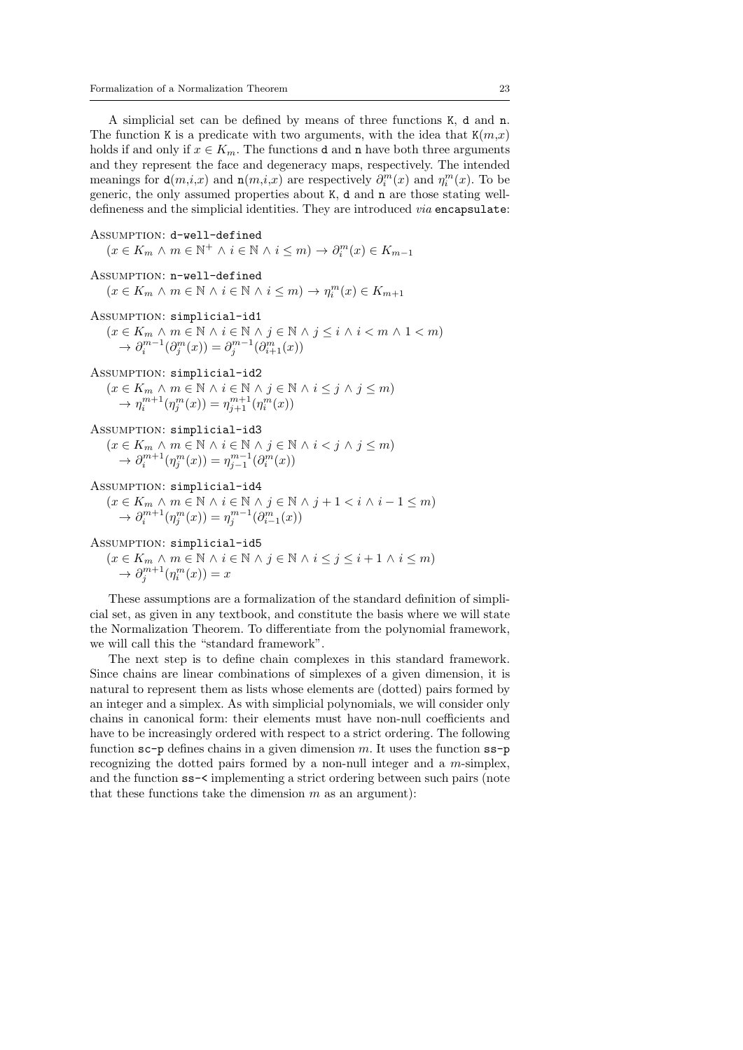A simplicial set can be defined by means of three functions K, d and n. The function K is a predicate with two arguments, with the idea that K($m$,$x$) holds if and only if $x \in K_m$. The functions d and n have both three arguments and they represent the face and degeneracy maps, respectively. The intended meanings for d($m$,$i$,$x$) and n($m$,$i$,$x$) are respectively $\partial_i^m(x)$ and $\eta_i^m(x)$. To be generic, the only assumed properties about K, d and n are those stating well-defineness and the simplicial identities. They are introduced *via* `encapsulate`:

Assumption: `d-well-defined`
$(x \in K_m \wedge m \in \mathbb{N}^+ \wedge i \in \mathbb{N} \wedge i \leq m) \rightarrow \partial_i^m(x) \in K_{m-1}$

Assumption: `n-well-defined`
$(x \in K_m \wedge m \in \mathbb{N} \wedge i \in \mathbb{N} \wedge i \leq m) \rightarrow \eta_i^m(x) \in K_{m+1}$

Assumption: `simplicial-id1`
$(x \in K_m \wedge m \in \mathbb{N} \wedge i \in \mathbb{N} \wedge j \in \mathbb{N} \wedge j \leq i \wedge i < m \wedge 1 < m)$
$\rightarrow \partial_i^{m-1}(\partial_j^m(x)) = \partial_j^{m-1}(\partial_{i+1}^m(x))$

Assumption: `simplicial-id2`
$(x \in K_m \wedge m \in \mathbb{N} \wedge i \in \mathbb{N} \wedge j \in \mathbb{N} \wedge i \leq j \wedge j \leq m)$
$\rightarrow \eta_i^{m+1}(\eta_j^m(x)) = \eta_{j+1}^{m+1}(\eta_i^m(x))$

Assumption: `simplicial-id3`
$(x \in K_m \wedge m \in \mathbb{N} \wedge i \in \mathbb{N} \wedge j \in \mathbb{N} \wedge i < j \wedge j \leq m)$
$\rightarrow \partial_i^{m+1}(\eta_j^m(x)) = \eta_{j-1}^{m-1}(\partial_i^m(x))$

Assumption: `simplicial-id4`
$(x \in K_m \wedge m \in \mathbb{N} \wedge i \in \mathbb{N} \wedge j \in \mathbb{N} \wedge j+1 < i \wedge i-1 \leq m)$
$\rightarrow \partial_i^{m+1}(\eta_j^m(x)) = \eta_j^{m-1}(\partial_{i-1}^m(x))$

Assumption: `simplicial-id5`
$(x \in K_m \wedge m \in \mathbb{N} \wedge i \in \mathbb{N} \wedge j \in \mathbb{N} \wedge i \leq j \leq i+1 \wedge i \leq m)$
$\rightarrow \partial_j^{m+1}(\eta_i^m(x)) = x$

These assumptions are a formalization of the standard definition of simplicial set, as given in any textbook, and constitute the basis where we will state the Normalization Theorem. To differentiate from the polynomial framework, we will call this the "standard framework".

The next step is to define chain complexes in this standard framework. Since chains are linear combinations of simplexes of a given dimension, it is natural to represent them as lists whose elements are (dotted) pairs formed by an integer and a simplex. As with simplicial polynomials, we will consider only chains in canonical form: their elements must have non-null coefficients and have to be increasingly ordered with respect to a strict ordering. The following function `sc-p` defines chains in a given dimension $m$. It uses the function `ss-p` recognizing the dotted pairs formed by a non-null integer and a $m$-simplex, and the function `ss-<` implementing a strict ordering between such pairs (note that these functions take the dimension $m$ as an argument):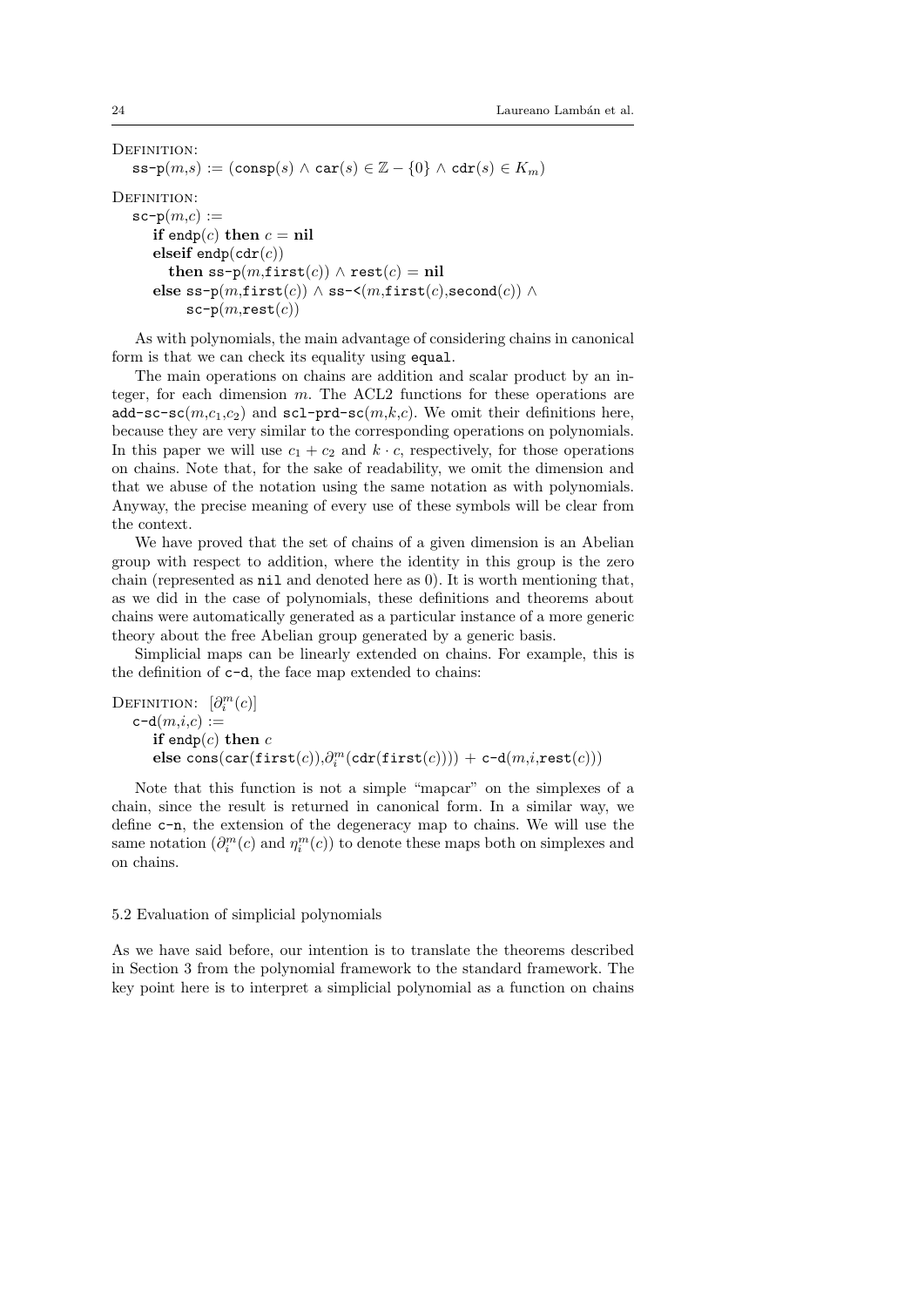Definition:

ss-p($m$,$s$) := (consp($s$) $\wedge$ car($s$) $\in \mathbb{Z} - \{0\}$ $\wedge$ cdr($s$) $\in K_m$)

Definition:

```
sc-p(m,c) :=
    if endp(c) then c = nil
    elseif endp(cdr(c))
      then ss-p(m,first(c)) ∧ rest(c) = nil
    else ss-p(m,first(c)) ∧ ss-<(m,first(c),second(c)) ∧
         sc-p(m,rest(c))
```

As with polynomials, the main advantage of considering chains in canonical form is that we can check its equality using equal.

The main operations on chains are addition and scalar product by an integer, for each dimension $m$. The ACL2 functions for these operations are add-sc-sc($m$,$c_1$,$c_2$) and scl-prd-sc($m$,$k$,$c$). We omit their definitions here, because they are very similar to the corresponding operations on polynomials. In this paper we will use $c_1 + c_2$ and $k \cdot c$, respectively, for those operations on chains. Note that, for the sake of readability, we omit the dimension and that we abuse of the notation using the same notation as with polynomials. Anyway, the precise meaning of every use of these symbols will be clear from the context.

We have proved that the set of chains of a given dimension is an Abelian group with respect to addition, where the identity in this group is the zero chain (represented as nil and denoted here as 0). It is worth mentioning that, as we did in the case of polynomials, these definitions and theorems about chains were automatically generated as a particular instance of a more generic theory about the free Abelian group generated by a generic basis.

Simplicial maps can be linearly extended on chains. For example, this is the definition of c-d, the face map extended to chains:

Definition: $[\partial_i^m(c)]$

```
c-d(m,i,c) :=
    if endp(c) then c
    else cons(car(first(c)),∂_i^m(cdr(first(c)))) + c-d(m,i,rest(c)))
```

Note that this function is not a simple "mapcar" on the simplexes of a chain, since the result is returned in canonical form. In a similar way, we define c-n, the extension of the degeneracy map to chains. We will use the same notation ($\partial_i^m(c)$ and $\eta_i^m(c)$) to denote these maps both on simplexes and on chains.

## 5.2 Evaluation of simplicial polynomials

As we have said before, our intention is to translate the theorems described in Section 3 from the polynomial framework to the standard framework. The key point here is to interpret a simplicial polynomial as a function on chains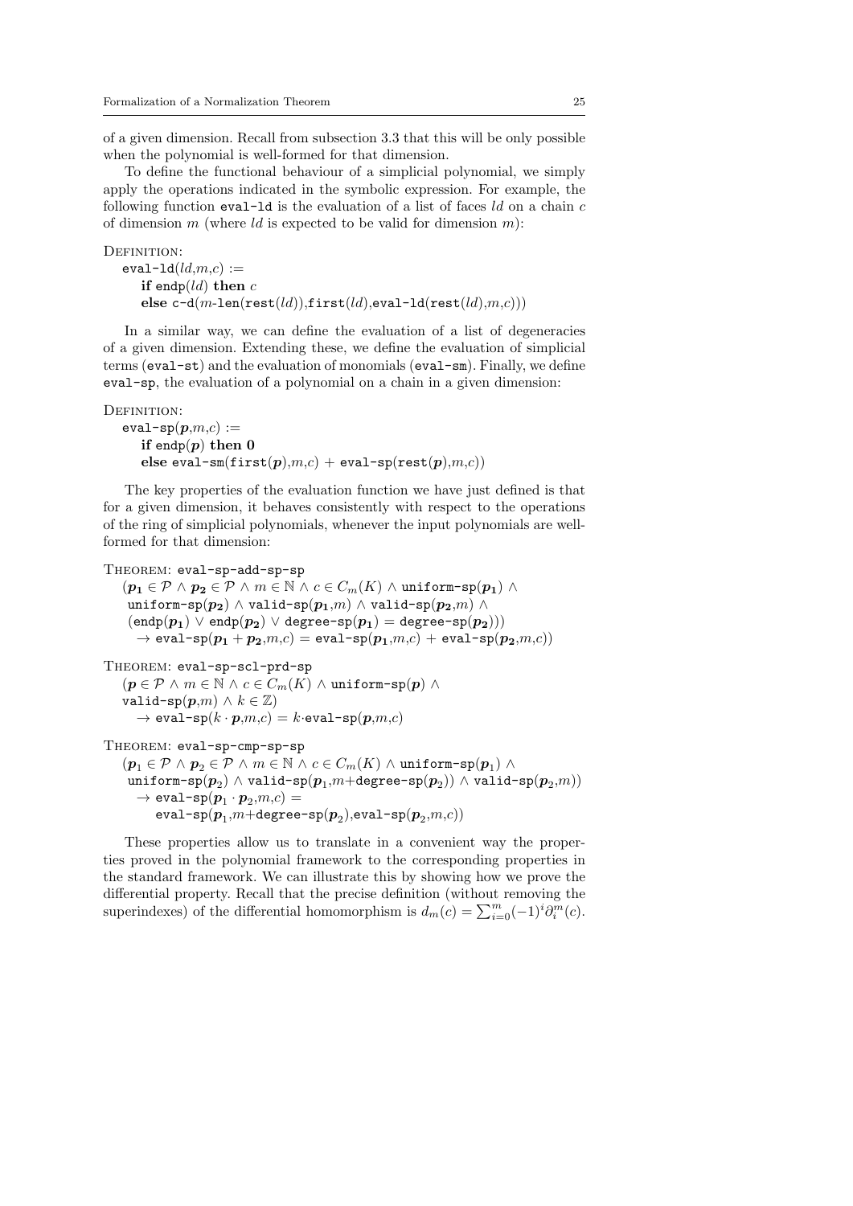of a given dimension. Recall from subsection 3.3 that this will be only possible when the polynomial is well-formed for that dimension.

To define the functional behaviour of a simplicial polynomial, we simply apply the operations indicated in the symbolic expression. For example, the following function `eval-ld` is the evaluation of a list of faces $ld$ on a chain $c$ of dimension $m$ (where $ld$ is expected to be valid for dimension $m$):

Definition:

$\texttt{eval-ld}(ld,m,c) :=$
  **if** $\texttt{endp}(ld)$ **then** $c$
  **else** $\texttt{c-d}(m\text{-}\texttt{len}(\texttt{rest}(ld)),\texttt{first}(ld),\texttt{eval-ld}(\texttt{rest}(ld),m,c)))$

In a similar way, we can define the evaluation of a list of degeneracies of a given dimension. Extending these, we define the evaluation of simplicial terms (`eval-st`) and the evaluation of monomials (`eval-sm`). Finally, we define `eval-sp`, the evaluation of a polynomial on a chain in a given dimension:

Definition:

$\texttt{eval-sp}(\boldsymbol{p},m,c) :=$
  **if** $\texttt{endp}(\boldsymbol{p})$ **then 0**
  **else** $\texttt{eval-sm}(\texttt{first}(\boldsymbol{p}),m,c) + \texttt{eval-sp}(\texttt{rest}(\boldsymbol{p}),m,c))$

The key properties of the evaluation function we have just defined is that for a given dimension, it behaves consistently with respect to the operations of the ring of simplicial polynomials, whenever the input polynomials are well-formed for that dimension:

Theorem: `eval-sp-add-sp-sp`

$(\boldsymbol{p_1} \in \mathcal{P} \wedge \boldsymbol{p_2} \in \mathcal{P} \wedge m \in \mathbb{N} \wedge c \in C_m(K) \wedge \texttt{uniform-sp}(\boldsymbol{p_1}) \wedge$
$\texttt{uniform-sp}(\boldsymbol{p_2}) \wedge \texttt{valid-sp}(\boldsymbol{p_1},m) \wedge \texttt{valid-sp}(\boldsymbol{p_2},m) \wedge$
$(\texttt{endp}(\boldsymbol{p_1}) \vee \texttt{endp}(\boldsymbol{p_2}) \vee \texttt{degree-sp}(\boldsymbol{p_1}) = \texttt{degree-sp}(\boldsymbol{p_2})))$
$\rightarrow \texttt{eval-sp}(\boldsymbol{p_1} + \boldsymbol{p_2},m,c) = \texttt{eval-sp}(\boldsymbol{p_1},m,c) + \texttt{eval-sp}(\boldsymbol{p_2},m,c))$

Theorem: `eval-sp-scl-prd-sp`

$(\boldsymbol{p} \in \mathcal{P} \wedge m \in \mathbb{N} \wedge c \in C_m(K) \wedge \texttt{uniform-sp}(\boldsymbol{p}) \wedge$
$\texttt{valid-sp}(\boldsymbol{p},m) \wedge k \in \mathbb{Z})$
$\rightarrow \texttt{eval-sp}(k \cdot \boldsymbol{p},m,c) = k \cdot \texttt{eval-sp}(\boldsymbol{p},m,c)$

Theorem: `eval-sp-cmp-sp-sp`

$(\boldsymbol{p}_1 \in \mathcal{P} \wedge \boldsymbol{p}_2 \in \mathcal{P} \wedge m \in \mathbb{N} \wedge c \in C_m(K) \wedge \texttt{uniform-sp}(\boldsymbol{p}_1) \wedge$
$\texttt{uniform-sp}(\boldsymbol{p}_2) \wedge \texttt{valid-sp}(\boldsymbol{p}_1,m+\texttt{degree-sp}(\boldsymbol{p}_2)) \wedge \texttt{valid-sp}(\boldsymbol{p}_2,m))$
$\rightarrow \texttt{eval-sp}(\boldsymbol{p}_1 \cdot \boldsymbol{p}_2,m,c) =$
$\texttt{eval-sp}(\boldsymbol{p}_1,m+\texttt{degree-sp}(\boldsymbol{p}_2),\texttt{eval-sp}(\boldsymbol{p}_2,m,c))$

These properties allow us to translate in a convenient way the properties proved in the polynomial framework to the corresponding properties in the standard framework. We can illustrate this by showing how we prove the differential property. Recall that the precise definition (without removing the superindexes) of the differential homomorphism is $d_m(c) = \sum_{i=0}^{m}(-1)^i \partial_i^m(c)$.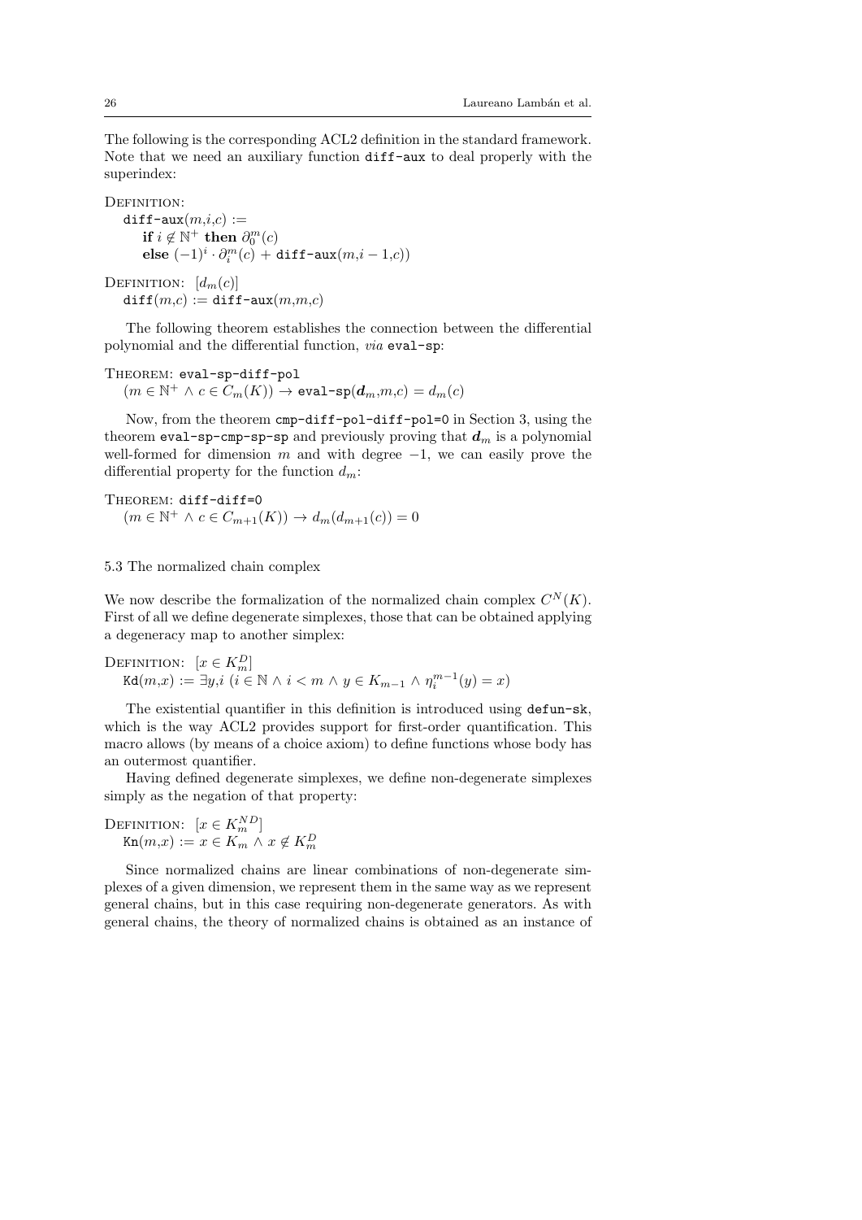The following is the corresponding ACL2 definition in the standard framework. Note that we need an auxiliary function `diff-aux` to deal properly with the superindex:

DEFINITION:
`diff-aux`$(m,i,c)$ :=
  **if** $i \notin \mathbb{N}^+$ **then** $\partial_0^m(c)$
  **else** $(-1)^i \cdot \partial_i^m(c)$ + `diff-aux`$(m,i-1,c)$)

DEFINITION: $[d_m(c)]$
`diff`$(m,c)$ := `diff-aux`$(m,m,c)$

The following theorem establishes the connection between the differential polynomial and the differential function, *via* `eval-sp`:

THEOREM: `eval-sp-diff-pol`
$(m \in \mathbb{N}^+ \wedge c \in C_m(K)) \rightarrow$ `eval-sp`$(\boldsymbol{d}_m,m,c) = d_m(c)$

Now, from the theorem `cmp-diff-pol-diff-pol=0` in Section 3, using the theorem `eval-sp-cmp-sp-sp` and previously proving that $\boldsymbol{d}_m$ is a polynomial well-formed for dimension $m$ and with degree $-1$, we can easily prove the differential property for the function $d_m$:

THEOREM: `diff-diff=0`
$(m \in \mathbb{N}^+ \wedge c \in C_{m+1}(K)) \rightarrow d_m(d_{m+1}(c)) = 0$

### 5.3 The normalized chain complex

We now describe the formalization of the normalized chain complex $C^N(K)$. First of all we define degenerate simplexes, those that can be obtained applying a degeneracy map to another simplex:

DEFINITION: $[x \in K_m^D]$
`Kd`$(m,x) := \exists y,i\ (i \in \mathbb{N} \wedge i < m \wedge y \in K_{m-1} \wedge \eta_i^{m-1}(y) = x)$

The existential quantifier in this definition is introduced using `defun-sk`, which is the way ACL2 provides support for first-order quantification. This macro allows (by means of a choice axiom) to define functions whose body has an outermost quantifier.

Having defined degenerate simplexes, we define non-degenerate simplexes simply as the negation of that property:

DEFINITION: $[x \in K_m^{ND}]$
`Kn`$(m,x) := x \in K_m \wedge x \notin K_m^D$

Since normalized chains are linear combinations of non-degenerate simplexes of a given dimension, we represent them in the same way as we represent general chains, but in this case requiring non-degenerate generators. As with general chains, the theory of normalized chains is obtained as an instance of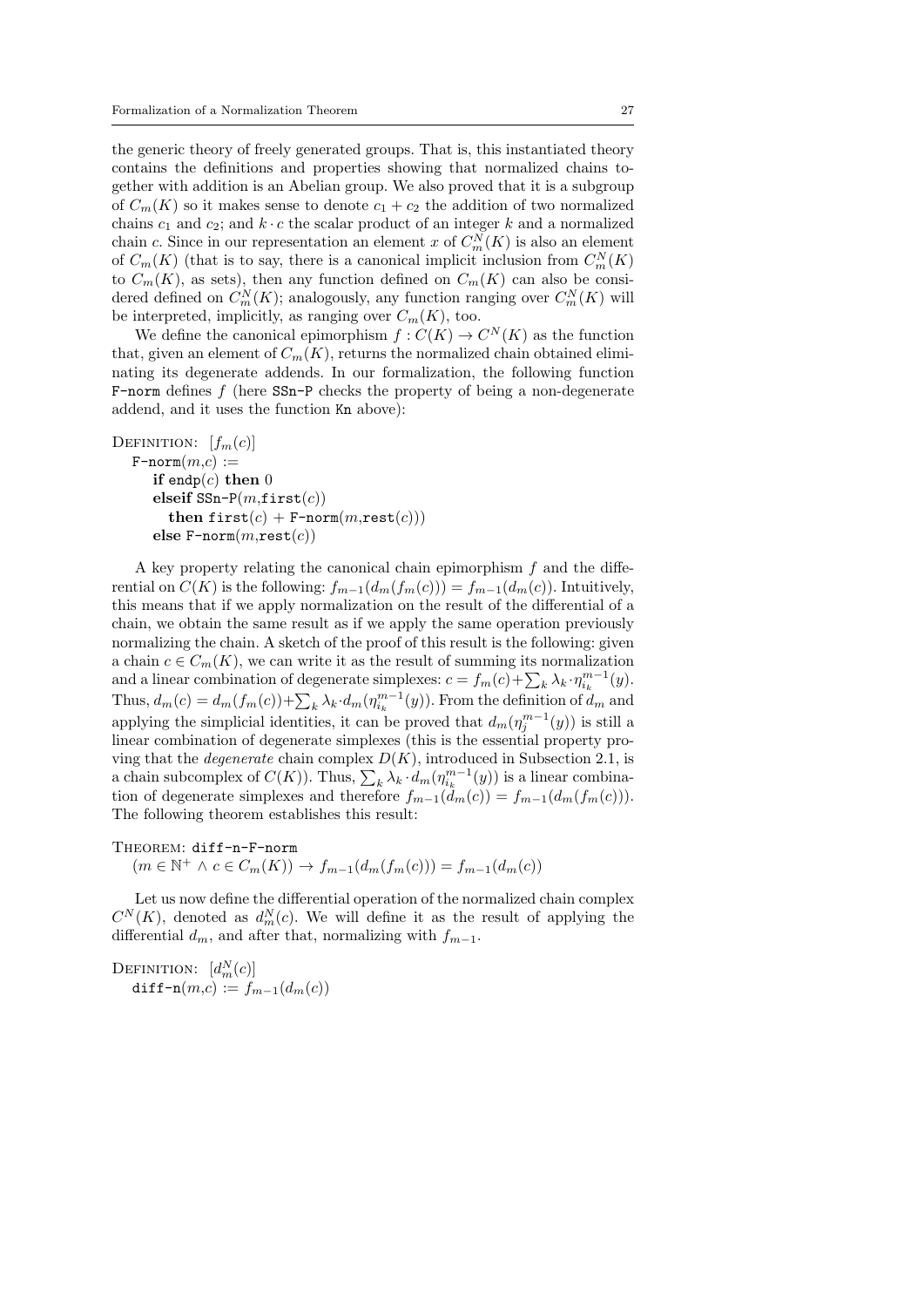the generic theory of freely generated groups. That is, this instantiated theory contains the definitions and properties showing that normalized chains together with addition is an Abelian group. We also proved that it is a subgroup of $C_m(K)$ so it makes sense to denote $c_1 + c_2$ the addition of two normalized chains $c_1$ and $c_2$; and $k \cdot c$ the scalar product of an integer $k$ and a normalized chain $c$. Since in our representation an element $x$ of $C^N_m(K)$ is also an element of $C_m(K)$ (that is to say, there is a canonical implicit inclusion from $C^N_m(K)$ to $C_m(K)$, as sets), then any function defined on $C_m(K)$ can also be considered defined on $C^N_m(K)$; analogously, any function ranging over $C^N_m(K)$ will be interpreted, implicitly, as ranging over $C_m(K)$, too.

We define the canonical epimorphism $f : C(K) \to C^N(K)$ as the function that, given an element of $C_m(K)$, returns the normalized chain obtained eliminating its degenerate addends. In our formalization, the following function `F-norm` defines $f$ (here `SSn-P` checks the property of being a non-degenerate addend, and it uses the function `Kn` above):

Definition: $[f_m(c)]$

```
F-norm(m,c) :=
   if endp(c) then 0
   elseif SSn-P(m,first(c))
      then first(c) + F-norm(m,rest(c)))
   else F-norm(m,rest(c))
```

A key property relating the canonical chain epimorphism $f$ and the differential on $C(K)$ is the following: $f_{m-1}(d_m(f_m(c))) = f_{m-1}(d_m(c))$. Intuitively, this means that if we apply normalization on the result of the differential of a chain, we obtain the same result as if we apply the same operation previously normalizing the chain. A sketch of the proof of this result is the following: given a chain $c \in C_m(K)$, we can write it as the result of summing its normalization and a linear combination of degenerate simplexes: $c = f_m(c) + \sum_k \lambda_k \cdot \eta^{m-1}_{i_k}(y)$. Thus, $d_m(c) = d_m(f_m(c)) + \sum_k \lambda_k \cdot d_m(\eta^{m-1}_{i_k}(y))$. From the definition of $d_m$ and applying the simplicial identities, it can be proved that $d_m(\eta^{m-1}_j(y))$ is still a linear combination of degenerate simplexes (this is the essential property proving that the *degenerate* chain complex $D(K)$, introduced in Subsection 2.1, is a chain subcomplex of $C(K)$). Thus, $\sum_k \lambda_k \cdot d_m(\eta^{m-1}_{i_k}(y))$ is a linear combination of degenerate simplexes and therefore $f_{m-1}(d_m(c)) = f_{m-1}(d_m(f_m(c)))$. The following theorem establishes this result:

Theorem: `diff-n-F-norm`

$(m \in \mathbb{N}^+ \wedge c \in C_m(K)) \to f_{m-1}(d_m(f_m(c))) = f_{m-1}(d_m(c))$

Let us now define the differential operation of the normalized chain complex $C^N(K)$, denoted as $d^N_m(c)$. We will define it as the result of applying the differential $d_m$, and after that, normalizing with $f_{m-1}$.

Definition: $[d^N_m(c)]$

`diff-n(m,c)` $:= f_{m-1}(d_m(c))$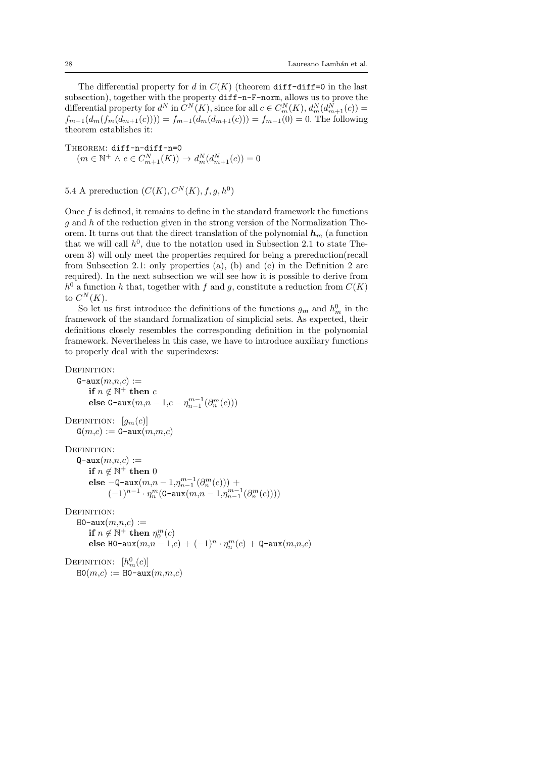The differential property for $d$ in $C(K)$ (theorem `diff-diff=0` in the last subsection), together with the property `diff-n-F-norm`, allows us to prove the differential property for $d^N$ in $C^N(K)$, since for all $c \in C^N_m(K)$, $d^N_m(d^N_{m+1}(c)) = f_{m-1}(d_m(f_m(d_{m+1}(c)))) = f_{m-1}(d_m(d_{m+1}(c))) = f_{m-1}(0) = 0$. The following theorem establishes it:

THEOREM: `diff-n-diff-n=0`
$(m \in \mathbb{N}^+ \wedge c \in C^N_{m+1}(K)) \rightarrow d^N_m(d^N_{m+1}(c)) = 0$

### 5.4 A prereduction $(C(K), C^N(K), f, g, h^0)$

Once $f$ is defined, it remains to define in the standard framework the functions $g$ and $h$ of the reduction given in the strong version of the Normalization Theorem. It turns out that the direct translation of the polynomial $\boldsymbol{h}_m$ (a function that we will call $h^0$, due to the notation used in Subsection 2.1 to state Theorem 3) will only meet the properties required for being a prereduction(recall from Subsection 2.1: only properties (a), (b) and (c) in the Definition 2 are required). In the next subsection we will see how it is possible to derive from $h^0$ a function $h$ that, together with $f$ and $g$, constitute a reduction from $C(K)$ to $C^N(K)$.

So let us first introduce the definitions of the functions $g_m$ and $h^0_m$ in the framework of the standard formalization of simplicial sets. As expected, their definitions closely resembles the corresponding definition in the polynomial framework. Nevertheless in this case, we have to introduce auxiliary functions to properly deal with the superindexes:

DEFINITION:
`G-aux`$(m,n,c) :=$
  **if** $n \notin \mathbb{N}^+$ **then** $c$
  **else** `G-aux`$(m,n-1,c - \eta^{m-1}_{n-1}(\partial^m_n(c)))$

DEFINITION: $[g_m(c)]$
`G`$(m,c) :=$ `G-aux`$(m,m,c)$

DEFINITION:
`Q-aux`$(m,n,c) :=$
  **if** $n \notin \mathbb{N}^+$ **then** $0$
  **else** $-$`Q-aux`$(m,n-1,\eta^{m-1}_{n-1}(\partial^m_n(c)))$ $+$
    $(-1)^{n-1} \cdot \eta^m_n($`G-aux`$(m,n-1,\eta^{m-1}_{n-1}(\partial^m_n(c))))$

DEFINITION:
`H0-aux`$(m,n,c) :=$
  **if** $n \notin \mathbb{N}^+$ **then** $\eta^m_0(c)$
  **else** `H0-aux`$(m,n-1,c)$ $+$ $(-1)^n \cdot \eta^m_n(c)$ $+$ `Q-aux`$(m,n,c)$

DEFINITION: $[h^0_m(c)]$
`H0`$(m,c) :=$ `H0-aux`$(m,m,c)$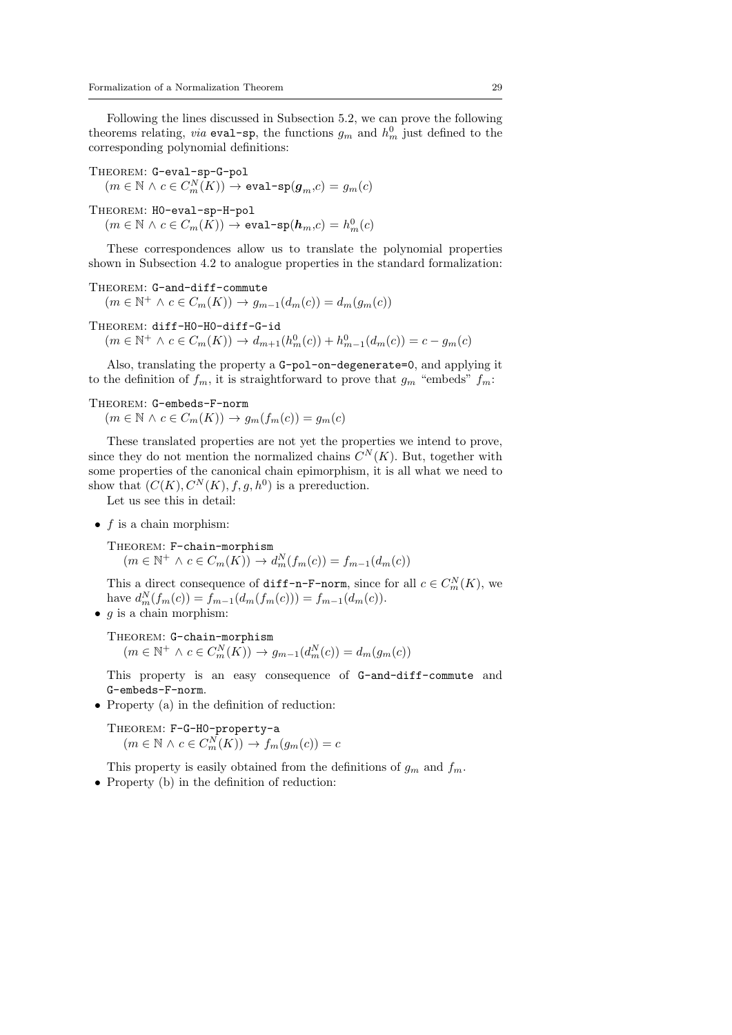Following the lines discussed in Subsection 5.2, we can prove the following theorems relating, *via* `eval-sp`, the functions $g_m$ and $h^0_m$ just defined to the corresponding polynomial definitions:

Theorem: `G-eval-sp-G-pol`
$(m \in \mathbb{N} \wedge c \in C^N_m(K)) \rightarrow \texttt{eval-sp}(\boldsymbol{g}_m, c) = g_m(c)$

Theorem: `H0-eval-sp-H-pol`
$(m \in \mathbb{N} \wedge c \in C_m(K)) \rightarrow \texttt{eval-sp}(\boldsymbol{h}_m, c) = h^0_m(c)$

These correspondences allow us to translate the polynomial properties shown in Subsection 4.2 to analogue properties in the standard formalization:

Theorem: `G-and-diff-commute`
$(m \in \mathbb{N}^+ \wedge c \in C_m(K)) \rightarrow g_{m-1}(d_m(c)) = d_m(g_m(c))$

Theorem: `diff-H0-H0-diff-G-id`
$(m \in \mathbb{N}^+ \wedge c \in C_m(K)) \rightarrow d_{m+1}(h^0_m(c)) + h^0_{m-1}(d_m(c)) = c - g_m(c)$

Also, translating the property a `G-pol-on-degenerate=0`, and applying it to the definition of $f_m$, it is straightforward to prove that $g_m$ "embeds" $f_m$:

Theorem: `G-embeds-F-norm`
$(m \in \mathbb{N} \wedge c \in C_m(K)) \rightarrow g_m(f_m(c)) = g_m(c)$

These translated properties are not yet the properties we intend to prove, since they do not mention the normalized chains $C^N(K)$. But, together with some properties of the canonical chain epimorphism, it is all what we need to show that $(C(K), C^N(K), f, g, h^0)$ is a prereduction.

Let us see this in detail:

- $f$ is a chain morphism:

  Theorem: `F-chain-morphism`
  $(m \in \mathbb{N}^+ \wedge c \in C_m(K)) \rightarrow d^N_m(f_m(c)) = f_{m-1}(d_m(c))$

  This a direct consequence of `diff-n-F-norm`, since for all $c \in C^N_m(K)$, we have $d^N_m(f_m(c)) = f_{m-1}(d_m(f_m(c))) = f_{m-1}(d_m(c))$.

- $g$ is a chain morphism:

  Theorem: `G-chain-morphism`
  $(m \in \mathbb{N}^+ \wedge c \in C^N_m(K)) \rightarrow g_{m-1}(d^N_m(c)) = d_m(g_m(c))$

  This property is an easy consequence of `G-and-diff-commute` and `G-embeds-F-norm`.

- Property (a) in the definition of reduction:

  Theorem: `F-G-H0-property-a`
  $(m \in \mathbb{N} \wedge c \in C^N_m(K)) \rightarrow f_m(g_m(c)) = c$

  This property is easily obtained from the definitions of $g_m$ and $f_m$.

- Property (b) in the definition of reduction: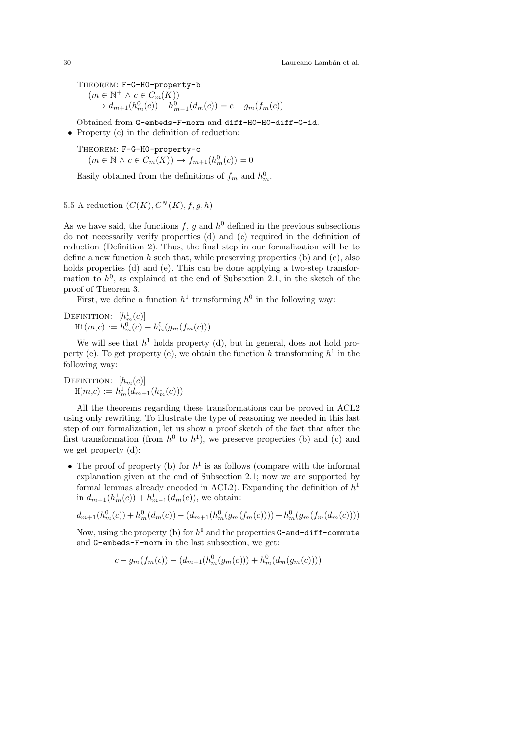THEOREM: `F-G-H0-property-b`
$(m \in \mathbb{N}^+ \wedge c \in C_m(K))$
$\quad \rightarrow d_{m+1}(h^0_m(c)) + h^0_{m-1}(d_m(c)) = c - g_m(f_m(c))$

Obtained from `G-embeds-F-norm` and `diff-H0-H0-diff-G-id`.

- Property (c) in the definition of reduction:

THEOREM: `F-G-H0-property-c`
$(m \in \mathbb{N} \wedge c \in C_m(K)) \rightarrow f_{m+1}(h^0_m(c)) = 0$

Easily obtained from the definitions of $f_m$ and $h^0_m$.

### 5.5 A reduction $(C(K), C^N(K), f, g, h)$

As we have said, the functions $f$, $g$ and $h^0$ defined in the previous subsections do not necessarily verify properties (d) and (e) required in the definition of reduction (Definition 2). Thus, the final step in our formalization will be to define a new function $h$ such that, while preserving properties (b) and (c), also holds properties (d) and (e). This can be done applying a two-step transformation to $h^0$, as explained at the end of Subsection 2.1, in the sketch of the proof of Theorem 3.

First, we define a function $h^1$ transforming $h^0$ in the following way:

DEFINITION: $[h^1_m(c)]$
`H1(m,c)` $:= h^0_m(c) - h^0_m(g_m(f_m(c)))$

We will see that $h^1$ holds property (d), but in general, does not hold property (e). To get property (e), we obtain the function $h$ transforming $h^1$ in the following way:

DEFINITION: $[h_m(c)]$
`H(m,c)` $:= h^1_m(d_{m+1}(h^1_m(c)))$

All the theorems regarding these transformations can be proved in ACL2 using only rewriting. To illustrate the type of reasoning we needed in this last step of our formalization, let us show a proof sketch of the fact that after the first transformation (from $h^0$ to $h^1$), we preserve properties (b) and (c) and we get property (d):

- The proof of property (b) for $h^1$ is as follows (compare with the informal explanation given at the end of Subsection 2.1; now we are supported by formal lemmas already encoded in ACL2). Expanding the definition of $h^1$ in $d_{m+1}(h^1_m(c)) + h^1_{m-1}(d_m(c))$, we obtain:

$$d_{m+1}(h^0_m(c)) + h^0_m(d_m(c)) - (d_{m+1}(h^0_m(g_m(f_m(c)))) + h^0_m(g_m(f_m(d_m(c)))))$$

Now, using the property (b) for $h^0$ and the properties `G-and-diff-commute` and `G-embeds-F-norm` in the last subsection, we get:

$$c - g_m(f_m(c)) - (d_{m+1}(h^0_m(g_m(c))) + h^0_m(d_m(g_m(c))))$$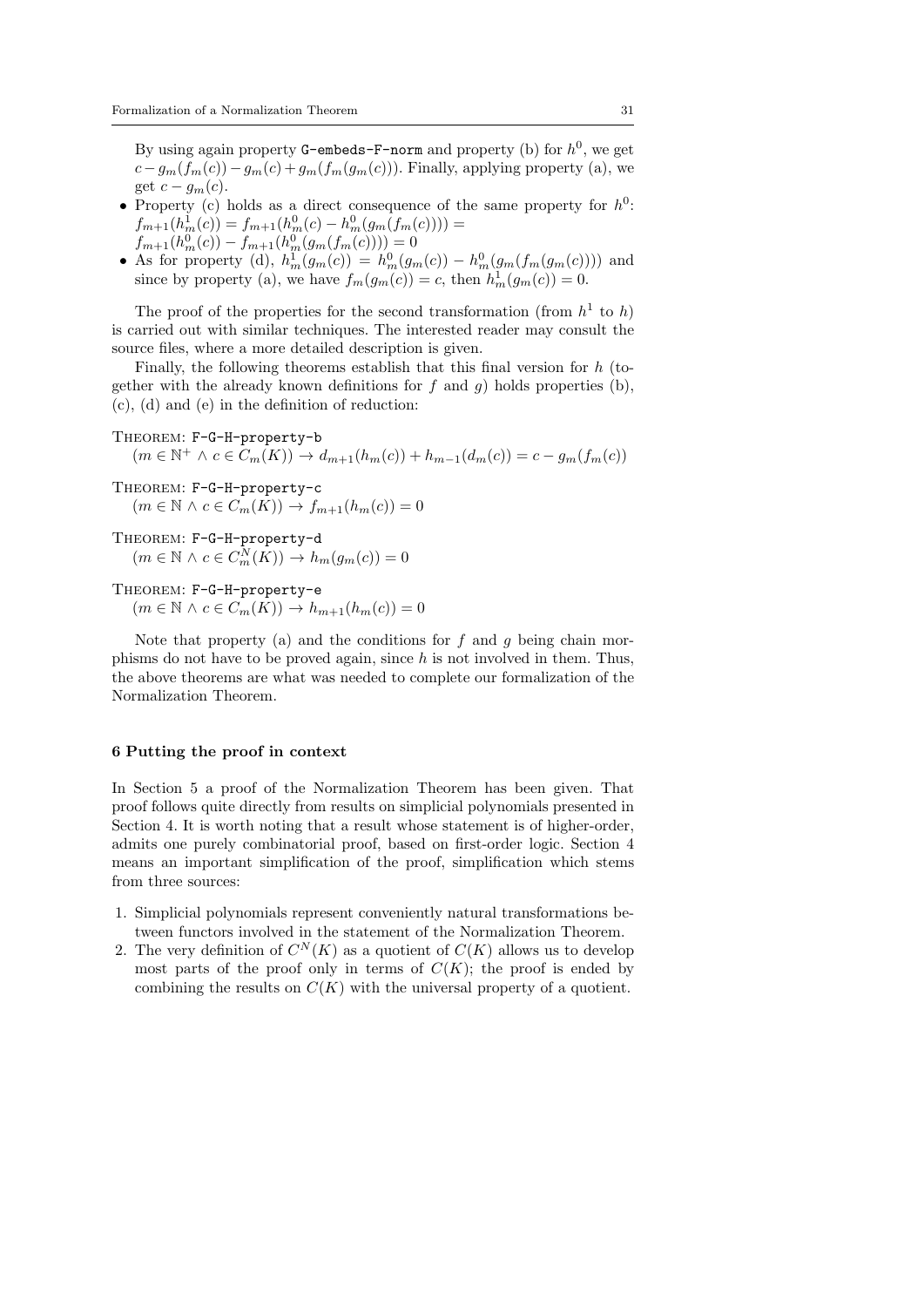By using again property `G-embeds-F-norm` and property (b) for $h^0$, we get $c - g_m(f_m(c)) - g_m(c) + g_m(f_m(g_m(c)))$. Finally, applying property (a), we get $c - g_m(c)$.

- Property (c) holds as a direct consequence of the same property for $h^0$: $f_{m+1}(h^1_m(c)) = f_{m+1}(h^0_m(c) - h^0_m(g_m(f_m(c)))) =$ $f_{m+1}(h^0_m(c)) - f_{m+1}(h^0_m(g_m(f_m(c)))) = 0$
- As for property (d), $h^1_m(g_m(c)) = h^0_m(g_m(c)) - h^0_m(g_m(f_m(g_m(c))))$ and since by property (a), we have $f_m(g_m(c)) = c$, then $h^1_m(g_m(c)) = 0$.

The proof of the properties for the second transformation (from $h^1$ to $h$) is carried out with similar techniques. The interested reader may consult the source files, where a more detailed description is given.

Finally, the following theorems establish that this final version for $h$ (together with the already known definitions for $f$ and $g$) holds properties (b), (c), (d) and (e) in the definition of reduction:

Theorem: `F-G-H-property-b`
$(m \in \mathbb{N}^+ \wedge c \in C_m(K)) \rightarrow d_{m+1}(h_m(c)) + h_{m-1}(d_m(c)) = c - g_m(f_m(c))$

Theorem: `F-G-H-property-c`
$(m \in \mathbb{N} \wedge c \in C_m(K)) \rightarrow f_{m+1}(h_m(c)) = 0$

Theorem: `F-G-H-property-d`
$(m \in \mathbb{N} \wedge c \in C^N_m(K)) \rightarrow h_m(g_m(c)) = 0$

Theorem: `F-G-H-property-e`
$(m \in \mathbb{N} \wedge c \in C_m(K)) \rightarrow h_{m+1}(h_m(c)) = 0$

Note that property (a) and the conditions for $f$ and $g$ being chain morphisms do not have to be proved again, since $h$ is not involved in them. Thus, the above theorems are what was needed to complete our formalization of the Normalization Theorem.

## 6 Putting the proof in context

In Section 5 a proof of the Normalization Theorem has been given. That proof follows quite directly from results on simplicial polynomials presented in Section 4. It is worth noting that a result whose statement is of higher-order, admits one purely combinatorial proof, based on first-order logic. Section 4 means an important simplification of the proof, simplification which stems from three sources:

1. Simplicial polynomials represent conveniently natural transformations between functors involved in the statement of the Normalization Theorem.
2. The very definition of $C^N(K)$ as a quotient of $C(K)$ allows us to develop most parts of the proof only in terms of $C(K)$; the proof is ended by combining the results on $C(K)$ with the universal property of a quotient.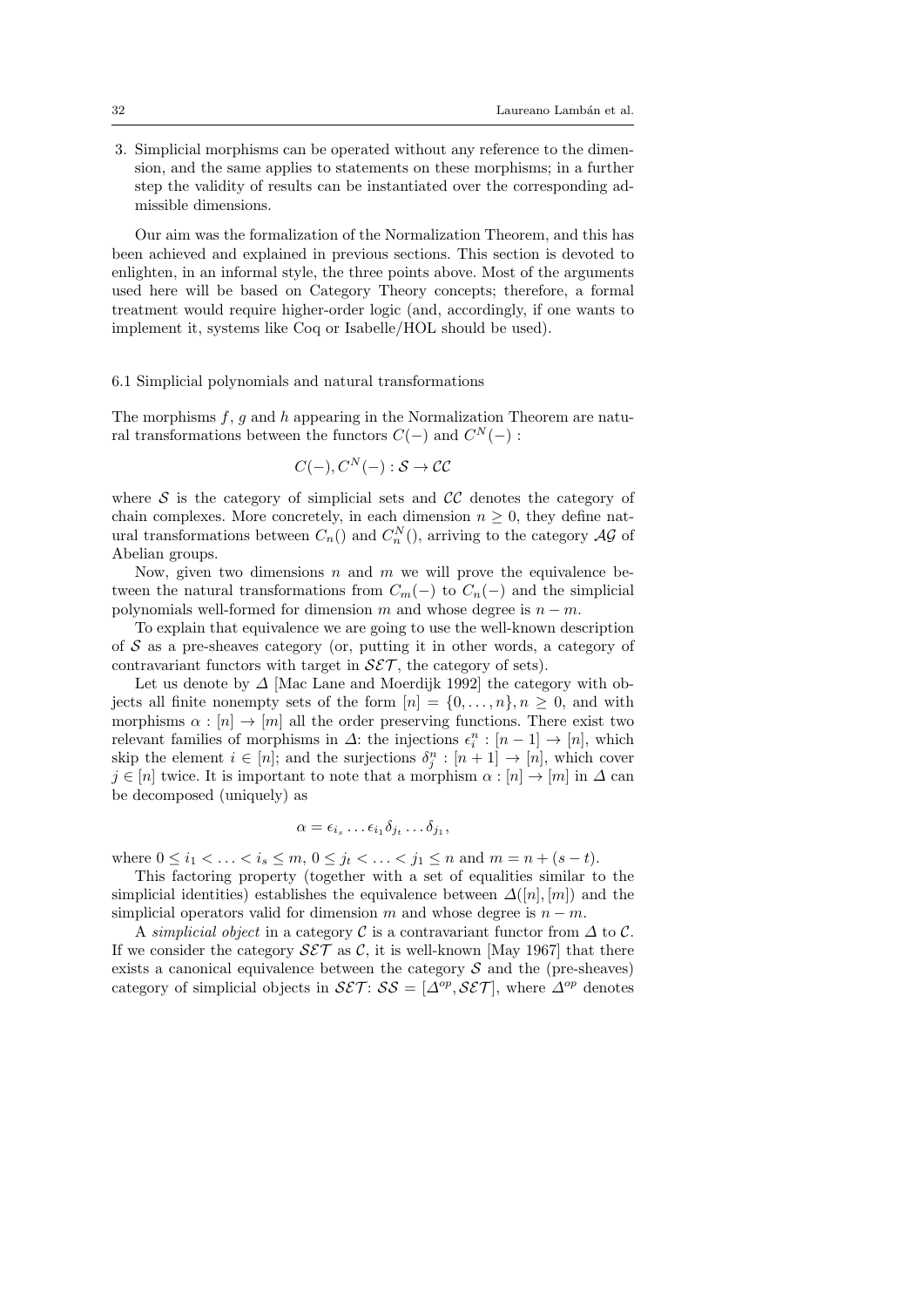3. Simplicial morphisms can be operated without any reference to the dimension, and the same applies to statements on these morphisms; in a further step the validity of results can be instantiated over the corresponding admissible dimensions.

Our aim was the formalization of the Normalization Theorem, and this has been achieved and explained in previous sections. This section is devoted to enlighten, in an informal style, the three points above. Most of the arguments used here will be based on Category Theory concepts; therefore, a formal treatment would require higher-order logic (and, accordingly, if one wants to implement it, systems like Coq or Isabelle/HOL should be used).

### 6.1 Simplicial polynomials and natural transformations

The morphisms $f$, $g$ and $h$ appearing in the Normalization Theorem are natural transformations between the functors $C(-)$ and $C^N(-)$ :

$$C(-), C^N(-) : \mathcal{S} \to \mathcal{CC}$$

where $\mathcal{S}$ is the category of simplicial sets and $\mathcal{CC}$ denotes the category of chain complexes. More concretely, in each dimension $n \geq 0$, they define natural transformations between $C_n()$ and $C_n^N()$, arriving to the category $\mathcal{AG}$ of Abelian groups.

Now, given two dimensions $n$ and $m$ we will prove the equivalence between the natural transformations from $C_m(-)$ to $C_n(-)$ and the simplicial polynomials well-formed for dimension $m$ and whose degree is $n - m$.

To explain that equivalence we are going to use the well-known description of $\mathcal{S}$ as a pre-sheaves category (or, putting it in other words, a category of contravariant functors with target in $\mathcal{SET}$, the category of sets).

Let us denote by $\Delta$ [Mac Lane and Moerdijk 1992] the category with objects all finite nonempty sets of the form $[n] = \{0, \ldots, n\}, n \geq 0$, and with morphisms $\alpha : [n] \to [m]$ all the order preserving functions. There exist two relevant families of morphisms in $\Delta$: the injections $\epsilon_i^n : [n-1] \to [n]$, which skip the element $i \in [n]$; and the surjections $\delta_j^n : [n+1] \to [n]$, which cover $j \in [n]$ twice. It is important to note that a morphism $\alpha : [n] \to [m]$ in $\Delta$ can be decomposed (uniquely) as

$$\alpha = \epsilon_{i_s} \ldots \epsilon_{i_1} \delta_{j_t} \ldots \delta_{j_1},$$

where $0 \leq i_1 < \ldots < i_s \leq m$, $0 \leq j_t < \ldots < j_1 \leq n$ and $m = n + (s - t)$.

This factoring property (together with a set of equalities similar to the simplicial identities) establishes the equivalence between $\Delta([n], [m])$ and the simplicial operators valid for dimension $m$ and whose degree is $n - m$.

A *simplicial object* in a category $\mathcal{C}$ is a contravariant functor from $\Delta$ to $\mathcal{C}$. If we consider the category $\mathcal{SET}$ as $\mathcal{C}$, it is well-known [May 1967] that there exists a canonical equivalence between the category $\mathcal{S}$ and the (pre-sheaves) category of simplicial objects in $\mathcal{SET}$: $\mathcal{SS} = [\Delta^{op}, \mathcal{SET}]$, where $\Delta^{op}$ denotes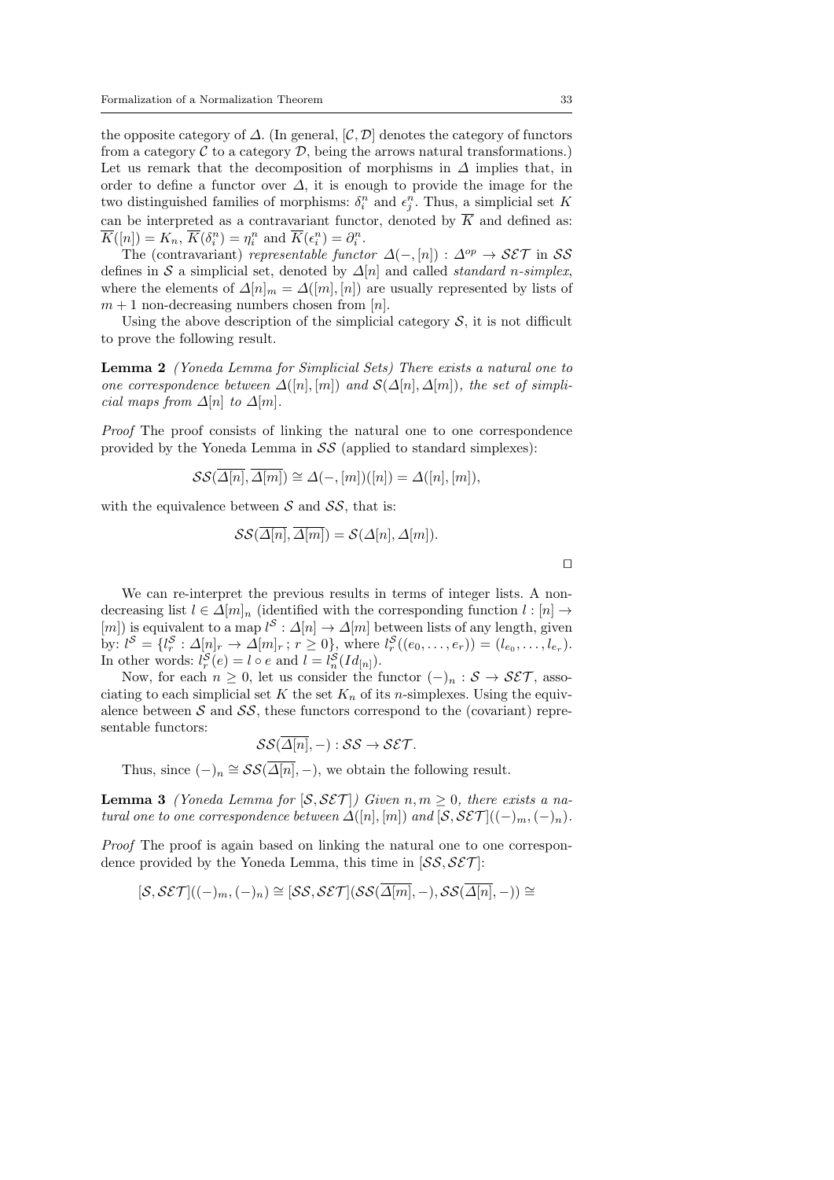the opposite category of $\Delta$. (In general, $[\mathcal{C}, \mathcal{D}]$ denotes the category of functors from a category $\mathcal{C}$ to a category $\mathcal{D}$, being the arrows natural transformations.) Let us remark that the decomposition of morphisms in $\Delta$ implies that, in order to define a functor over $\Delta$, it is enough to provide the image for the two distinguished families of morphisms: $\delta_i^n$ and $\epsilon_j^n$. Thus, a simplicial set $K$ can be interpreted as a contravariant functor, denoted by $\overline{K}$ and defined as: $\overline{K}([n]) = K_n$, $\overline{K}(\delta_i^n) = \eta_i^n$ and $\overline{K}(\epsilon_i^n) = \partial_i^n$.

The (contravariant) *representable functor* $\Delta(-, [n]) : \Delta^{op} \to \mathcal{SET}$ in $\mathcal{SS}$ defines in $\mathcal{S}$ a simplicial set, denoted by $\Delta[n]$ and called *standard n-simplex*, where the elements of $\Delta[n]_m = \Delta([m], [n])$ are usually represented by lists of $m+1$ non-decreasing numbers chosen from $[n]$.

Using the above description of the simplicial category $\mathcal{S}$, it is not difficult to prove the following result.

**Lemma 2** *(Yoneda Lemma for Simplicial Sets) There exists a natural one to one correspondence between $\Delta([n], [m])$ and $\mathcal{S}(\Delta[n], \Delta[m])$, the set of simplicial maps from $\Delta[n]$ to $\Delta[m]$.*

*Proof* The proof consists of linking the natural one to one correspondence provided by the Yoneda Lemma in $\mathcal{SS}$ (applied to standard simplexes):

$$\mathcal{SS}(\overline{\Delta[n]}, \overline{\Delta[m]}) \cong \Delta(-, [m])([n]) = \Delta([n], [m]),$$

with the equivalence between $\mathcal{S}$ and $\mathcal{SS}$, that is:

$$\mathcal{SS}(\overline{\Delta[n]}, \overline{\Delta[m]}) = \mathcal{S}(\Delta[n], \Delta[m]).$$

□

We can re-interpret the previous results in terms of integer lists. A non-decreasing list $l \in \Delta[m]_n$ (identified with the corresponding function $l : [n] \to [m]$) is equivalent to a map $l^{\mathcal{S}} : \Delta[n] \to \Delta[m]$ between lists of any length, given by: $l^{\mathcal{S}} = \{l_r^{\mathcal{S}} : \Delta[n]_r \to \Delta[m]_r \, ; \, r \geq 0\}$, where $l_r^{\mathcal{S}}((e_0, \ldots, e_r)) = (l_{e_0}, \ldots, l_{e_r})$. In other words: $l_r^{\mathcal{S}}(e) = l \circ e$ and $l = l_n^{\mathcal{S}}(Id_{[n]})$.

Now, for each $n \geq 0$, let us consider the functor $(-)_n : \mathcal{S} \to \mathcal{SET}$, associating to each simplicial set $K$ the set $K_n$ of its $n$-simplexes. Using the equivalence between $\mathcal{S}$ and $\mathcal{SS}$, these functors correspond to the (covariant) representable functors:

$$\mathcal{SS}(\overline{\Delta[n]}, -) : \mathcal{SS} \to \mathcal{SET}.$$

Thus, since $(-)_n \cong \mathcal{SS}(\overline{\Delta[n]}, -)$, we obtain the following result.

**Lemma 3** *(Yoneda Lemma for $[\mathcal{S}, \mathcal{SET}]$) Given $n, m \geq 0$, there exists a natural one to one correspondence between $\Delta([n], [m])$ and $[\mathcal{S}, \mathcal{SET}]((-)_m, (-)_n)$.*

*Proof* The proof is again based on linking the natural one to one correspondence provided by the Yoneda Lemma, this time in $[\mathcal{SS}, \mathcal{SET}]$:

$$[\mathcal{S}, \mathcal{SET}]((-)_m, (-)_n) \cong [\mathcal{SS}, \mathcal{SET}](\mathcal{SS}(\overline{\Delta[m]}, -), \mathcal{SS}(\overline{\Delta[n]}, -)) \cong$$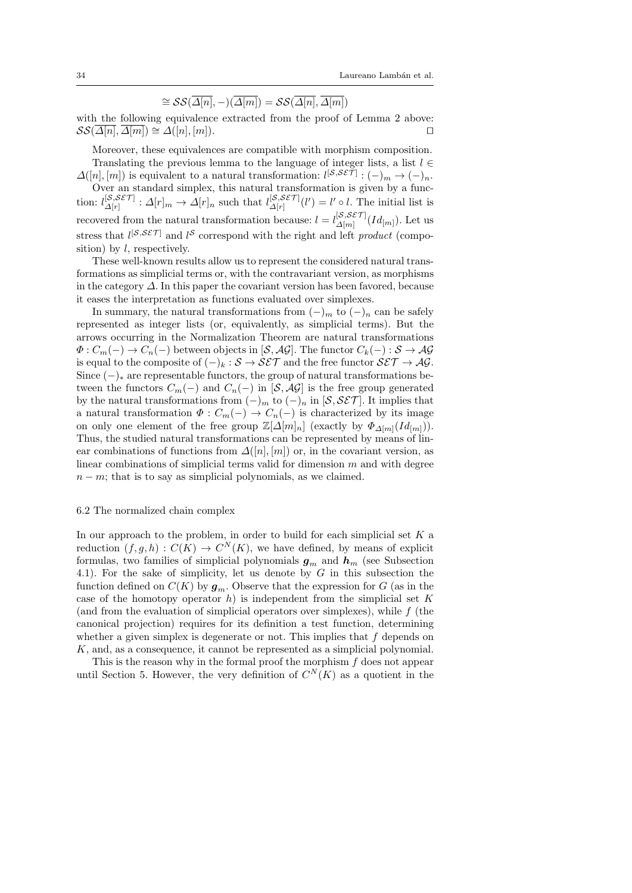$$\cong \mathcal{SS}(\overline{\Delta[n]}, -)(\overline{\Delta[m]}) = \mathcal{SS}(\overline{\Delta[n]}, \overline{\Delta[m]})$$

with the following equivalence extracted from the proof of Lemma 2 above: $\mathcal{SS}(\overline{\Delta[n]}, \overline{\Delta[m]}) \cong \Delta([n],[m])$. □

Moreover, these equivalences are compatible with morphism composition.

Translating the previous lemma to the language of integer lists, a list $l \in \Delta([n],[m])$ is equivalent to a natural transformation: $l^{[\mathcal{S},\mathcal{SET}]} : (-)_m \to (-)_n$. Over an standard simplex, this natural transformation is given by a function: $l^{[\mathcal{S},\mathcal{SET}]}_{\Delta[r]} : \Delta[r]_m \to \Delta[r]_n$ such that $l^{[\mathcal{S},\mathcal{SET}]}_{\Delta[r]}(l') = l' \circ l$. The initial list is recovered from the natural transformation because: $l = l^{[\mathcal{S},\mathcal{SET}]}_{\Delta[m]}(Id_{[m]})$. Let us stress that $l^{[\mathcal{S},\mathcal{SET}]}$ and $l^{\mathcal{S}}$ correspond with the right and left *product* (composition) by $l$, respectively.

These well-known results allow us to represent the considered natural transformations as simplicial terms or, with the contravariant version, as morphisms in the category $\Delta$. In this paper the covariant version has been favored, because it eases the interpretation as functions evaluated over simplexes.

In summary, the natural transformations from $(-)_m$ to $(-)_n$ can be safely represented as integer lists (or, equivalently, as simplicial terms). But the arrows occurring in the Normalization Theorem are natural transformations $\Phi : C_m(-) \to C_n(-)$ between objects in $[\mathcal{S}, \mathcal{AG}]$. The functor $C_k(-) : \mathcal{S} \to \mathcal{AG}$ is equal to the composite of $(-)_k : \mathcal{S} \to \mathcal{SET}$ and the free functor $\mathcal{SET} \to \mathcal{AG}$. Since $(-)_*$ are representable functors, the group of natural transformations between the functors $C_m(-)$ and $C_n(-)$ in $[\mathcal{S}, \mathcal{AG}]$ is the free group generated by the natural transformations from $(-)_m$ to $(-)_n$ in $[\mathcal{S}, \mathcal{SET}]$. It implies that a natural transformation $\Phi : C_m(-) \to C_n(-)$ is characterized by its image on only one element of the free group $\mathbb{Z}[\Delta[m]_n]$ (exactly by $\Phi_{\Delta[m]}(Id_{[m]})$). Thus, the studied natural transformations can be represented by means of linear combinations of functions from $\Delta([n],[m])$ or, in the covariant version, as linear combinations of simplicial terms valid for dimension $m$ and with degree $n-m$; that is to say as simplicial polynomials, as we claimed.

### 6.2 The normalized chain complex

In our approach to the problem, in order to build for each simplicial set $K$ a reduction $(f, g, h) : C(K) \to C^N(K)$, we have defined, by means of explicit formulas, two families of simplicial polynomials $\boldsymbol{g}_m$ and $\boldsymbol{h}_m$ (see Subsection 4.1). For the sake of simplicity, let us denote by $G$ in this subsection the function defined on $C(K)$ by $\boldsymbol{g}_m$. Observe that the expression for $G$ (as in the case of the homotopy operator $h$) is independent from the simplicial set $K$ (and from the evaluation of simplicial operators over simplexes), while $f$ (the canonical projection) requires for its definition a test function, determining whether a given simplex is degenerate or not. This implies that $f$ depends on $K$, and, as a consequence, it cannot be represented as a simplicial polynomial.

This is the reason why in the formal proof the morphism $f$ does not appear until Section 5. However, the very definition of $C^N(K)$ as a quotient in the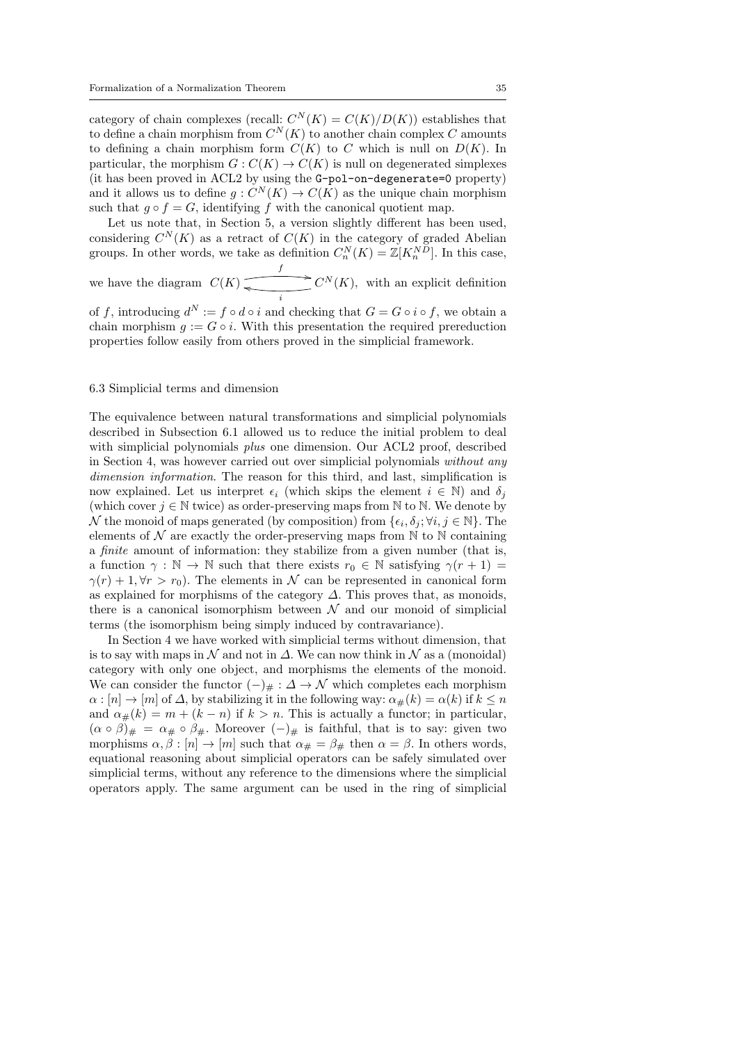category of chain complexes (recall: $C^N(K) = C(K)/D(K)$) establishes that to define a chain morphism from $C^N(K)$ to another chain complex $C$ amounts to defining a chain morphism form $C(K)$ to $C$ which is null on $D(K)$. In particular, the morphism $G : C(K) \to C(K)$ is null on degenerated simplexes (it has been proved in ACL2 by using the `G-pol-on-degenerate=0` property) and it allows us to define $g : C^N(K) \to C(K)$ as the unique chain morphism such that $g \circ f = G$, identifying $f$ with the canonical quotient map.

Let us note that, in Section 5, a version slightly different has been used, considering $C^N(K)$ as a retract of $C(K)$ in the category of graded Abelian groups. In other words, we take as definition $C_n^N(K) = \mathbb{Z}[K_n^{ND}]$. In this case, we have the diagram $C(K) \underset{i}{\overset{f}{\rightleftarrows}} C^N(K)$, with an explicit definition of $f$, introducing $d^N := f \circ d \circ i$ and checking that $G = G \circ i \circ f$, we obtain a chain morphism $g := G \circ i$. With this presentation the required prereduction properties follow easily from others proved in the simplicial framework.

### 6.3 Simplicial terms and dimension

The equivalence between natural transformations and simplicial polynomials described in Subsection 6.1 allowed us to reduce the initial problem to deal with simplicial polynomials *plus* one dimension. Our ACL2 proof, described in Section 4, was however carried out over simplicial polynomials *without any dimension information*. The reason for this third, and last, simplification is now explained. Let us interpret $\epsilon_i$ (which skips the element $i \in \mathbb{N}$) and $\delta_j$ (which cover $j \in \mathbb{N}$ twice) as order-preserving maps from $\mathbb{N}$ to $\mathbb{N}$. We denote by $\mathcal{N}$ the monoid of maps generated (by composition) from $\{\epsilon_i, \delta_j; \forall i, j \in \mathbb{N}\}$. The elements of $\mathcal{N}$ are exactly the order-preserving maps from $\mathbb{N}$ to $\mathbb{N}$ containing a *finite* amount of information: they stabilize from a given number (that is, a function $\gamma : \mathbb{N} \to \mathbb{N}$ such that there exists $r_0 \in \mathbb{N}$ satisfying $\gamma(r+1) = \gamma(r) + 1, \forall r > r_0$). The elements in $\mathcal{N}$ can be represented in canonical form as explained for morphisms of the category $\Delta$. This proves that, as monoids, there is a canonical isomorphism between $\mathcal{N}$ and our monoid of simplicial terms (the isomorphism being simply induced by contravariance).

In Section 4 we have worked with simplicial terms without dimension, that is to say with maps in $\mathcal{N}$ and not in $\Delta$. We can now think in $\mathcal{N}$ as a (monoidal) category with only one object, and morphisms the elements of the monoid. We can consider the functor $(-)_\# : \Delta \to \mathcal{N}$ which completes each morphism $\alpha : [n] \to [m]$ of $\Delta$, by stabilizing it in the following way: $\alpha_\#(k) = \alpha(k)$ if $k \leq n$ and $\alpha_\#(k) = m + (k - n)$ if $k > n$. This is actually a functor; in particular, $(\alpha \circ \beta)_\# = \alpha_\# \circ \beta_\#$. Moreover $(-)_\#$ is faithful, that is to say: given two morphisms $\alpha, \beta : [n] \to [m]$ such that $\alpha_\# = \beta_\#$ then $\alpha = \beta$. In others words, equational reasoning about simplicial operators can be safely simulated over simplicial terms, without any reference to the dimensions where the simplicial operators apply. The same argument can be used in the ring of simplicial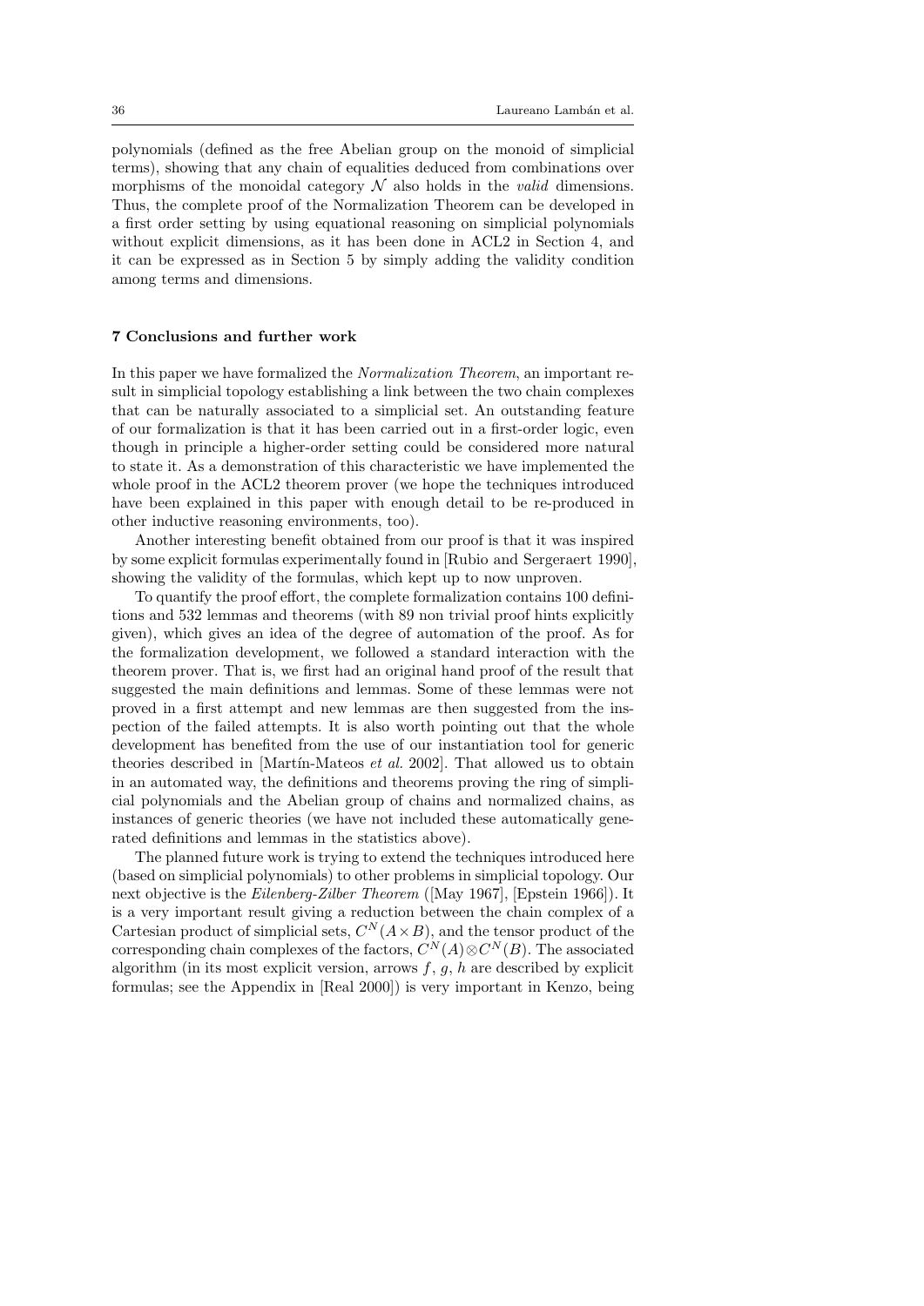polynomials (defined as the free Abelian group on the monoid of simplicial terms), showing that any chain of equalities deduced from combinations over morphisms of the monoidal category $\mathcal{N}$ also holds in the *valid* dimensions. Thus, the complete proof of the Normalization Theorem can be developed in a first order setting by using equational reasoning on simplicial polynomials without explicit dimensions, as it has been done in ACL2 in Section 4, and it can be expressed as in Section 5 by simply adding the validity condition among terms and dimensions.

## 7 Conclusions and further work

In this paper we have formalized the *Normalization Theorem*, an important result in simplicial topology establishing a link between the two chain complexes that can be naturally associated to a simplicial set. An outstanding feature of our formalization is that it has been carried out in a first-order logic, even though in principle a higher-order setting could be considered more natural to state it. As a demonstration of this characteristic we have implemented the whole proof in the ACL2 theorem prover (we hope the techniques introduced have been explained in this paper with enough detail to be re-produced in other inductive reasoning environments, too).

Another interesting benefit obtained from our proof is that it was inspired by some explicit formulas experimentally found in [Rubio and Sergeraert 1990], showing the validity of the formulas, which kept up to now unproven.

To quantify the proof effort, the complete formalization contains 100 definitions and 532 lemmas and theorems (with 89 non trivial proof hints explicitly given), which gives an idea of the degree of automation of the proof. As for the formalization development, we followed a standard interaction with the theorem prover. That is, we first had an original hand proof of the result that suggested the main definitions and lemmas. Some of these lemmas were not proved in a first attempt and new lemmas are then suggested from the inspection of the failed attempts. It is also worth pointing out that the whole development has benefited from the use of our instantiation tool for generic theories described in [Martín-Mateos *et al.* 2002]. That allowed us to obtain in an automated way, the definitions and theorems proving the ring of simplicial polynomials and the Abelian group of chains and normalized chains, as instances of generic theories (we have not included these automatically generated definitions and lemmas in the statistics above).

The planned future work is trying to extend the techniques introduced here (based on simplicial polynomials) to other problems in simplicial topology. Our next objective is the *Eilenberg-Zilber Theorem* ([May 1967], [Epstein 1966]). It is a very important result giving a reduction between the chain complex of a Cartesian product of simplicial sets, $C^N(A \times B)$, and the tensor product of the corresponding chain complexes of the factors, $C^N(A) \otimes C^N(B)$. The associated algorithm (in its most explicit version, arrows $f$, $g$, $h$ are described by explicit formulas; see the Appendix in [Real 2000]) is very important in Kenzo, being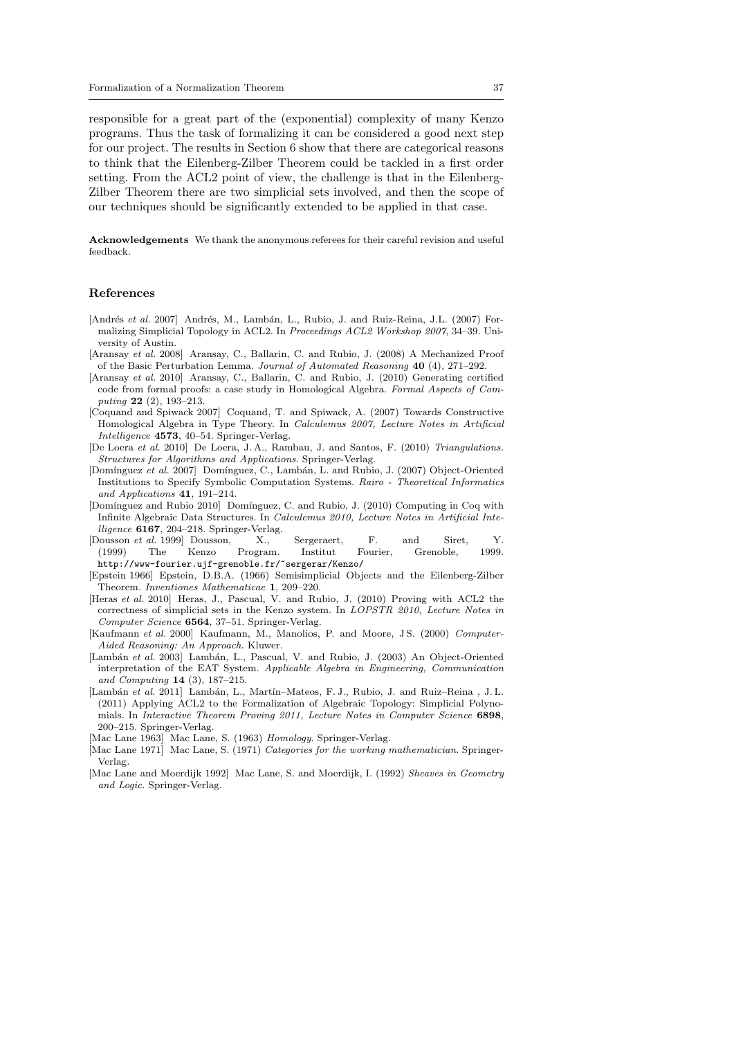responsible for a great part of the (exponential) complexity of many Kenzo programs. Thus the task of formalizing it can be considered a good next step for our project. The results in Section 6 show that there are categorical reasons to think that the Eilenberg-Zilber Theorem could be tackled in a first order setting. From the ACL2 point of view, the challenge is that in the Eilenberg-Zilber Theorem there are two simplicial sets involved, and then the scope of our techniques should be significantly extended to be applied in that case.

**Acknowledgements** We thank the anonymous referees for their careful revision and useful feedback.

## References

[Andrés *et al.* 2007] Andrés, M., Lambán, L., Rubio, J. and Ruiz-Reina, J.L. (2007) Formalizing Simplicial Topology in ACL2. In *Proceedings ACL2 Workshop 2007*, 34–39. University of Austin.

[Aransay *et al.* 2008] Aransay, C., Ballarin, C. and Rubio, J. (2008) A Mechanized Proof of the Basic Perturbation Lemma. *Journal of Automated Reasoning* **40** (4), 271–292.

[Aransay *et al.* 2010] Aransay, C., Ballarin, C. and Rubio, J. (2010) Generating certified code from formal proofs: a case study in Homological Algebra. *Formal Aspects of Computing* **22** (2), 193–213.

[Coquand and Spiwack 2007] Coquand, T. and Spiwack, A. (2007) Towards Constructive Homological Algebra in Type Theory. In *Calculemus 2007, Lecture Notes in Artificial Intelligence* **4573**, 40–54. Springer-Verlag.

[De Loera *et al.* 2010] De Loera, J. A., Rambau, J. and Santos, F. (2010) *Triangulations. Structures for Algorithms and Applications*. Springer-Verlag.

[Domínguez *et al.* 2007] Domínguez, C., Lambán, L. and Rubio, J. (2007) Object-Oriented Institutions to Specify Symbolic Computation Systems. *Rairo - Theoretical Informatics and Applications* **41**, 191–214.

[Domínguez and Rubio 2010] Domínguez, C. and Rubio, J. (2010) Computing in Coq with Infinite Algebraic Data Structures. In *Calculemus 2010, Lecture Notes in Artificial Intelligence* **6167**, 204–218. Springer-Verlag.

[Dousson *et al.* 1999] Dousson, X., Sergeraert, F. and Siret, Y. (1999) The Kenzo Program. Institut Fourier, Grenoble, 1999. `http://www-fourier.ujf-grenoble.fr/~sergerar/Kenzo/`

[Epstein 1966] Epstein, D.B.A. (1966) Semisimplicial Objects and the Eilenberg-Zilber Theorem. *Inventiones Mathematicae* **1**, 209–220.

[Heras *et al.* 2010] Heras, J., Pascual, V. and Rubio, J. (2010) Proving with ACL2 the correctness of simplicial sets in the Kenzo system. In *LOPSTR 2010, Lecture Notes in Computer Science* **6564**, 37–51. Springer-Verlag.

[Kaufmann *et al.* 2000] Kaufmann, M., Manolios, P. and Moore, J S. (2000) *Computer-Aided Reasoning: An Approach*. Kluwer.

[Lambán *et al.* 2003] Lambán, L., Pascual, V. and Rubio, J. (2003) An Object-Oriented interpretation of the EAT System. *Applicable Algebra in Engineering, Communication and Computing* **14** (3), 187–215.

[Lambán *et al.* 2011] Lambán, L., Martín–Mateos, F. J., Rubio, J. and Ruiz–Reina , J. L. (2011) Applying ACL2 to the Formalization of Algebraic Topology: Simplicial Polynomials. In *Interactive Theorem Proving 2011, Lecture Notes in Computer Science* **6898**, 200–215. Springer-Verlag.

[Mac Lane 1963] Mac Lane, S. (1963) *Homology*. Springer-Verlag.

[Mac Lane 1971] Mac Lane, S. (1971) *Categories for the working mathematician*. Springer-Verlag.

[Mac Lane and Moerdijk 1992] Mac Lane, S. and Moerdijk, I. (1992) *Sheaves in Geometry and Logic*. Springer-Verlag.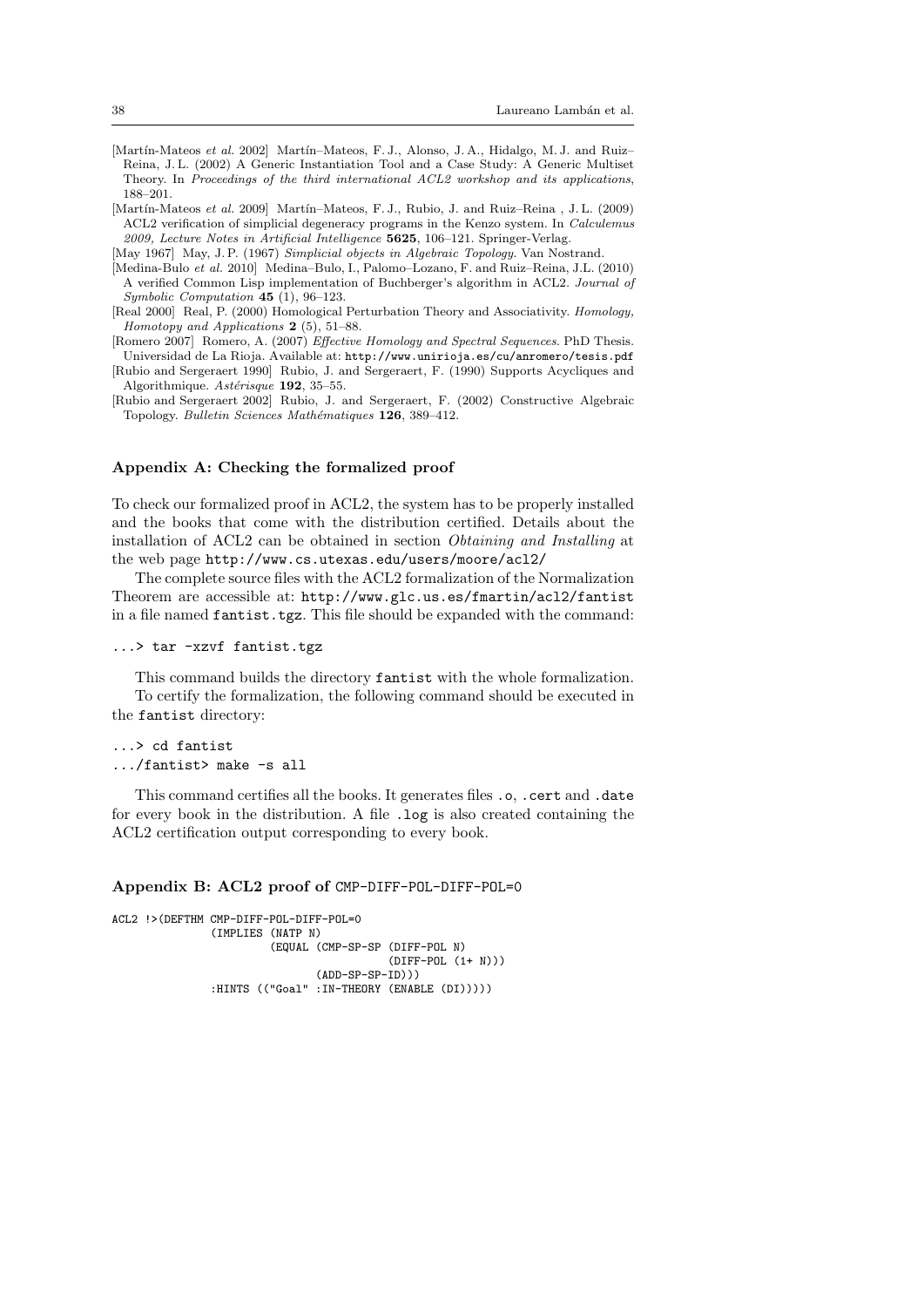[Martín-Mateos *et al.* 2002] Martín–Mateos, F. J., Alonso, J. A., Hidalgo, M. J. and Ruiz–Reina, J. L. (2002) A Generic Instantiation Tool and a Case Study: A Generic Multiset Theory. In *Proceedings of the third international ACL2 workshop and its applications*, 188–201.

[Martín-Mateos *et al.* 2009] Martín–Mateos, F. J., Rubio, J. and Ruiz–Reina , J. L. (2009) ACL2 verification of simplicial degeneracy programs in the Kenzo system. In *Calculemus 2009, Lecture Notes in Artificial Intelligence* **5625**, 106–121. Springer-Verlag.

[May 1967] May, J. P. (1967) *Simplicial objects in Algebraic Topology*. Van Nostrand.

[Medina-Bulo *et al.* 2010] Medina–Bulo, I., Palomo–Lozano, F. and Ruiz–Reina, J.L. (2010) A verified Common Lisp implementation of Buchberger's algorithm in ACL2. *Journal of Symbolic Computation* **45** (1), 96–123.

[Real 2000] Real, P. (2000) Homological Perturbation Theory and Associativity. *Homology, Homotopy and Applications* **2** (5), 51–88.

[Romero 2007] Romero, A. (2007) *Effective Homology and Spectral Sequences*. PhD Thesis. Universidad de La Rioja. Available at: http://www.unirioja.es/cu/anromero/tesis.pdf

[Rubio and Sergeraert 1990] Rubio, J. and Sergeraert, F. (1990) Supports Acycliques and Algorithmique. *Astérisque* **192**, 35–55.

[Rubio and Sergeraert 2002] Rubio, J. and Sergeraert, F. (2002) Constructive Algebraic Topology. *Bulletin Sciences Mathématiques* **126**, 389–412.

## Appendix A: Checking the formalized proof

To check our formalized proof in ACL2, the system has to be properly installed and the books that come with the distribution certified. Details about the installation of ACL2 can be obtained in section *Obtaining and Installing* at the web page http://www.cs.utexas.edu/users/moore/acl2/

The complete source files with the ACL2 formalization of the Normalization Theorem are accessible at: http://www.glc.us.es/fmartin/acl2/fantist in a file named `fantist.tgz`. This file should be expanded with the command:

```
...> tar -xzvf fantist.tgz
```

This command builds the directory `fantist` with the whole formalization.

To certify the formalization, the following command should be executed in the `fantist` directory:

```
...> cd fantist
.../fantist> make -s all
```

This command certifies all the books. It generates files `.o`, `.cert` and `.date` for every book in the distribution. A file `.log` is also created containing the ACL2 certification output corresponding to every book.

## Appendix B: ACL2 proof of CMP-DIFF-POL-DIFF-POL=0

```
ACL2 !>(DEFTHM CMP-DIFF-POL-DIFF-POL=0
              (IMPLIES (NATP N)
                       (EQUAL (CMP-SP-SP (DIFF-POL N)
                                         (DIFF-POL (1+ N)))
                              (ADD-SP-SP-ID)))
              :HINTS (("Goal" :IN-THEORY (ENABLE (DI)))))
```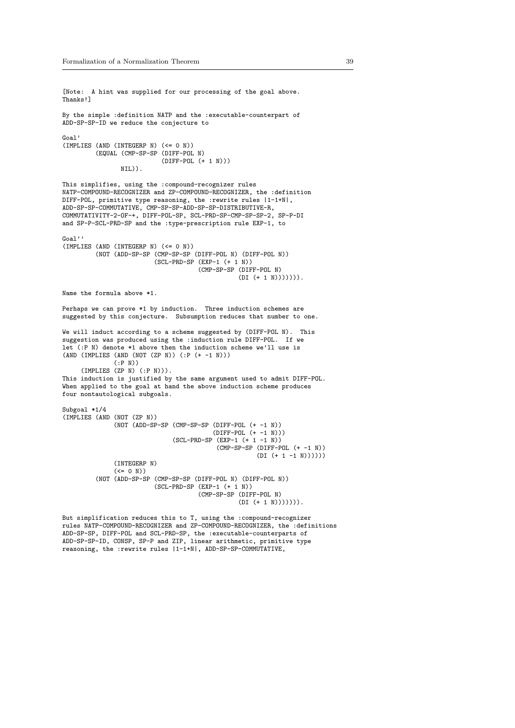```
[Note:  A hint was supplied for our processing of the goal above.
Thanks!]

By the simple :definition NATP and the :executable-counterpart of
ADD-SP-SP-ID we reduce the conjecture to

Goal'
(IMPLIES (AND (INTEGERP N) (<= 0 N))
         (EQUAL (CMP-SP-SP (DIFF-POL N)
                           (DIFF-POL (+ 1 N)))
                NIL)).

This simplifies, using the :compound-recognizer rules
NATP-COMPOUND-RECOGNIZER and ZP-COMPOUND-RECOGNIZER, the :definition
DIFF-POL, primitive type reasoning, the :rewrite rules |1-1+N|,
ADD-SP-SP-COMMUTATIVE, CMP-SP-SP-ADD-SP-SP-DISTRIBUTIVE-R,
COMMUTATIVITY-2-OF-+, DIFF-POL-SP, SCL-PRD-SP-CMP-SP-SP-2, SP-P-DI
and SP-P-SCL-PRD-SP and the :type-prescription rule EXP-1, to

Goal''
(IMPLIES (AND (INTEGERP N) (<= 0 N))
         (NOT (ADD-SP-SP (CMP-SP-SP (DIFF-POL N) (DIFF-POL N))
                         (SCL-PRD-SP (EXP-1 (+ 1 N))
                                     (CMP-SP-SP (DIFF-POL N)
                                                (DI (+ 1 N))))))).

Name the formula above *1.

Perhaps we can prove *1 by induction.  Three induction schemes are
suggested by this conjecture.  Subsumption reduces that number to one.

We will induct according to a scheme suggested by (DIFF-POL N).  This
suggestion was produced using the :induction rule DIFF-POL.  If we
let (:P N) denote *1 above then the induction scheme we'll use is
(AND (IMPLIES (AND (NOT (ZP N)) (:P (+ -1 N)))
              (:P N))
     (IMPLIES (ZP N) (:P N))).
This induction is justified by the same argument used to admit DIFF-POL.
When applied to the goal at hand the above induction scheme produces
four nontautological subgoals.

Subgoal *1/4
(IMPLIES (AND (NOT (ZP N))
              (NOT (ADD-SP-SP (CMP-SP-SP (DIFF-POL (+ -1 N))
                                         (DIFF-POL (+ -1 N)))
                              (SCL-PRD-SP (EXP-1 (+ 1 -1 N))
                                          (CMP-SP-SP (DIFF-POL (+ -1 N))
                                                     (DI (+ 1 -1 N))))))
              (INTEGERP N)
              (<= 0 N))
         (NOT (ADD-SP-SP (CMP-SP-SP (DIFF-POL N) (DIFF-POL N))
                         (SCL-PRD-SP (EXP-1 (+ 1 N))
                                     (CMP-SP-SP (DIFF-POL N)
                                                (DI (+ 1 N))))))).

But simplification reduces this to T, using the :compound-recognizer
rules NATP-COMPOUND-RECOGNIZER and ZP-COMPOUND-RECOGNIZER, the :definitions
ADD-SP-SP, DIFF-POL and SCL-PRD-SP, the :executable-counterparts of
ADD-SP-SP-ID, CONSP, SP-P and ZIP, linear arithmetic, primitive type
reasoning, the :rewrite rules |1-1+N|, ADD-SP-SP-COMMUTATIVE,
```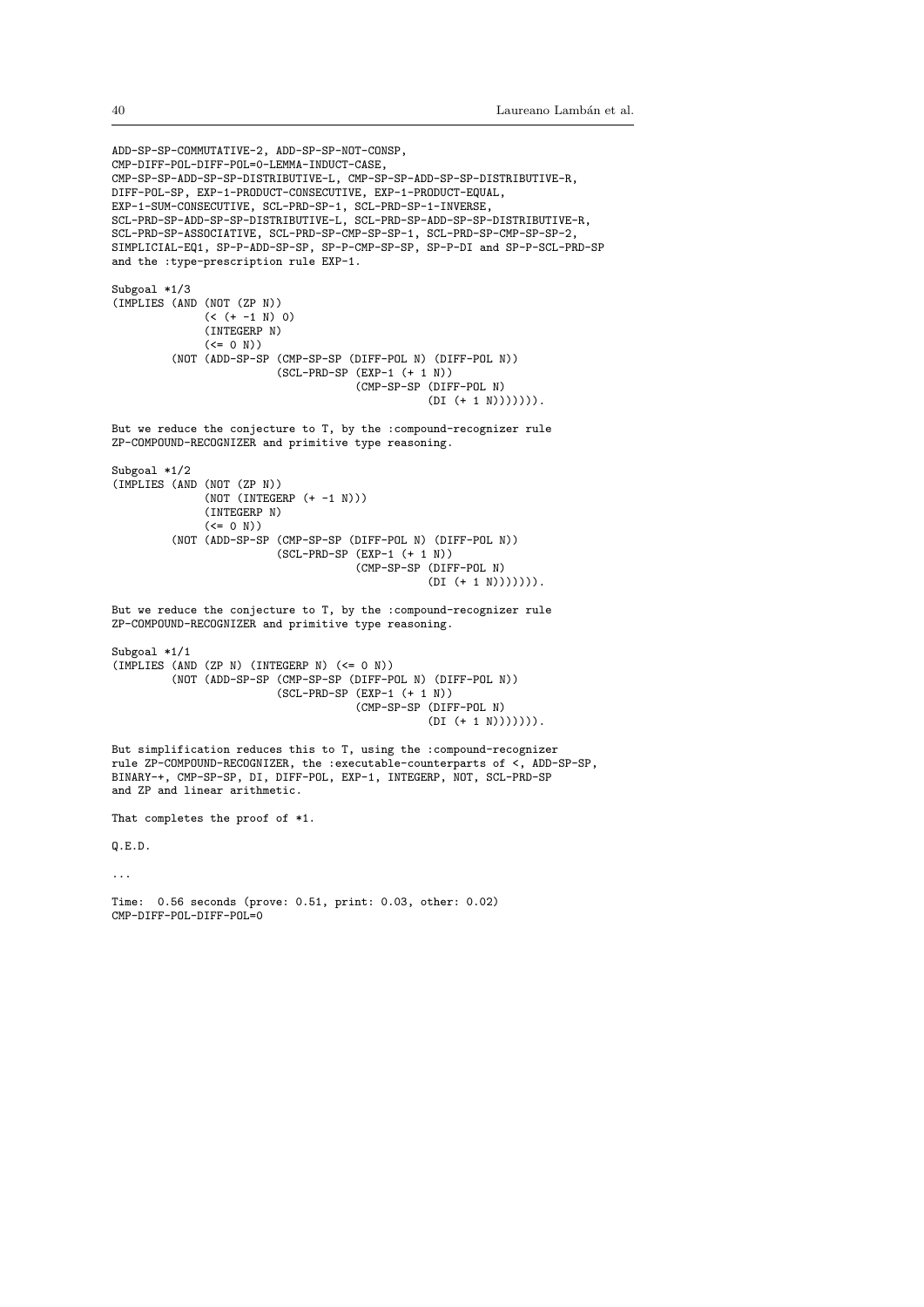```
ADD-SP-SP-COMMUTATIVE-2, ADD-SP-SP-NOT-CONSP,
CMP-DIFF-POL-DIFF-POL=0-LEMMA-INDUCT-CASE,
CMP-SP-SP-ADD-SP-SP-DISTRIBUTIVE-L, CMP-SP-SP-ADD-SP-SP-DISTRIBUTIVE-R,
DIFF-POL-SP, EXP-1-PRODUCT-CONSECUTIVE, EXP-1-PRODUCT-EQUAL,
EXP-1-SUM-CONSECUTIVE, SCL-PRD-SP-1, SCL-PRD-SP-1-INVERSE,
SCL-PRD-SP-ADD-SP-SP-DISTRIBUTIVE-L, SCL-PRD-SP-ADD-SP-SP-DISTRIBUTIVE-R,
SCL-PRD-SP-ASSOCIATIVE, SCL-PRD-SP-CMP-SP-SP-1, SCL-PRD-SP-CMP-SP-SP-2,
SIMPLICIAL-EQ1, SP-P-ADD-SP-SP, SP-P-CMP-SP-SP, SP-P-DI and SP-P-SCL-PRD-SP
and the :type-prescription rule EXP-1.

Subgoal *1/3
(IMPLIES (AND (NOT (ZP N))
              (< (+ -1 N) 0)
              (INTEGERP N)
              (<= 0 N))
         (NOT (ADD-SP-SP (CMP-SP-SP (DIFF-POL N) (DIFF-POL N))
                         (SCL-PRD-SP (EXP-1 (+ 1 N))
                                     (CMP-SP-SP (DIFF-POL N)
                                                (DI (+ 1 N))))))).

But we reduce the conjecture to T, by the :compound-recognizer rule
ZP-COMPOUND-RECOGNIZER and primitive type reasoning.

Subgoal *1/2
(IMPLIES (AND (NOT (ZP N))
              (NOT (INTEGERP (+ -1 N)))
              (INTEGERP N)
              (<= 0 N))
         (NOT (ADD-SP-SP (CMP-SP-SP (DIFF-POL N) (DIFF-POL N))
                         (SCL-PRD-SP (EXP-1 (+ 1 N))
                                     (CMP-SP-SP (DIFF-POL N)
                                                (DI (+ 1 N))))))).

But we reduce the conjecture to T, by the :compound-recognizer rule
ZP-COMPOUND-RECOGNIZER and primitive type reasoning.

Subgoal *1/1
(IMPLIES (AND (ZP N) (INTEGERP N) (<= 0 N))
         (NOT (ADD-SP-SP (CMP-SP-SP (DIFF-POL N) (DIFF-POL N))
                         (SCL-PRD-SP (EXP-1 (+ 1 N))
                                     (CMP-SP-SP (DIFF-POL N)
                                                (DI (+ 1 N))))))).

But simplification reduces this to T, using the :compound-recognizer
rule ZP-COMPOUND-RECOGNIZER, the :executable-counterparts of <, ADD-SP-SP,
BINARY-+, CMP-SP-SP, DI, DIFF-POL, EXP-1, INTEGERP, NOT, SCL-PRD-SP
and ZP and linear arithmetic.

That completes the proof of *1.

Q.E.D.

...

Time:  0.56 seconds (prove: 0.51, print: 0.03, other: 0.02)
CMP-DIFF-POL-DIFF-POL=0
```